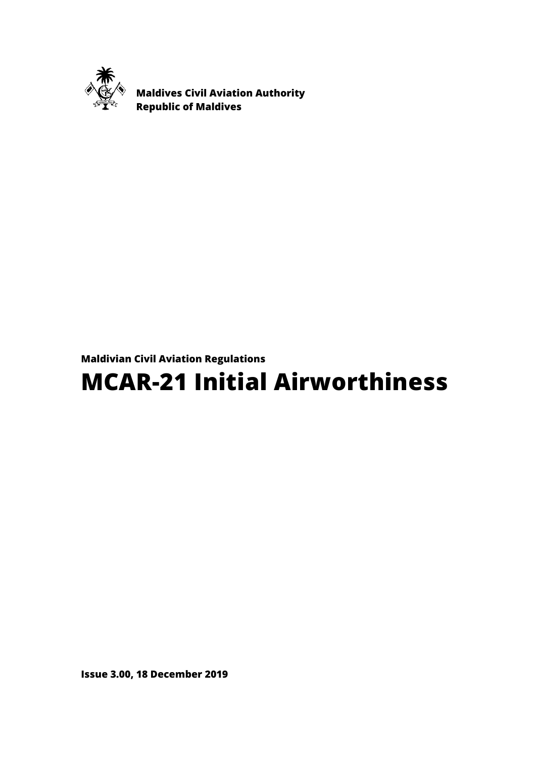**Maldives Civil Aviation Authority**
**Republic of Maldives**

**Maldivian Civil Aviation Regulations**

# MCAR-21 Initial Airworthiness

**Issue 3.00, 18 December 2019**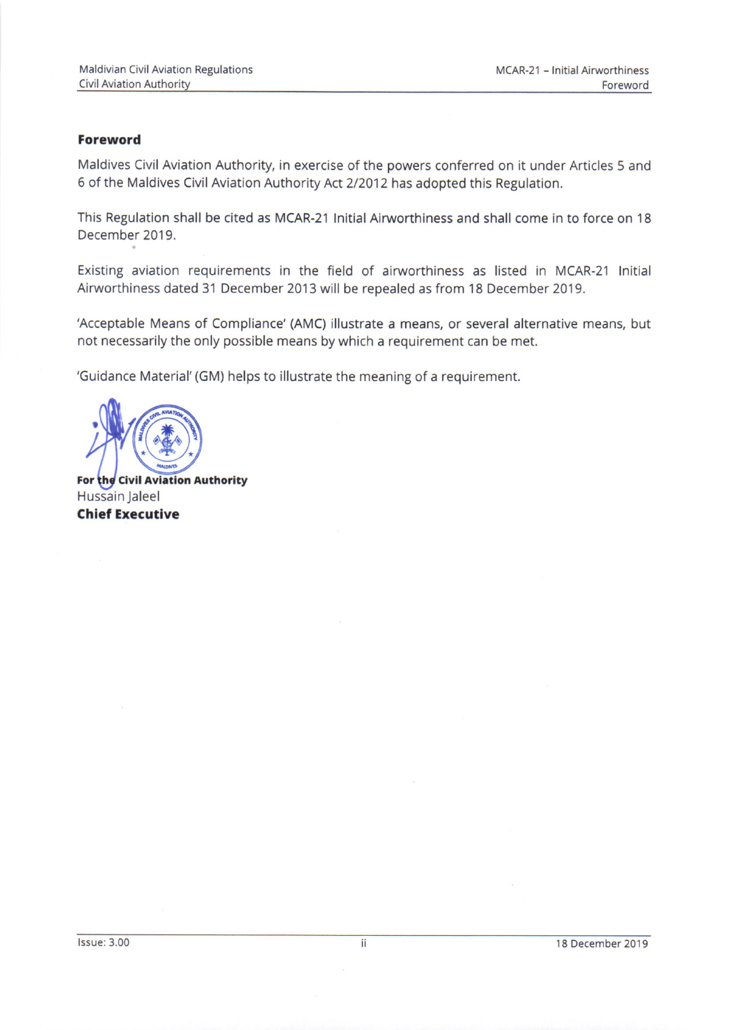## Foreword

Maldives Civil Aviation Authority, in exercise of the powers conferred on it under Articles 5 and 6 of the Maldives Civil Aviation Authority Act 2/2012 has adopted this Regulation.

This Regulation shall be cited as MCAR-21 Initial Airworthiness and shall come in to force on 18 December 2019.

Existing aviation requirements in the field of airworthiness as listed in MCAR-21 Initial Airworthiness dated 31 December 2013 will be repealed as from 18 December 2019.

'Acceptable Means of Compliance' (AMC) illustrate a means, or several alternative means, but not necessarily the only possible means by which a requirement can be met.

'Guidance Material' (GM) helps to illustrate the meaning of a requirement.

**For the Civil Aviation Authority**
Hussain Jaleel
**Chief Executive**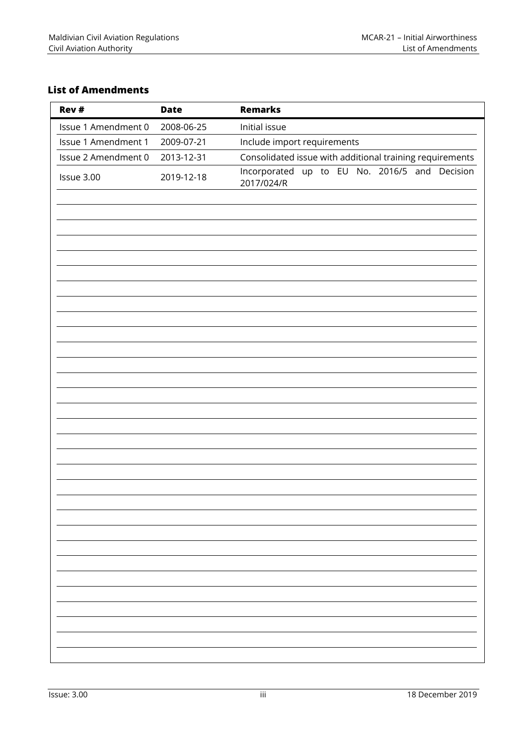## List of Amendments

| Rev # | Date | Remarks |
|---|---|---|
| Issue 1 Amendment 0 | 2008-06-25 | Initial issue |
| Issue 1 Amendment 1 | 2009-07-21 | Include import requirements |
| Issue 2 Amendment 0 | 2013-12-31 | Consolidated issue with additional training requirements |
| Issue 3.00 | 2019-12-18 | Incorporated up to EU No. 2016/5 and Decision 2017/024/R |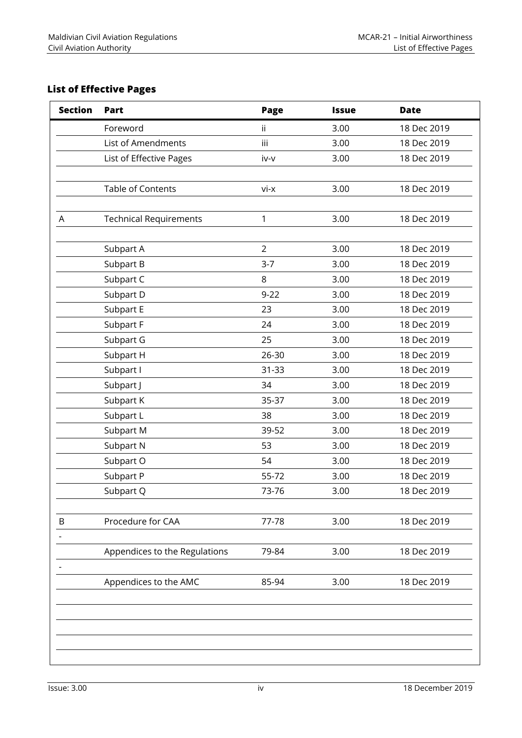## List of Effective Pages

| Section | Part | Page | Issue | Date |
|---|---|---|---|---|
| | Foreword | ii | 3.00 | 18 Dec 2019 |
| | List of Amendments | iii | 3.00 | 18 Dec 2019 |
| | List of Effective Pages | iv-v | 3.00 | 18 Dec 2019 |
| | | | | |
| | Table of Contents | vi-x | 3.00 | 18 Dec 2019 |
| | | | | |
| A | Technical Requirements | 1 | 3.00 | 18 Dec 2019 |
| | | | | |
| | Subpart A | 2 | 3.00 | 18 Dec 2019 |
| | Subpart B | 3-7 | 3.00 | 18 Dec 2019 |
| | Subpart C | 8 | 3.00 | 18 Dec 2019 |
| | Subpart D | 9-22 | 3.00 | 18 Dec 2019 |
| | Subpart E | 23 | 3.00 | 18 Dec 2019 |
| | Subpart F | 24 | 3.00 | 18 Dec 2019 |
| | Subpart G | 25 | 3.00 | 18 Dec 2019 |
| | Subpart H | 26-30 | 3.00 | 18 Dec 2019 |
| | Subpart I | 31-33 | 3.00 | 18 Dec 2019 |
| | Subpart J | 34 | 3.00 | 18 Dec 2019 |
| | Subpart K | 35-37 | 3.00 | 18 Dec 2019 |
| | Subpart L | 38 | 3.00 | 18 Dec 2019 |
| | Subpart M | 39-52 | 3.00 | 18 Dec 2019 |
| | Subpart N | 53 | 3.00 | 18 Dec 2019 |
| | Subpart O | 54 | 3.00 | 18 Dec 2019 |
| | Subpart P | 55-72 | 3.00 | 18 Dec 2019 |
| | Subpart Q | 73-76 | 3.00 | 18 Dec 2019 |
| | | | | |
| B | Procedure for CAA | 77-78 | 3.00 | 18 Dec 2019 |
| - | | | | |
| | Appendices to the Regulations | 79-84 | 3.00 | 18 Dec 2019 |
| - | | | | |
| | Appendices to the AMC | 85-94 | 3.00 | 18 Dec 2019 |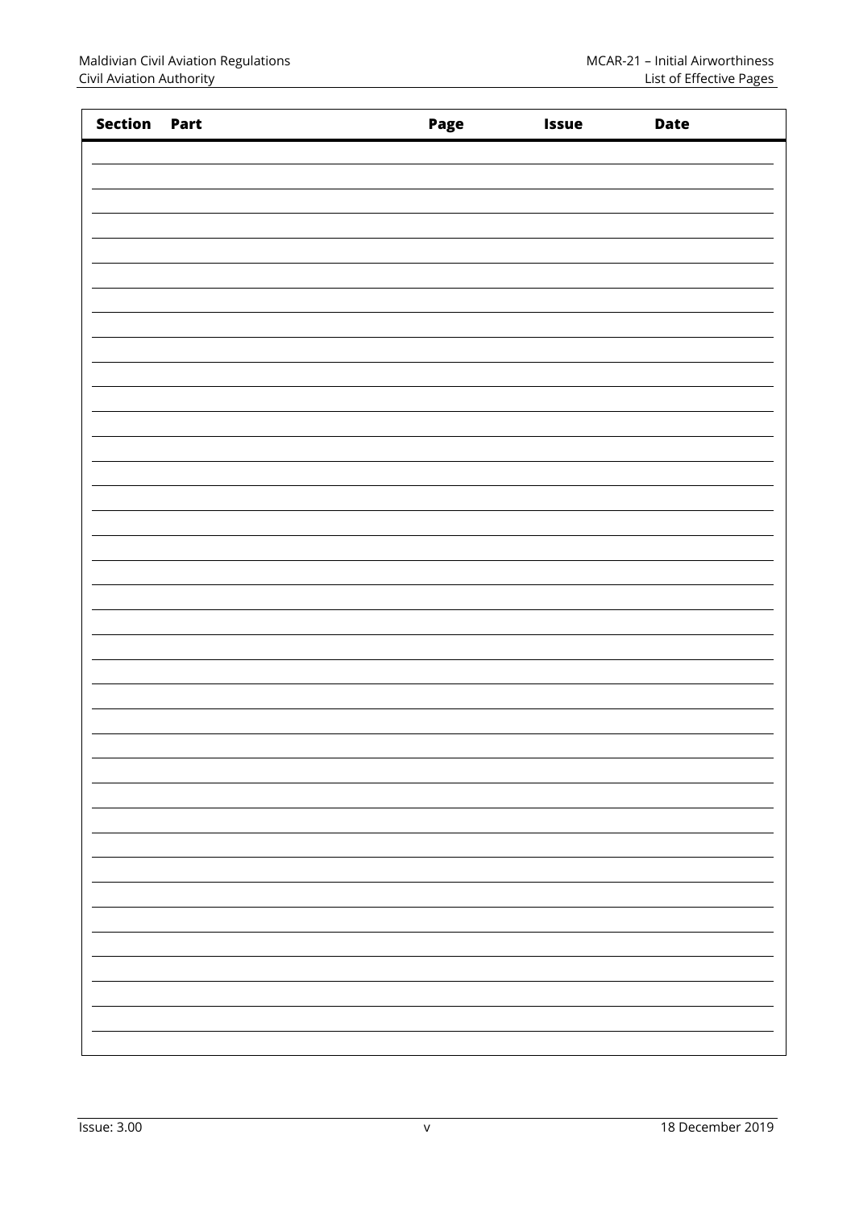| Section | Part | Page | Issue | Date |
| --- | --- | --- | --- | --- |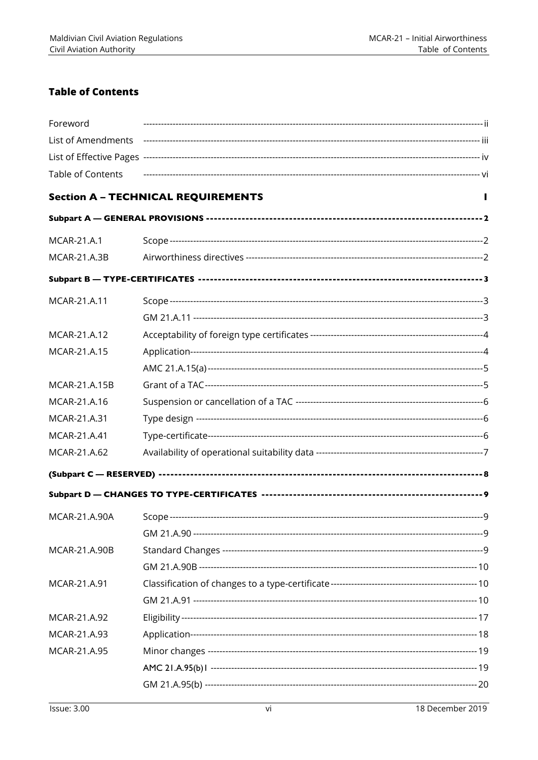## Table of Contents

| | | |
|---|---|---|
| Foreword | | ii |
| List of Amendments | | iii |
| List of Effective Pages | | iv |
| Table of Contents | | vi |
| **Section A – TECHNICAL REQUIREMENTS** | | **1** |
| **Subpart A — GENERAL PROVISIONS** | | **2** |
| MCAR-21.A.1 | Scope | 2 |
| MCAR-21.A.3B | Airworthiness directives | 2 |
| **Subpart B — TYPE-CERTIFICATES** | | **3** |
| MCAR-21.A.11 | Scope | 3 |
| | GM 21.A.11 | 3 |
| MCAR-21.A.12 | Acceptability of foreign type certificates | 4 |
| MCAR-21.A.15 | Application | 4 |
| | AMC 21.A.15(a) | 5 |
| MCAR-21.A.15B | Grant of a TAC | 5 |
| MCAR-21.A.16 | Suspension or cancellation of a TAC | 6 |
| MCAR-21.A.31 | Type design | 6 |
| MCAR-21.A.41 | Type-certificate | 6 |
| MCAR-21.A.62 | Availability of operational suitability data | 7 |
| **(Subpart C — RESERVED)** | | **8** |
| **Subpart D — CHANGES TO TYPE-CERTIFICATES** | | **9** |
| MCAR-21.A.90A | Scope | 9 |
| | GM 21.A.90 | 9 |
| MCAR-21.A.90B | Standard Changes | 9 |
| | GM 21.A.90B | 10 |
| MCAR-21.A.91 | Classification of changes to a type-certificate | 10 |
| | GM 21.A.91 | 10 |
| MCAR-21.A.92 | Eligibility | 17 |
| MCAR-21.A.93 | Application | 18 |
| MCAR-21.A.95 | Minor changes | 19 |
| | AMC 21.A.95(b)1 | 19 |
| | GM 21.A.95(b) | 20 |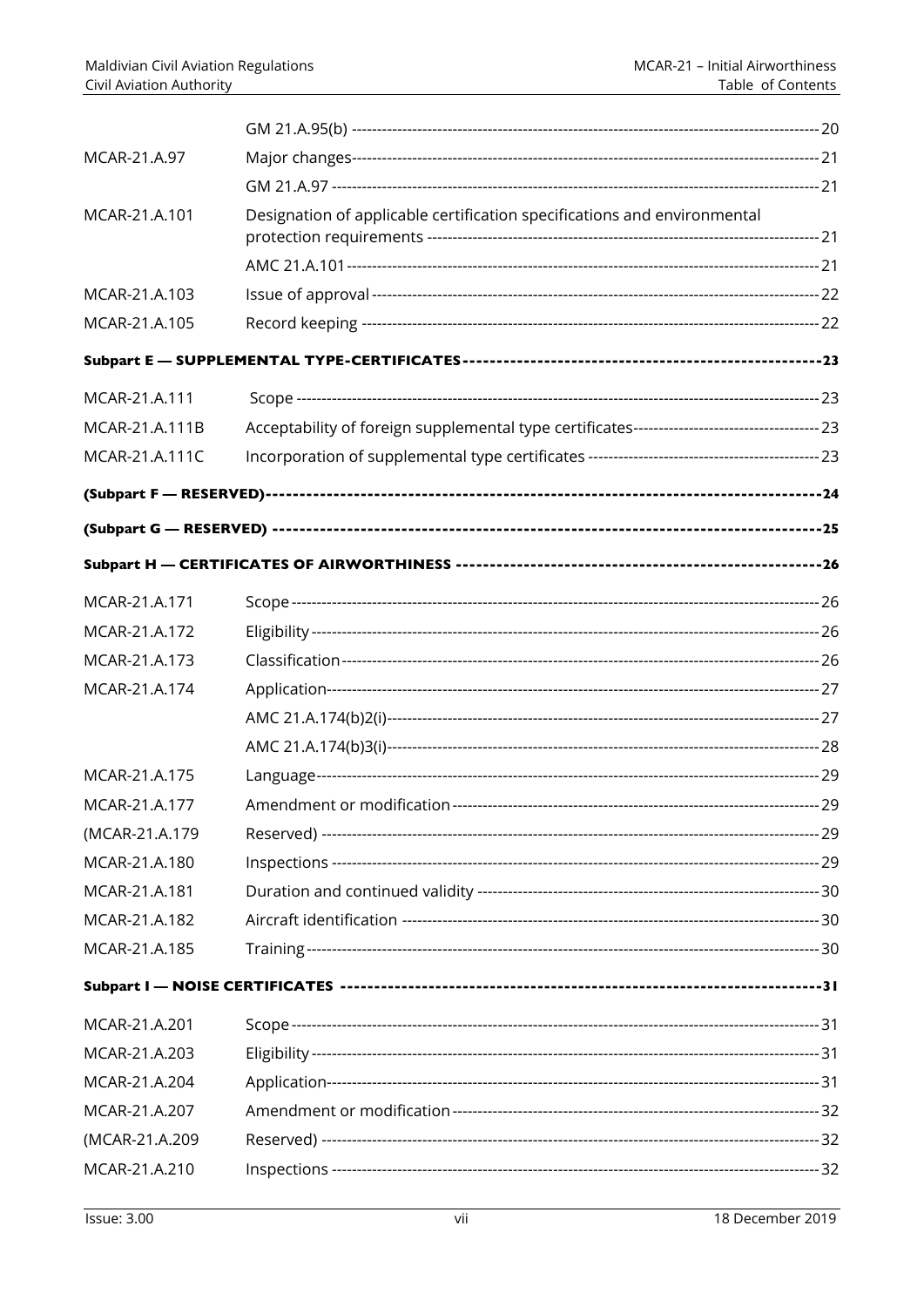| | | |
|---|---|---|
| | GM 21.A.95(b) | 20 |
| MCAR-21.A.97 | Major changes | 21 |
| | GM 21.A.97 | 21 |
| MCAR-21.A.101 | Designation of applicable certification specifications and environmental protection requirements | 21 |
| | AMC 21.A.101 | 21 |
| MCAR-21.A.103 | Issue of approval | 22 |
| MCAR-21.A.105 | Record keeping | 22 |

**Subpart E — SUPPLEMENTAL TYPE-CERTIFICATES ---------- 23**

| | | |
|---|---|---|
| MCAR-21.A.111 | Scope | 23 |
| MCAR-21.A.111B | Acceptability of foreign supplemental type certificates | 23 |
| MCAR-21.A.111C | Incorporation of supplemental type certificates | 23 |

**(Subpart F — RESERVED) ---------- 24**

**(Subpart G — RESERVED) ---------- 25**

**Subpart H — CERTIFICATES OF AIRWORTHINESS ---------- 26**

| | | |
|---|---|---|
| MCAR-21.A.171 | Scope | 26 |
| MCAR-21.A.172 | Eligibility | 26 |
| MCAR-21.A.173 | Classification | 26 |
| MCAR-21.A.174 | Application | 27 |
| | AMC 21.A.174(b)2(i) | 27 |
| | AMC 21.A.174(b)3(i) | 28 |
| MCAR-21.A.175 | Language | 29 |
| MCAR-21.A.177 | Amendment or modification | 29 |
| (MCAR-21.A.179 | Reserved) | 29 |
| MCAR-21.A.180 | Inspections | 29 |
| MCAR-21.A.181 | Duration and continued validity | 30 |
| MCAR-21.A.182 | Aircraft identification | 30 |
| MCAR-21.A.185 | Training | 30 |

**Subpart I — NOISE CERTIFICATES ---------- 31**

| | | |
|---|---|---|
| MCAR-21.A.201 | Scope | 31 |
| MCAR-21.A.203 | Eligibility | 31 |
| MCAR-21.A.204 | Application | 31 |
| MCAR-21.A.207 | Amendment or modification | 32 |
| (MCAR-21.A.209 | Reserved) | 32 |
| MCAR-21.A.210 | Inspections | 32 |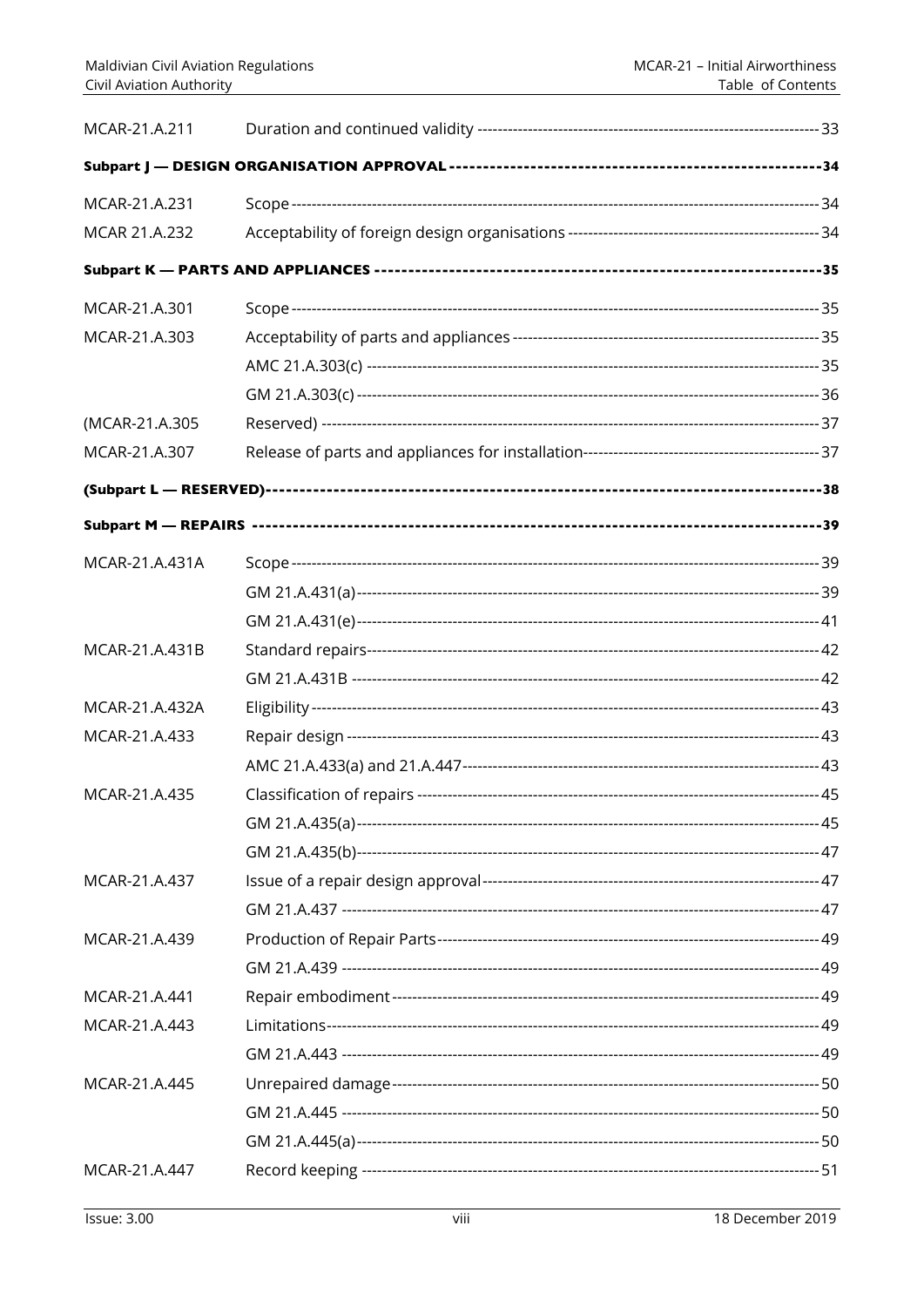| | | |
|---|---|---|
| MCAR-21.A.211 | Duration and continued validity | 33 |
| **Subpart J — DESIGN ORGANISATION APPROVAL** | | **34** |
| MCAR-21.A.231 | Scope | 34 |
| MCAR 21.A.232 | Acceptability of foreign design organisations | 34 |
| **Subpart K — PARTS AND APPLIANCES** | | **35** |
| MCAR-21.A.301 | Scope | 35 |
| MCAR-21.A.303 | Acceptability of parts and appliances | 35 |
| | AMC 21.A.303(c) | 35 |
| | GM 21.A.303(c) | 36 |
| (MCAR-21.A.305 | Reserved) | 37 |
| MCAR-21.A.307 | Release of parts and appliances for installation | 37 |
| **(Subpart L — RESERVED)** | | **38** |
| **Subpart M — REPAIRS** | | **39** |
| MCAR-21.A.431A | Scope | 39 |
| | GM 21.A.431(a) | 39 |
| | GM 21.A.431(e) | 41 |
| MCAR-21.A.431B | Standard repairs | 42 |
| | GM 21.A.431B | 42 |
| MCAR-21.A.432A | Eligibility | 43 |
| MCAR-21.A.433 | Repair design | 43 |
| | AMC 21.A.433(a) and 21.A.447 | 43 |
| MCAR-21.A.435 | Classification of repairs | 45 |
| | GM 21.A.435(a) | 45 |
| | GM 21.A.435(b) | 47 |
| MCAR-21.A.437 | Issue of a repair design approval | 47 |
| | GM 21.A.437 | 47 |
| MCAR-21.A.439 | Production of Repair Parts | 49 |
| | GM 21.A.439 | 49 |
| MCAR-21.A.441 | Repair embodiment | 49 |
| MCAR-21.A.443 | Limitations | 49 |
| | GM 21.A.443 | 49 |
| MCAR-21.A.445 | Unrepaired damage | 50 |
| | GM 21.A.445 | 50 |
| | GM 21.A.445(a) | 50 |
| MCAR-21.A.447 | Record keeping | 51 |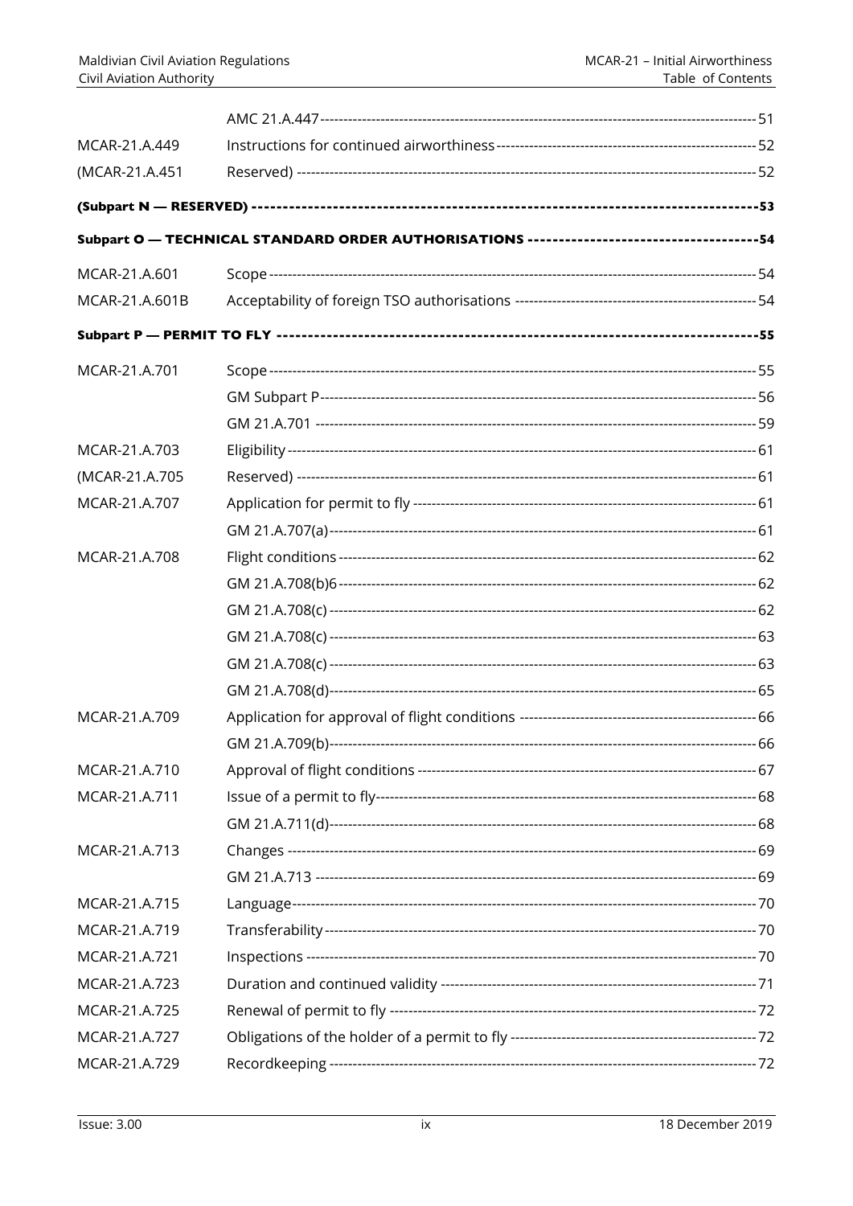| | | |
|---|---|---|
| | AMC 21.A.447 | 51 |
| MCAR-21.A.449 | Instructions for continued airworthiness | 52 |
| (MCAR-21.A.451 | Reserved) | 52 |
| **(Subpart N — RESERVED)** | | **53** |
| **Subpart O — TECHNICAL STANDARD ORDER AUTHORISATIONS** | | **54** |
| MCAR-21.A.601 | Scope | 54 |
| MCAR-21.A.601B | Acceptability of foreign TSO authorisations | 54 |
| **Subpart P — PERMIT TO FLY** | | **55** |
| MCAR-21.A.701 | Scope | 55 |
| | GM Subpart P | 56 |
| | GM 21.A.701 | 59 |
| MCAR-21.A.703 | Eligibility | 61 |
| (MCAR-21.A.705 | Reserved) | 61 |
| MCAR-21.A.707 | Application for permit to fly | 61 |
| | GM 21.A.707(a) | 61 |
| MCAR-21.A.708 | Flight conditions | 62 |
| | GM 21.A.708(b)6 | 62 |
| | GM 21.A.708(c) | 62 |
| | GM 21.A.708(c) | 63 |
| | GM 21.A.708(c) | 63 |
| | GM 21.A.708(d) | 65 |
| MCAR-21.A.709 | Application for approval of flight conditions | 66 |
| | GM 21.A.709(b) | 66 |
| MCAR-21.A.710 | Approval of flight conditions | 67 |
| MCAR-21.A.711 | Issue of a permit to fly | 68 |
| | GM 21.A.711(d) | 68 |
| MCAR-21.A.713 | Changes | 69 |
| | GM 21.A.713 | 69 |
| MCAR-21.A.715 | Language | 70 |
| MCAR-21.A.719 | Transferability | 70 |
| MCAR-21.A.721 | Inspections | 70 |
| MCAR-21.A.723 | Duration and continued validity | 71 |
| MCAR-21.A.725 | Renewal of permit to fly | 72 |
| MCAR-21.A.727 | Obligations of the holder of a permit to fly | 72 |
| MCAR-21.A.729 | Recordkeeping | 72 |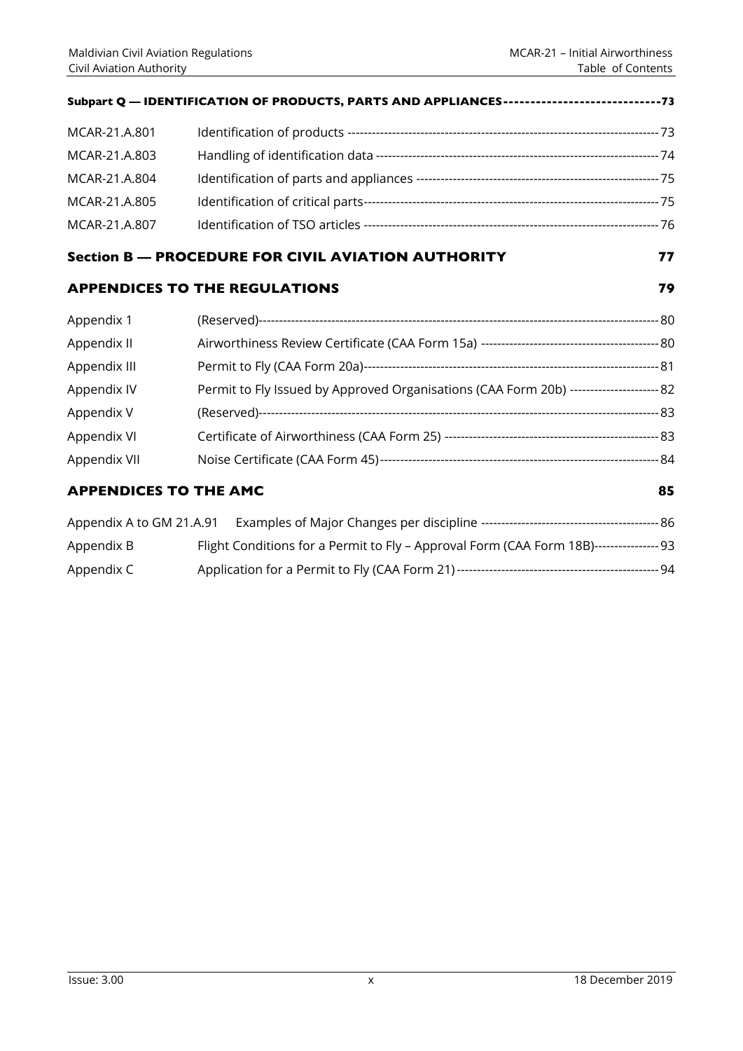**Subpart Q — IDENTIFICATION OF PRODUCTS, PARTS AND APPLIANCES----------------------------73**

| | | |
|---|---|---|
| MCAR-21.A.801 | Identification of products | 73 |
| MCAR-21.A.803 | Handling of identification data | 74 |
| MCAR-21.A.804 | Identification of parts and appliances | 75 |
| MCAR-21.A.805 | Identification of critical parts | 75 |
| MCAR-21.A.807 | Identification of TSO articles | 76 |

## Section B — PROCEDURE FOR CIVIL AVIATION AUTHORITY 77

## APPENDICES TO THE REGULATIONS 79

| | | |
|---|---|---|
| Appendix 1 | (Reserved) | 80 |
| Appendix II | Airworthiness Review Certificate (CAA Form 15a) | 80 |
| Appendix III | Permit to Fly (CAA Form 20a) | 81 |
| Appendix IV | Permit to Fly Issued by Approved Organisations (CAA Form 20b) | 82 |
| Appendix V | (Reserved) | 83 |
| Appendix VI | Certificate of Airworthiness (CAA Form 25) | 83 |
| Appendix VII | Noise Certificate (CAA Form 45) | 84 |

## APPENDICES TO THE AMC 85

| | | |
|---|---|---|
| Appendix A to GM 21.A.91 | Examples of Major Changes per discipline | 86 |
| Appendix B | Flight Conditions for a Permit to Fly – Approval Form (CAA Form 18B) | 93 |
| Appendix C | Application for a Permit to Fly (CAA Form 21) | 94 |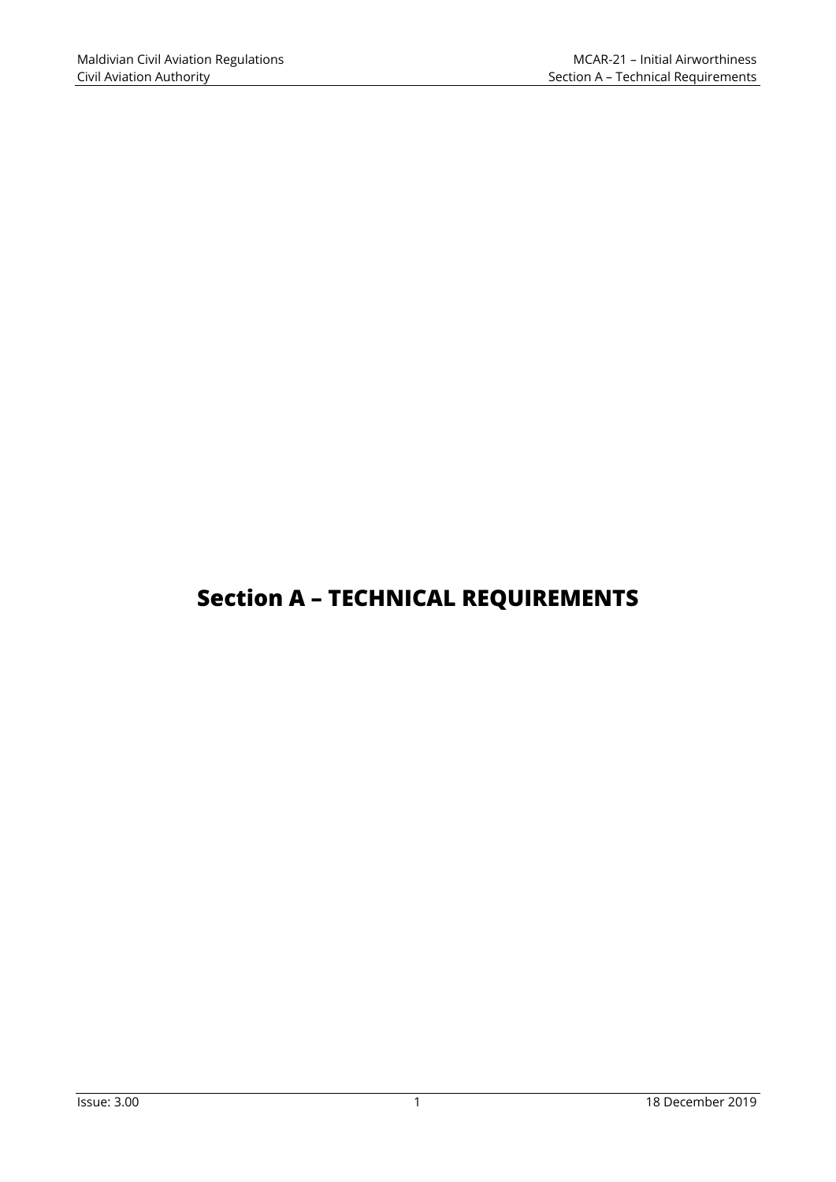# Section A – TECHNICAL REQUIREMENTS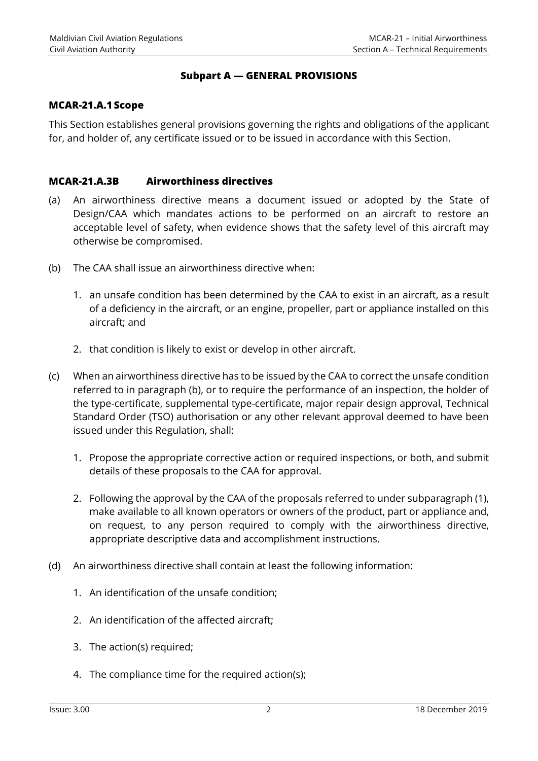## Subpart A — GENERAL PROVISIONS

### MCAR-21.A.1 Scope

This Section establishes general provisions governing the rights and obligations of the applicant for, and holder of, any certificate issued or to be issued in accordance with this Section.

### MCAR-21.A.3B Airworthiness directives

(a) An airworthiness directive means a document issued or adopted by the State of Design/CAA which mandates actions to be performed on an aircraft to restore an acceptable level of safety, when evidence shows that the safety level of this aircraft may otherwise be compromised.

(b) The CAA shall issue an airworthiness directive when:

1. an unsafe condition has been determined by the CAA to exist in an aircraft, as a result of a deficiency in the aircraft, or an engine, propeller, part or appliance installed on this aircraft; and

2. that condition is likely to exist or develop in other aircraft.

(c) When an airworthiness directive has to be issued by the CAA to correct the unsafe condition referred to in paragraph (b), or to require the performance of an inspection, the holder of the type-certificate, supplemental type-certificate, major repair design approval, Technical Standard Order (TSO) authorisation or any other relevant approval deemed to have been issued under this Regulation, shall:

1. Propose the appropriate corrective action or required inspections, or both, and submit details of these proposals to the CAA for approval.

2. Following the approval by the CAA of the proposals referred to under subparagraph (1), make available to all known operators or owners of the product, part or appliance and, on request, to any person required to comply with the airworthiness directive, appropriate descriptive data and accomplishment instructions.

(d) An airworthiness directive shall contain at least the following information:

1. An identification of the unsafe condition;

2. An identification of the affected aircraft;

3. The action(s) required;

4. The compliance time for the required action(s);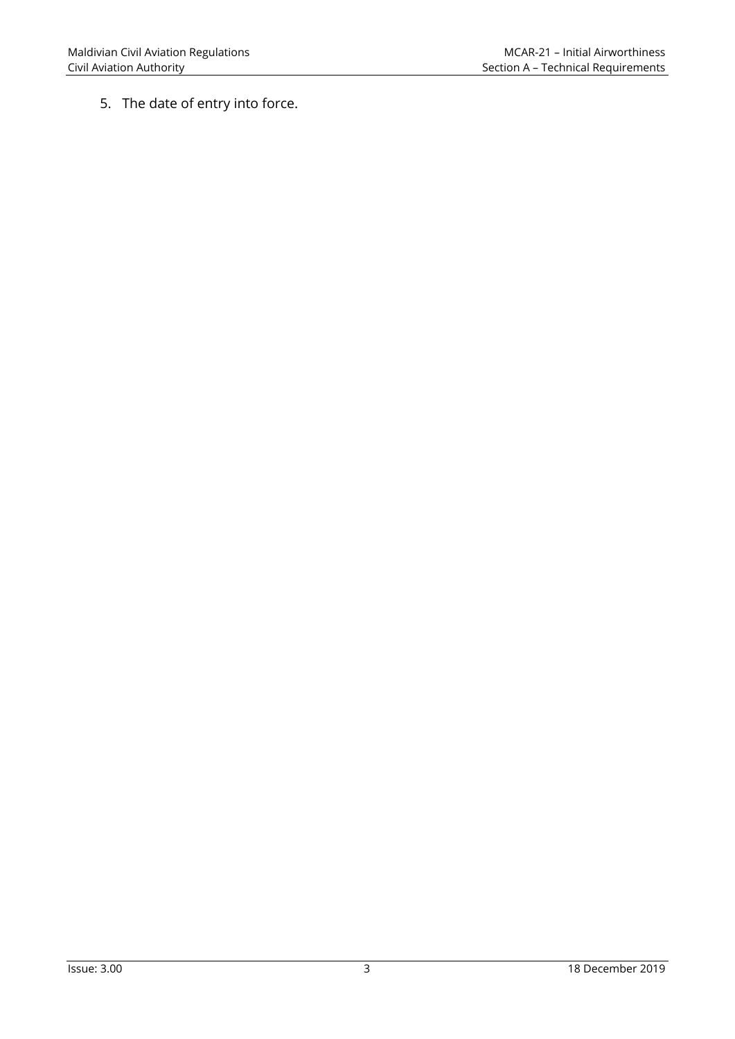5. The date of entry into force.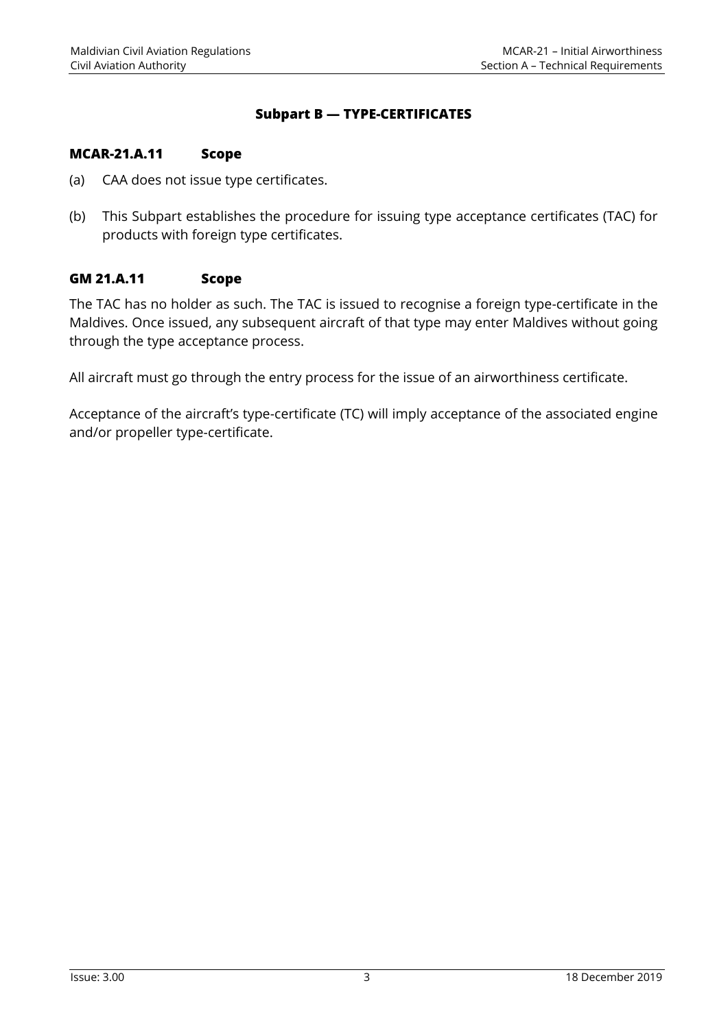## Subpart B — TYPE-CERTIFICATES

### MCAR-21.A.11 Scope

(a) CAA does not issue type certificates.

(b) This Subpart establishes the procedure for issuing type acceptance certificates (TAC) for products with foreign type certificates.

### GM 21.A.11 Scope

The TAC has no holder as such. The TAC is issued to recognise a foreign type-certificate in the Maldives. Once issued, any subsequent aircraft of that type may enter Maldives without going through the type acceptance process.

All aircraft must go through the entry process for the issue of an airworthiness certificate.

Acceptance of the aircraft's type-certificate (TC) will imply acceptance of the associated engine and/or propeller type-certificate.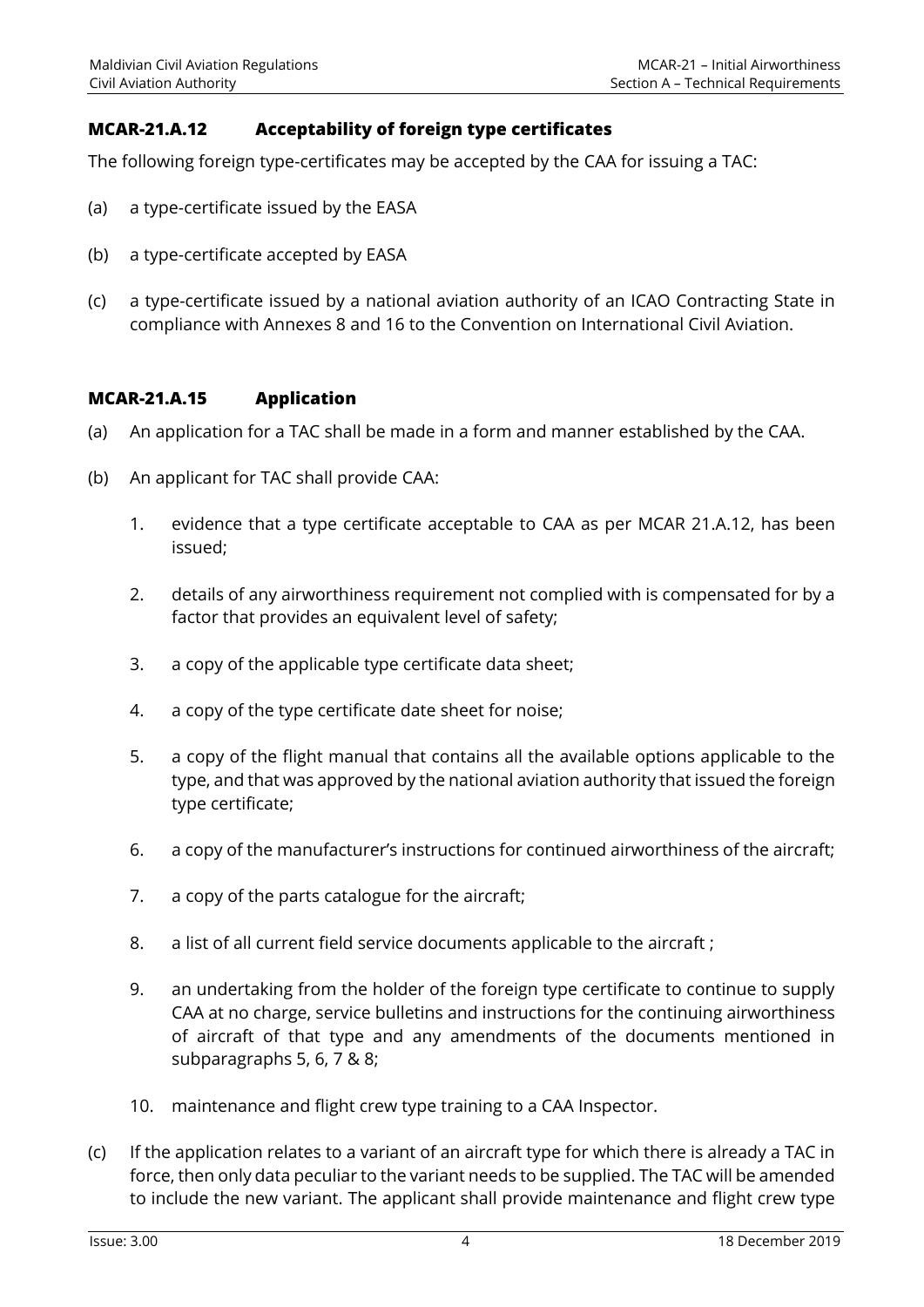### MCAR-21.A.12 Acceptability of foreign type certificates

The following foreign type-certificates may be accepted by the CAA for issuing a TAC:

(a) a type-certificate issued by the EASA

(b) a type-certificate accepted by EASA

(c) a type-certificate issued by a national aviation authority of an ICAO Contracting State in compliance with Annexes 8 and 16 to the Convention on International Civil Aviation.

### MCAR-21.A.15 Application

(a) An application for a TAC shall be made in a form and manner established by the CAA.

(b) An applicant for TAC shall provide CAA:

1. evidence that a type certificate acceptable to CAA as per MCAR 21.A.12, has been issued;

2. details of any airworthiness requirement not complied with is compensated for by a factor that provides an equivalent level of safety;

3. a copy of the applicable type certificate data sheet;

4. a copy of the type certificate date sheet for noise;

5. a copy of the flight manual that contains all the available options applicable to the type, and that was approved by the national aviation authority that issued the foreign type certificate;

6. a copy of the manufacturer's instructions for continued airworthiness of the aircraft;

7. a copy of the parts catalogue for the aircraft;

8. a list of all current field service documents applicable to the aircraft ;

9. an undertaking from the holder of the foreign type certificate to continue to supply CAA at no charge, service bulletins and instructions for the continuing airworthiness of aircraft of that type and any amendments of the documents mentioned in subparagraphs 5, 6, 7 & 8;

10. maintenance and flight crew type training to a CAA Inspector.

(c) If the application relates to a variant of an aircraft type for which there is already a TAC in force, then only data peculiar to the variant needs to be supplied. The TAC will be amended to include the new variant. The applicant shall provide maintenance and flight crew type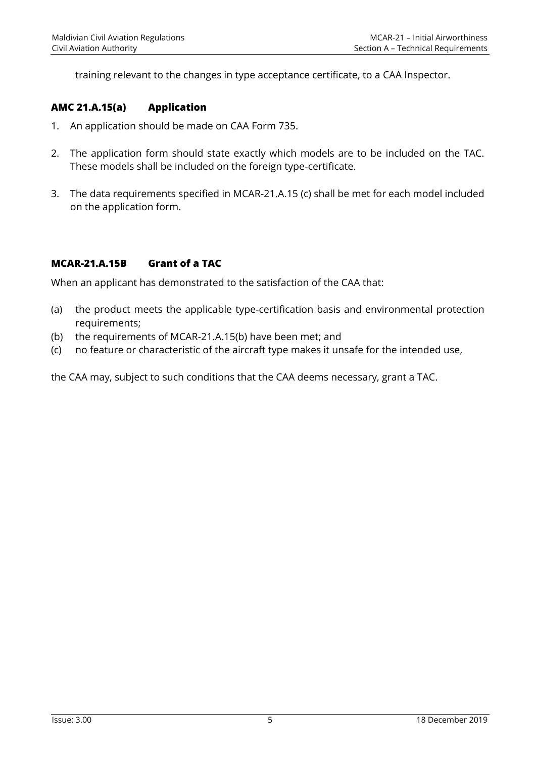training relevant to the changes in type acceptance certificate, to a CAA Inspector.

### AMC 21.A.15(a) Application

1. An application should be made on CAA Form 735.
2. The application form should state exactly which models are to be included on the TAC. These models shall be included on the foreign type-certificate.
3. The data requirements specified in MCAR-21.A.15 (c) shall be met for each model included on the application form.

### MCAR-21.A.15B Grant of a TAC

When an applicant has demonstrated to the satisfaction of the CAA that:

(a) the product meets the applicable type-certification basis and environmental protection requirements;
(b) the requirements of MCAR-21.A.15(b) have been met; and
(c) no feature or characteristic of the aircraft type makes it unsafe for the intended use,

the CAA may, subject to such conditions that the CAA deems necessary, grant a TAC.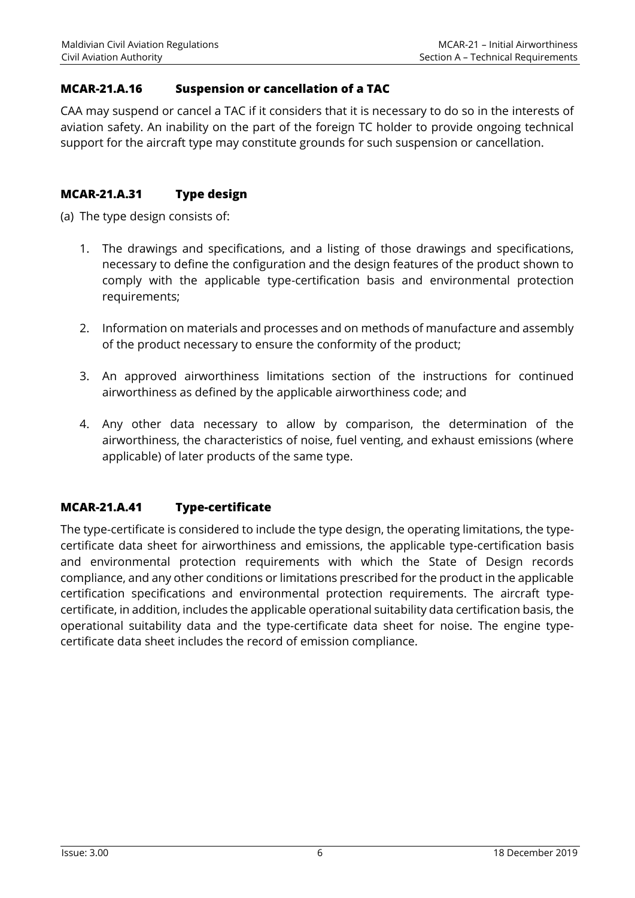## MCAR-21.A.16 Suspension or cancellation of a TAC

CAA may suspend or cancel a TAC if it considers that it is necessary to do so in the interests of aviation safety. An inability on the part of the foreign TC holder to provide ongoing technical support for the aircraft type may constitute grounds for such suspension or cancellation.

## MCAR-21.A.31 Type design

(a) The type design consists of:

1. The drawings and specifications, and a listing of those drawings and specifications, necessary to define the configuration and the design features of the product shown to comply with the applicable type-certification basis and environmental protection requirements;

2. Information on materials and processes and on methods of manufacture and assembly of the product necessary to ensure the conformity of the product;

3. An approved airworthiness limitations section of the instructions for continued airworthiness as defined by the applicable airworthiness code; and

4. Any other data necessary to allow by comparison, the determination of the airworthiness, the characteristics of noise, fuel venting, and exhaust emissions (where applicable) of later products of the same type.

## MCAR-21.A.41 Type-certificate

The type-certificate is considered to include the type design, the operating limitations, the type-certificate data sheet for airworthiness and emissions, the applicable type-certification basis and environmental protection requirements with which the State of Design records compliance, and any other conditions or limitations prescribed for the product in the applicable certification specifications and environmental protection requirements. The aircraft type-certificate, in addition, includes the applicable operational suitability data certification basis, the operational suitability data and the type-certificate data sheet for noise. The engine type-certificate data sheet includes the record of emission compliance.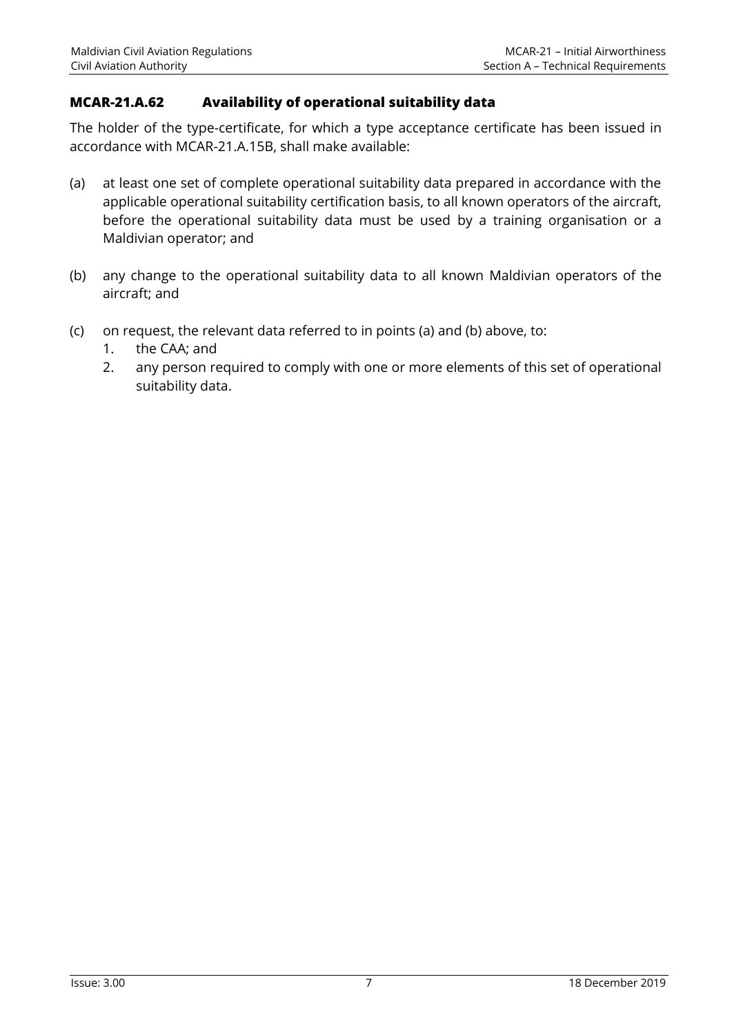### MCAR-21.A.62 Availability of operational suitability data

The holder of the type-certificate, for which a type acceptance certificate has been issued in accordance with MCAR-21.A.15B, shall make available:

(a) at least one set of complete operational suitability data prepared in accordance with the applicable operational suitability certification basis, to all known operators of the aircraft, before the operational suitability data must be used by a training organisation or a Maldivian operator; and

(b) any change to the operational suitability data to all known Maldivian operators of the aircraft; and

(c) on request, the relevant data referred to in points (a) and (b) above, to:
   1. the CAA; and
   2. any person required to comply with one or more elements of this set of operational suitability data.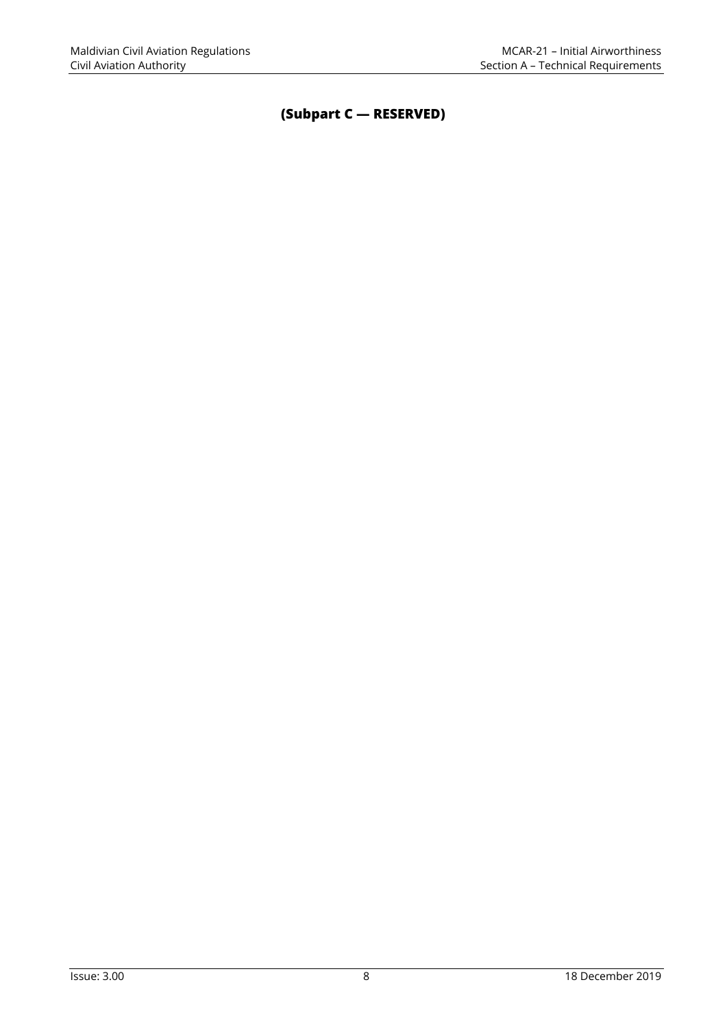## (Subpart C — RESERVED)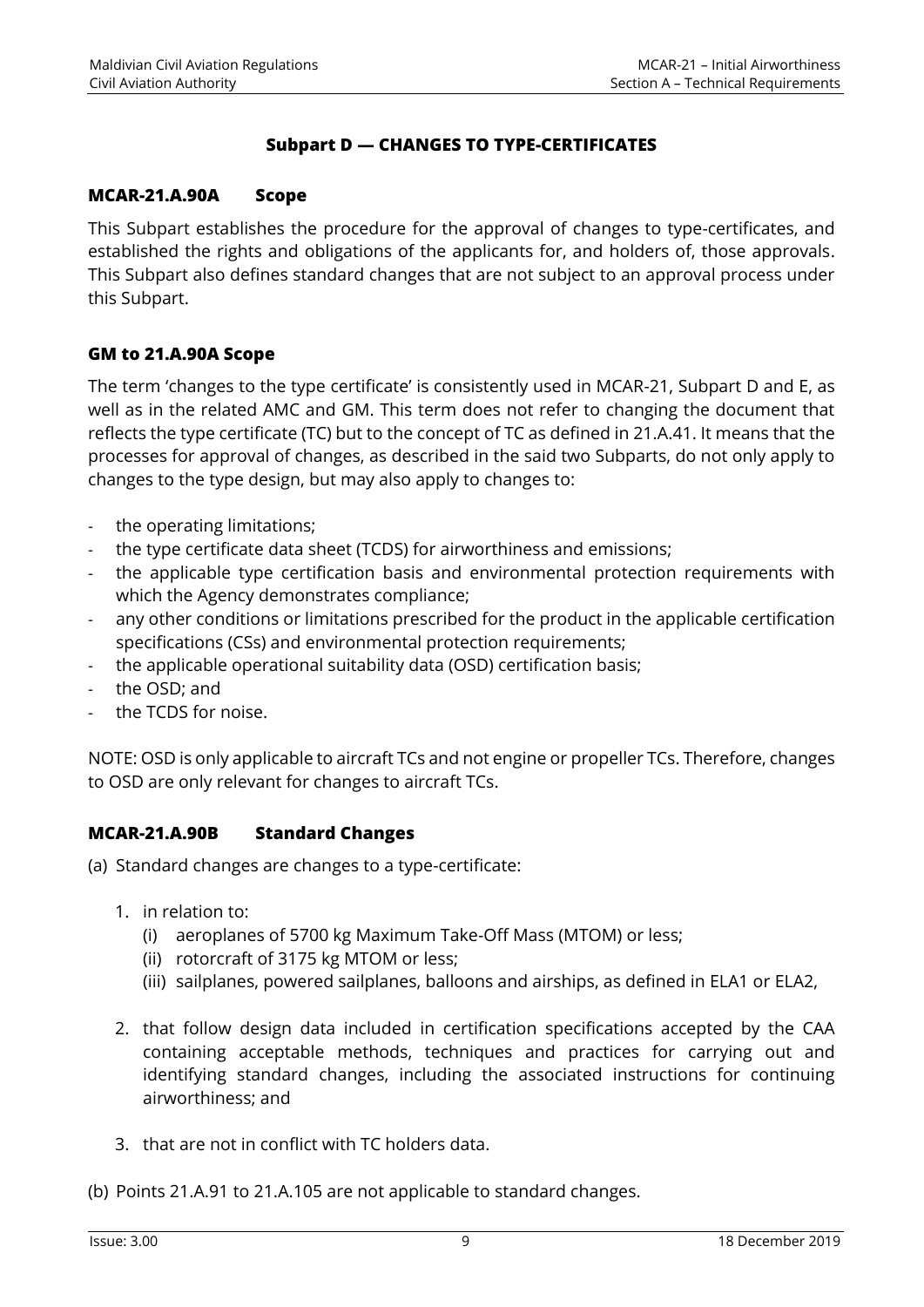## Subpart D — CHANGES TO TYPE-CERTIFICATES

### MCAR-21.A.90A Scope

This Subpart establishes the procedure for the approval of changes to type-certificates, and established the rights and obligations of the applicants for, and holders of, those approvals. This Subpart also defines standard changes that are not subject to an approval process under this Subpart.

### GM to 21.A.90A Scope

The term 'changes to the type certificate' is consistently used in MCAR-21, Subpart D and E, as well as in the related AMC and GM. This term does not refer to changing the document that reflects the type certificate (TC) but to the concept of TC as defined in 21.A.41. It means that the processes for approval of changes, as described in the said two Subparts, do not only apply to changes to the type design, but may also apply to changes to:

- the operating limitations;
- the type certificate data sheet (TCDS) for airworthiness and emissions;
- the applicable type certification basis and environmental protection requirements with which the Agency demonstrates compliance;
- any other conditions or limitations prescribed for the product in the applicable certification specifications (CSs) and environmental protection requirements;
- the applicable operational suitability data (OSD) certification basis;
- the OSD; and
- the TCDS for noise.

NOTE: OSD is only applicable to aircraft TCs and not engine or propeller TCs. Therefore, changes to OSD are only relevant for changes to aircraft TCs.

### MCAR-21.A.90B Standard Changes

(a) Standard changes are changes to a type-certificate:

1. in relation to:
   (i) aeroplanes of 5700 kg Maximum Take-Off Mass (MTOM) or less;
   (ii) rotorcraft of 3175 kg MTOM or less;
   (iii) sailplanes, powered sailplanes, balloons and airships, as defined in ELA1 or ELA2,

2. that follow design data included in certification specifications accepted by the CAA containing acceptable methods, techniques and practices for carrying out and identifying standard changes, including the associated instructions for continuing airworthiness; and

3. that are not in conflict with TC holders data.

(b) Points 21.A.91 to 21.A.105 are not applicable to standard changes.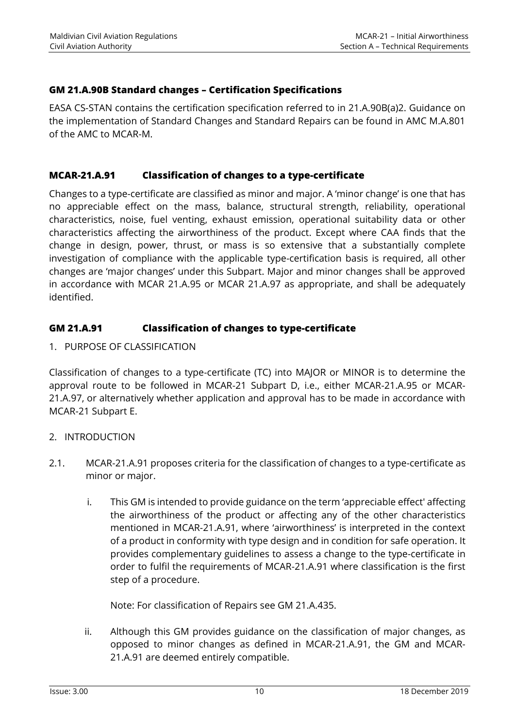### GM 21.A.90B Standard changes – Certification Specifications

EASA CS-STAN contains the certification specification referred to in 21.A.90B(a)2. Guidance on the implementation of Standard Changes and Standard Repairs can be found in AMC M.A.801 of the AMC to MCAR-M.

### MCAR-21.A.91 Classification of changes to a type-certificate

Changes to a type-certificate are classified as minor and major. A 'minor change' is one that has no appreciable effect on the mass, balance, structural strength, reliability, operational characteristics, noise, fuel venting, exhaust emission, operational suitability data or other characteristics affecting the airworthiness of the product. Except where CAA finds that the change in design, power, thrust, or mass is so extensive that a substantially complete investigation of compliance with the applicable type-certification basis is required, all other changes are 'major changes' under this Subpart. Major and minor changes shall be approved in accordance with MCAR 21.A.95 or MCAR 21.A.97 as appropriate, and shall be adequately identified.

### GM 21.A.91 Classification of changes to type-certificate

1. PURPOSE OF CLASSIFICATION

Classification of changes to a type-certificate (TC) into MAJOR or MINOR is to determine the approval route to be followed in MCAR-21 Subpart D, i.e., either MCAR-21.A.95 or MCAR-21.A.97, or alternatively whether application and approval has to be made in accordance with MCAR-21 Subpart E.

2. INTRODUCTION

2.1. MCAR-21.A.91 proposes criteria for the classification of changes to a type-certificate as minor or major.

   i. This GM is intended to provide guidance on the term 'appreciable effect' affecting the airworthiness of the product or affecting any of the other characteristics mentioned in MCAR-21.A.91, where 'airworthiness' is interpreted in the context of a product in conformity with type design and in condition for safe operation. It provides complementary guidelines to assess a change to the type-certificate in order to fulfil the requirements of MCAR-21.A.91 where classification is the first step of a procedure.

   Note: For classification of Repairs see GM 21.A.435.

   ii. Although this GM provides guidance on the classification of major changes, as opposed to minor changes as defined in MCAR-21.A.91, the GM and MCAR-21.A.91 are deemed entirely compatible.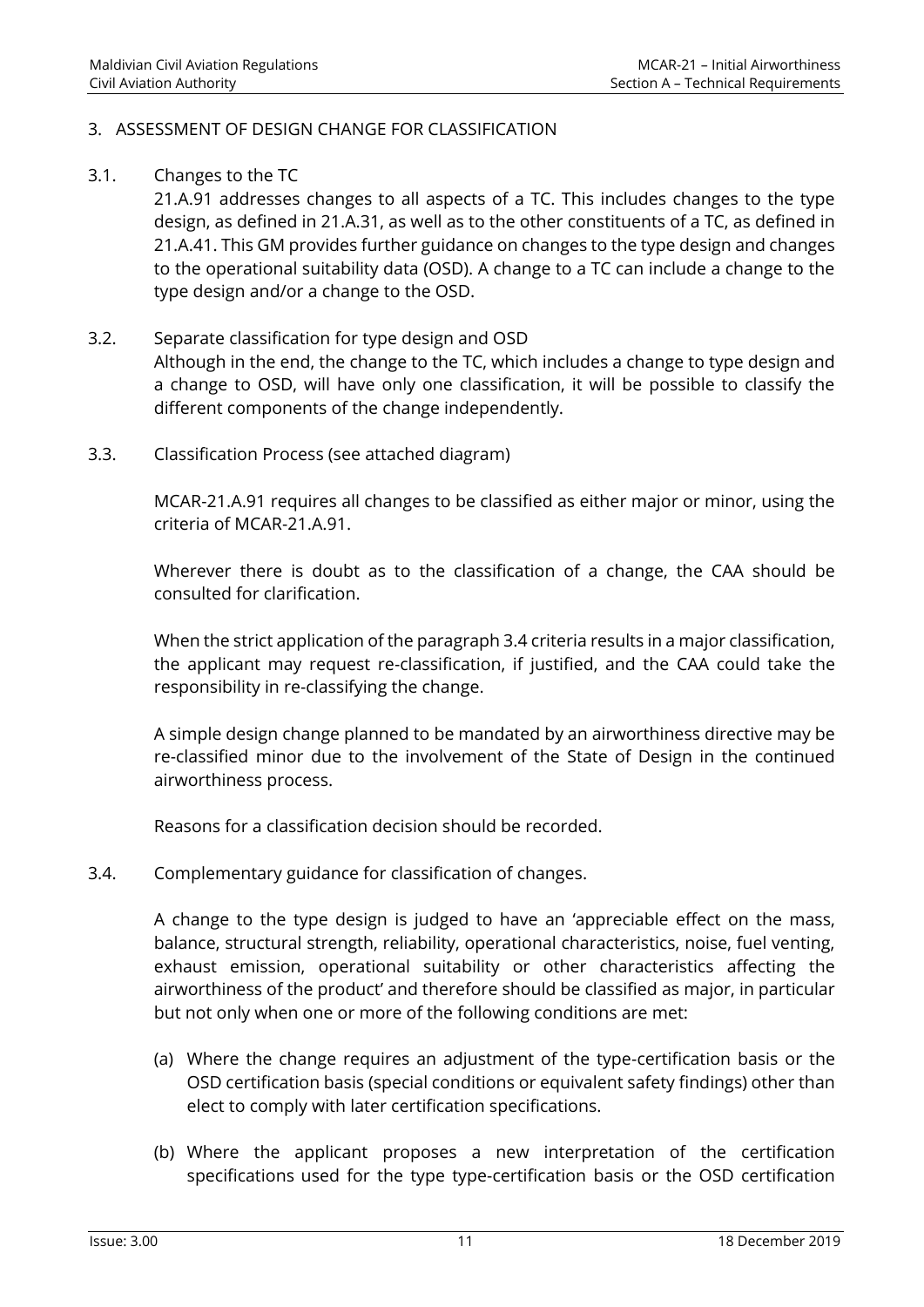## 3. ASSESSMENT OF DESIGN CHANGE FOR CLASSIFICATION

### 3.1. Changes to the TC

21.A.91 addresses changes to all aspects of a TC. This includes changes to the type design, as defined in 21.A.31, as well as to the other constituents of a TC, as defined in 21.A.41. This GM provides further guidance on changes to the type design and changes to the operational suitability data (OSD). A change to a TC can include a change to the type design and/or a change to the OSD.

### 3.2. Separate classification for type design and OSD

Although in the end, the change to the TC, which includes a change to type design and a change to OSD, will have only one classification, it will be possible to classify the different components of the change independently.

### 3.3. Classification Process (see attached diagram)

MCAR-21.A.91 requires all changes to be classified as either major or minor, using the criteria of MCAR-21.A.91.

Wherever there is doubt as to the classification of a change, the CAA should be consulted for clarification.

When the strict application of the paragraph 3.4 criteria results in a major classification, the applicant may request re-classification, if justified, and the CAA could take the responsibility in re-classifying the change.

A simple design change planned to be mandated by an airworthiness directive may be re-classified minor due to the involvement of the State of Design in the continued airworthiness process.

Reasons for a classification decision should be recorded.

### 3.4. Complementary guidance for classification of changes.

A change to the type design is judged to have an 'appreciable effect on the mass, balance, structural strength, reliability, operational characteristics, noise, fuel venting, exhaust emission, operational suitability or other characteristics affecting the airworthiness of the product' and therefore should be classified as major, in particular but not only when one or more of the following conditions are met:

(a) Where the change requires an adjustment of the type-certification basis or the OSD certification basis (special conditions or equivalent safety findings) other than elect to comply with later certification specifications.

(b) Where the applicant proposes a new interpretation of the certification specifications used for the type type-certification basis or the OSD certification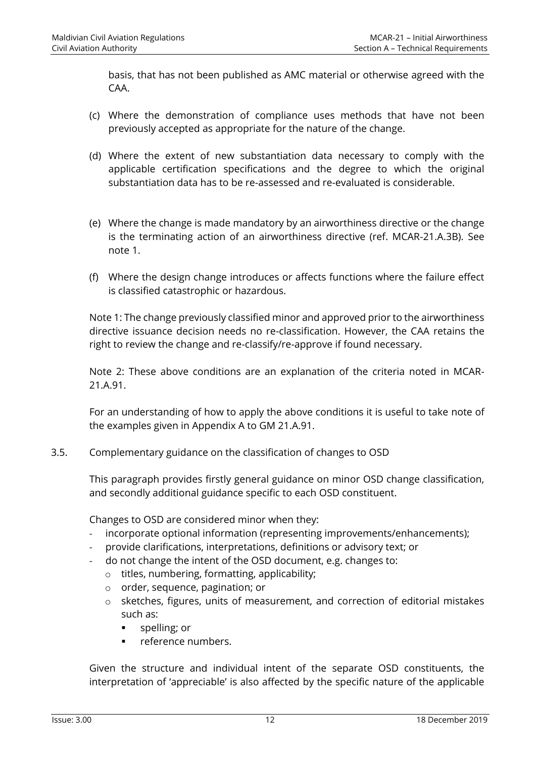basis, that has not been published as AMC material or otherwise agreed with the CAA.

(c) Where the demonstration of compliance uses methods that have not been previously accepted as appropriate for the nature of the change.

(d) Where the extent of new substantiation data necessary to comply with the applicable certification specifications and the degree to which the original substantiation data has to be re-assessed and re-evaluated is considerable.

(e) Where the change is made mandatory by an airworthiness directive or the change is the terminating action of an airworthiness directive (ref. MCAR-21.A.3B). See note 1.

(f) Where the design change introduces or affects functions where the failure effect is classified catastrophic or hazardous.

Note 1: The change previously classified minor and approved prior to the airworthiness directive issuance decision needs no re-classification. However, the CAA retains the right to review the change and re-classify/re-approve if found necessary.

Note 2: These above conditions are an explanation of the criteria noted in MCAR-21.A.91.

For an understanding of how to apply the above conditions it is useful to take note of the examples given in Appendix A to GM 21.A.91.

3.5. Complementary guidance on the classification of changes to OSD

This paragraph provides firstly general guidance on minor OSD change classification, and secondly additional guidance specific to each OSD constituent.

Changes to OSD are considered minor when they:

- incorporate optional information (representing improvements/enhancements);
- provide clarifications, interpretations, definitions or advisory text; or
- do not change the intent of the OSD document, e.g. changes to:
  - titles, numbering, formatting, applicability;
  - order, sequence, pagination; or
  - sketches, figures, units of measurement, and correction of editorial mistakes such as:
    - spelling; or
    - reference numbers.

Given the structure and individual intent of the separate OSD constituents, the interpretation of 'appreciable' is also affected by the specific nature of the applicable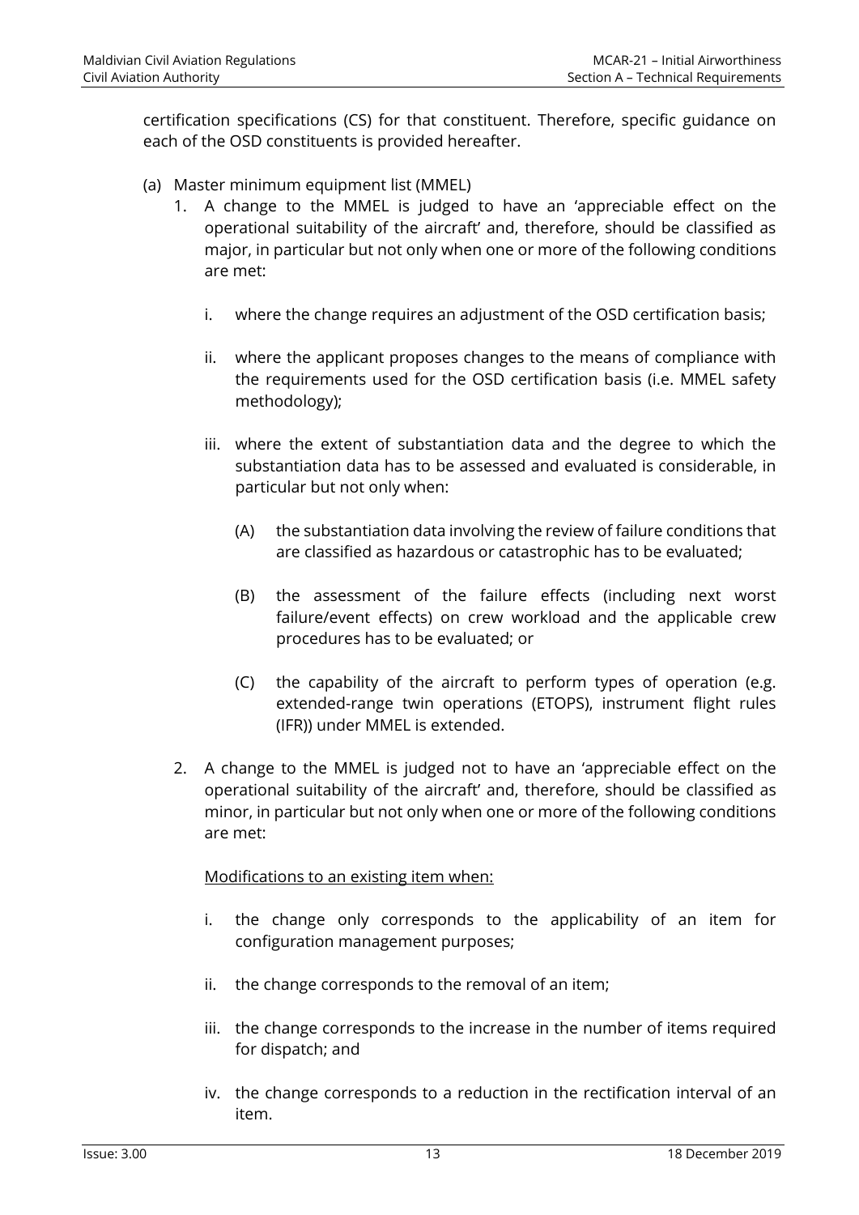certification specifications (CS) for that constituent. Therefore, specific guidance on each of the OSD constituents is provided hereafter.

(a) Master minimum equipment list (MMEL)

1. A change to the MMEL is judged to have an 'appreciable effect on the operational suitability of the aircraft' and, therefore, should be classified as major, in particular but not only when one or more of the following conditions are met:

   i. where the change requires an adjustment of the OSD certification basis;

   ii. where the applicant proposes changes to the means of compliance with the requirements used for the OSD certification basis (i.e. MMEL safety methodology);

   iii. where the extent of substantiation data and the degree to which the substantiation data has to be assessed and evaluated is considerable, in particular but not only when:

      (A) the substantiation data involving the review of failure conditions that are classified as hazardous or catastrophic has to be evaluated;

      (B) the assessment of the failure effects (including next worst failure/event effects) on crew workload and the applicable crew procedures has to be evaluated; or

      (C) the capability of the aircraft to perform types of operation (e.g. extended-range twin operations (ETOPS), instrument flight rules (IFR)) under MMEL is extended.

2. A change to the MMEL is judged not to have an 'appreciable effect on the operational suitability of the aircraft' and, therefore, should be classified as minor, in particular but not only when one or more of the following conditions are met:

   Modifications to an existing item when:

   i. the change only corresponds to the applicability of an item for configuration management purposes;

   ii. the change corresponds to the removal of an item;

   iii. the change corresponds to the increase in the number of items required for dispatch; and

   iv. the change corresponds to a reduction in the rectification interval of an item.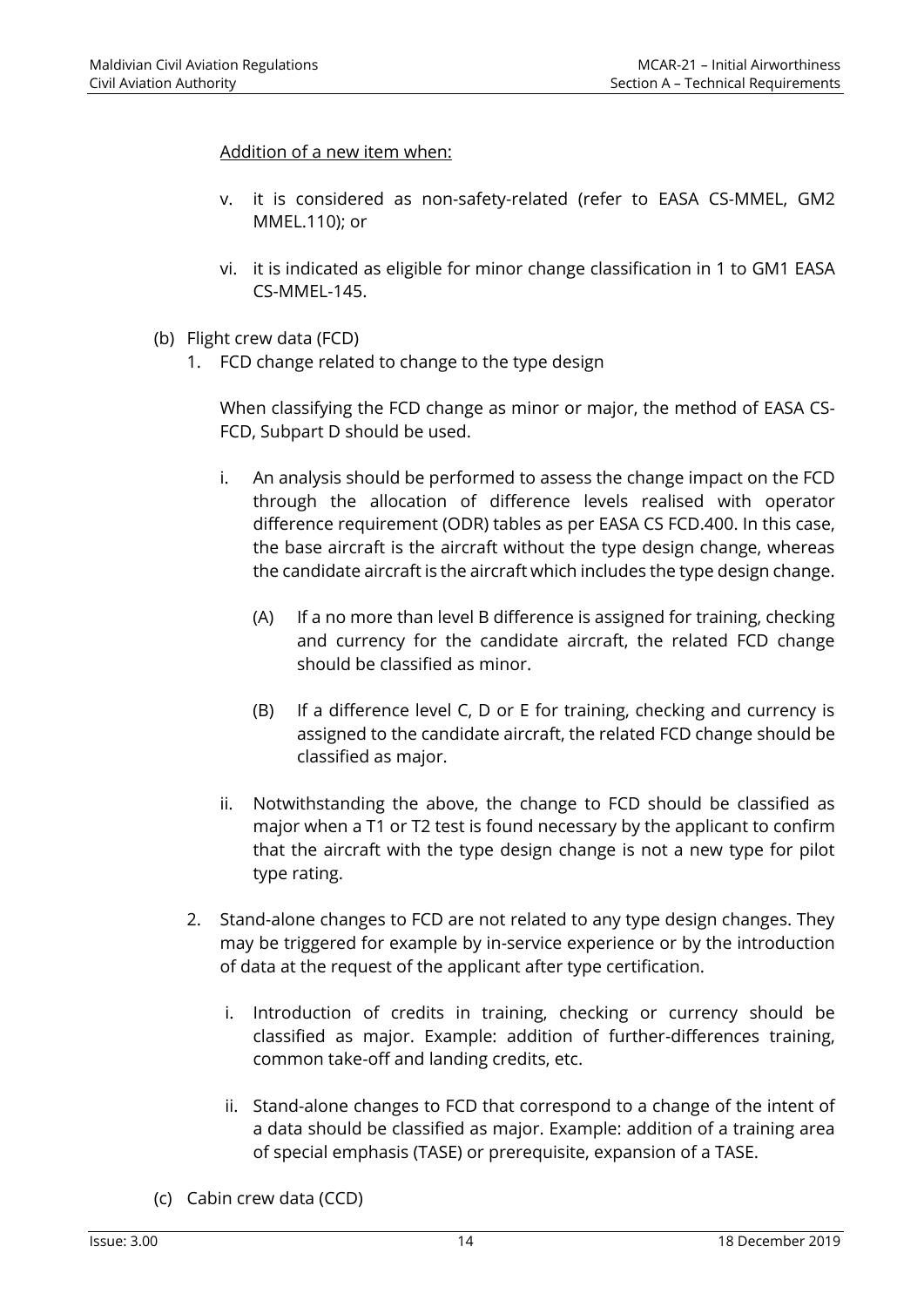Addition of a new item when:

v. it is considered as non-safety-related (refer to EASA CS-MMEL, GM2 MMEL.110); or

vi. it is indicated as eligible for minor change classification in 1 to GM1 EASA CS-MMEL-145.

(b) Flight crew data (FCD)

1. FCD change related to change to the type design

   When classifying the FCD change as minor or major, the method of EASA CS-FCD, Subpart D should be used.

   i. An analysis should be performed to assess the change impact on the FCD through the allocation of difference levels realised with operator difference requirement (ODR) tables as per EASA CS FCD.400. In this case, the base aircraft is the aircraft without the type design change, whereas the candidate aircraft is the aircraft which includes the type design change.

      (A) If a no more than level B difference is assigned for training, checking and currency for the candidate aircraft, the related FCD change should be classified as minor.

      (B) If a difference level C, D or E for training, checking and currency is assigned to the candidate aircraft, the related FCD change should be classified as major.

   ii. Notwithstanding the above, the change to FCD should be classified as major when a T1 or T2 test is found necessary by the applicant to confirm that the aircraft with the type design change is not a new type for pilot type rating.

2. Stand-alone changes to FCD are not related to any type design changes. They may be triggered for example by in-service experience or by the introduction of data at the request of the applicant after type certification.

   i. Introduction of credits in training, checking or currency should be classified as major. Example: addition of further-differences training, common take-off and landing credits, etc.

   ii. Stand-alone changes to FCD that correspond to a change of the intent of a data should be classified as major. Example: addition of a training area of special emphasis (TASE) or prerequisite, expansion of a TASE.

(c) Cabin crew data (CCD)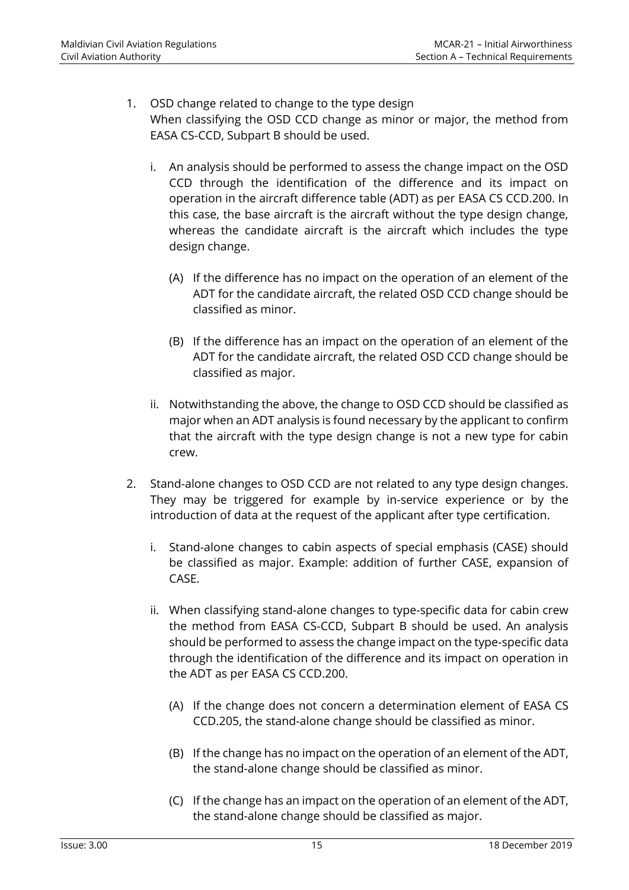1. OSD change related to change to the type design
   When classifying the OSD CCD change as minor or major, the method from EASA CS-CCD, Subpart B should be used.

   i. An analysis should be performed to assess the change impact on the OSD CCD through the identification of the difference and its impact on operation in the aircraft difference table (ADT) as per EASA CS CCD.200. In this case, the base aircraft is the aircraft without the type design change, whereas the candidate aircraft is the aircraft which includes the type design change.

      (A) If the difference has no impact on the operation of an element of the ADT for the candidate aircraft, the related OSD CCD change should be classified as minor.

      (B) If the difference has an impact on the operation of an element of the ADT for the candidate aircraft, the related OSD CCD change should be classified as major.

   ii. Notwithstanding the above, the change to OSD CCD should be classified as major when an ADT analysis is found necessary by the applicant to confirm that the aircraft with the type design change is not a new type for cabin crew.

2. Stand-alone changes to OSD CCD are not related to any type design changes. They may be triggered for example by in-service experience or by the introduction of data at the request of the applicant after type certification.

   i. Stand-alone changes to cabin aspects of special emphasis (CASE) should be classified as major. Example: addition of further CASE, expansion of CASE.

   ii. When classifying stand-alone changes to type-specific data for cabin crew the method from EASA CS-CCD, Subpart B should be used. An analysis should be performed to assess the change impact on the type-specific data through the identification of the difference and its impact on operation in the ADT as per EASA CS CCD.200.

      (A) If the change does not concern a determination element of EASA CS CCD.205, the stand-alone change should be classified as minor.

      (B) If the change has no impact on the operation of an element of the ADT, the stand-alone change should be classified as minor.

      (C) If the change has an impact on the operation of an element of the ADT, the stand-alone change should be classified as major.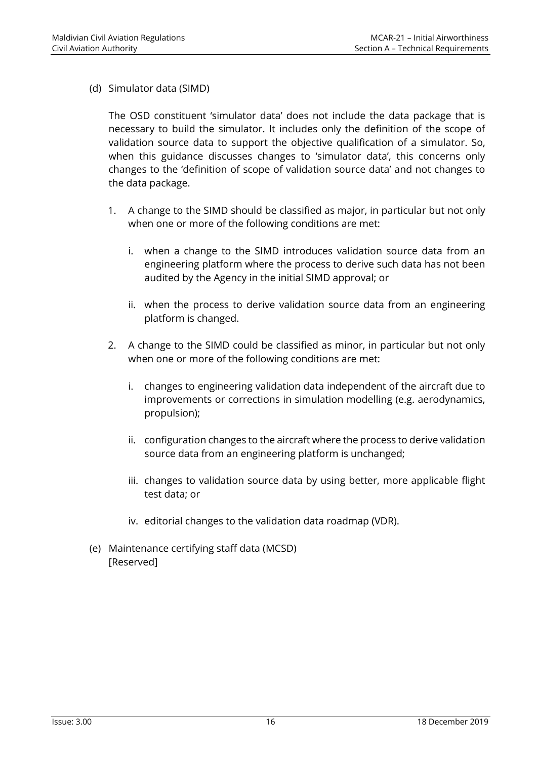(d) Simulator data (SIMD)

The OSD constituent 'simulator data' does not include the data package that is necessary to build the simulator. It includes only the definition of the scope of validation source data to support the objective qualification of a simulator. So, when this guidance discusses changes to 'simulator data', this concerns only changes to the 'definition of scope of validation source data' and not changes to the data package.

1. A change to the SIMD should be classified as major, in particular but not only when one or more of the following conditions are met:

   i. when a change to the SIMD introduces validation source data from an engineering platform where the process to derive such data has not been audited by the Agency in the initial SIMD approval; or

   ii. when the process to derive validation source data from an engineering platform is changed.

2. A change to the SIMD could be classified as minor, in particular but not only when one or more of the following conditions are met:

   i. changes to engineering validation data independent of the aircraft due to improvements or corrections in simulation modelling (e.g. aerodynamics, propulsion);

   ii. configuration changes to the aircraft where the process to derive validation source data from an engineering platform is unchanged;

   iii. changes to validation source data by using better, more applicable flight test data; or

   iv. editorial changes to the validation data roadmap (VDR).

(e) Maintenance certifying staff data (MCSD)
[Reserved]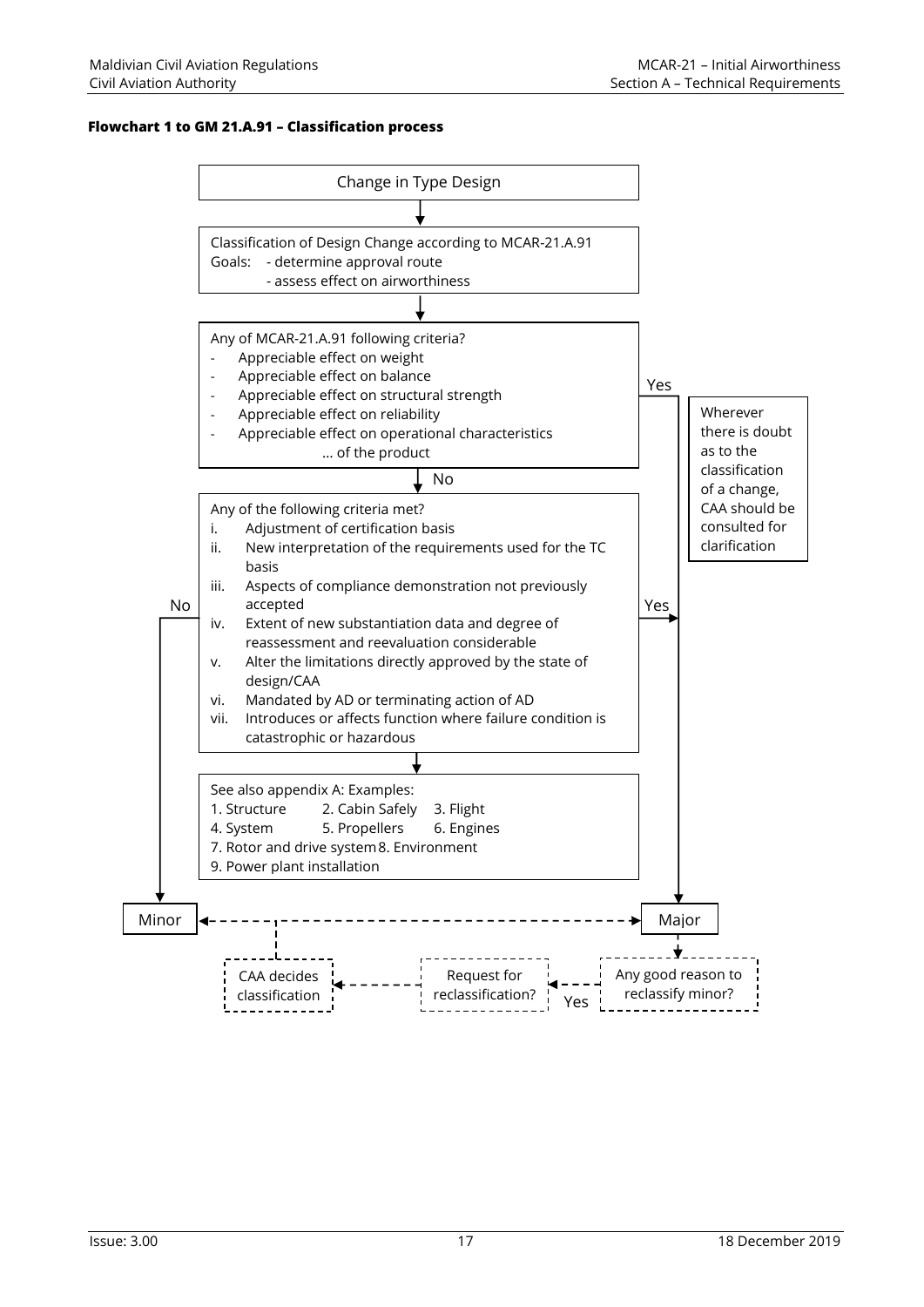**Flowchart 1 to GM 21.A.91 – Classification process**

Change in Type Design

↓

Classification of Design Change according to MCAR-21.A.91
Goals: - determine approval route
- assess effect on airworthiness

↓

Any of MCAR-21.A.91 following criteria?

- Appreciable effect on weight
- Appreciable effect on balance
- Appreciable effect on structural strength
- Appreciable effect on reliability
- Appreciable effect on operational characteristics

… of the product

Yes → Major

No ↓

Any of the following criteria met?

i. Adjustment of certification basis
ii. New interpretation of the requirements used for the TC basis
iii. Aspects of compliance demonstration not previously accepted
iv. Extent of new substantiation data and degree of reassessment and reevaluation considerable
v. Alter the limitations directly approved by the state of design/CAA
vi. Mandated by AD or terminating action of AD
vii. Introduces or affects function where failure condition is catastrophic or hazardous

Yes → Major

No → Minor

↓

See also appendix A: Examples:
1. Structure 2. Cabin Safely 3. Flight
4. System 5. Propellers 6. Engines
7. Rotor and drive system 8. Environment
9. Power plant installation

Wherever there is doubt as to the classification of a change, CAA should be consulted for clarification

Minor ←- - - - - - → Major

Major ↓ Any good reason to reclassify minor? — Yes → Request for reclassification? → CAA decides classification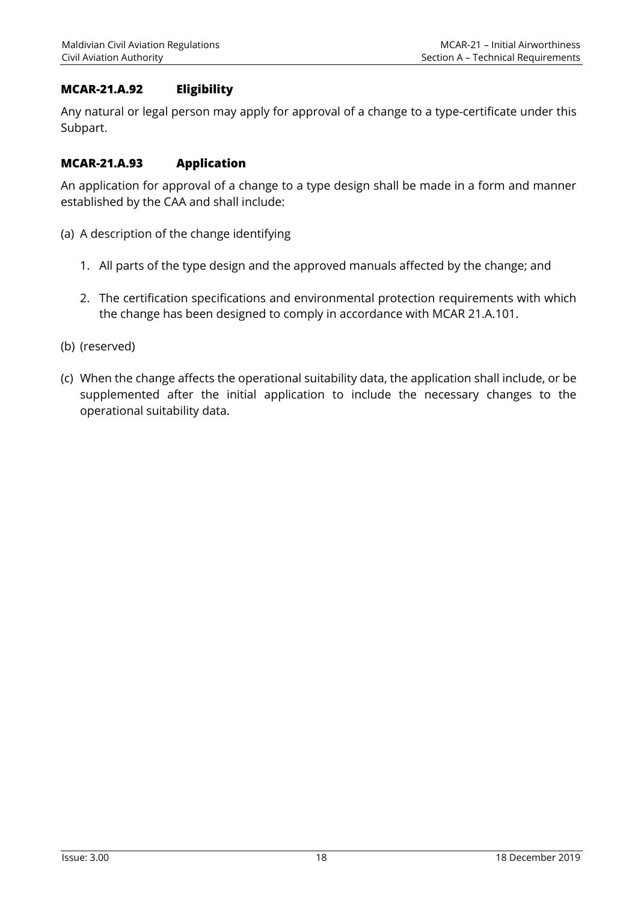### MCAR-21.A.92 Eligibility

Any natural or legal person may apply for approval of a change to a type-certificate under this Subpart.

### MCAR-21.A.93 Application

An application for approval of a change to a type design shall be made in a form and manner established by the CAA and shall include:

(a) A description of the change identifying

1. All parts of the type design and the approved manuals affected by the change; and
2. The certification specifications and environmental protection requirements with which the change has been designed to comply in accordance with MCAR 21.A.101.

(b) (reserved)

(c) When the change affects the operational suitability data, the application shall include, or be supplemented after the initial application to include the necessary changes to the operational suitability data.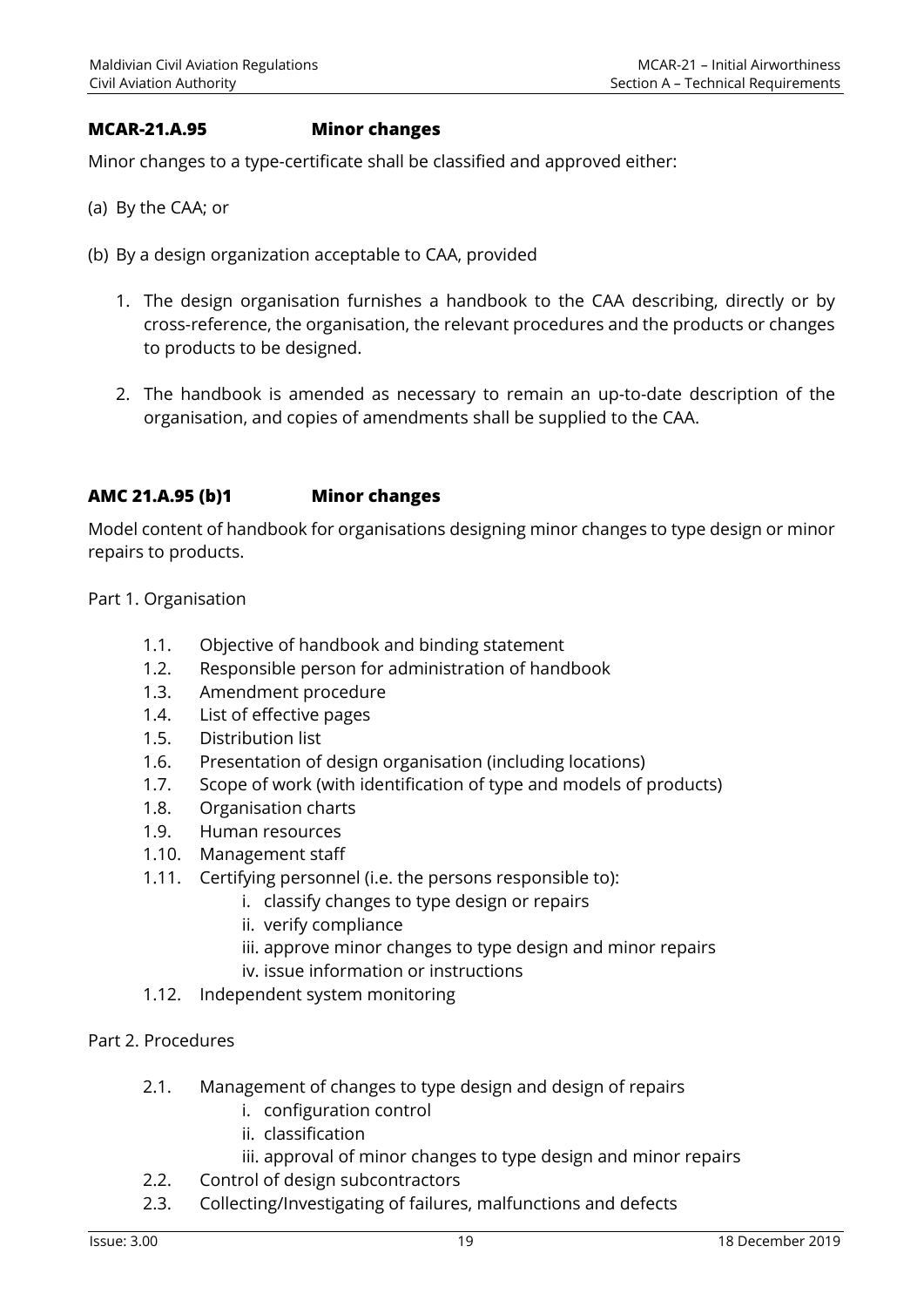### MCAR-21.A.95 Minor changes

Minor changes to a type-certificate shall be classified and approved either:

(a) By the CAA; or

(b) By a design organization acceptable to CAA, provided

1. The design organisation furnishes a handbook to the CAA describing, directly or by cross-reference, the organisation, the relevant procedures and the products or changes to products to be designed.
2. The handbook is amended as necessary to remain an up-to-date description of the organisation, and copies of amendments shall be supplied to the CAA.

### AMC 21.A.95 (b)1 Minor changes

Model content of handbook for organisations designing minor changes to type design or minor repairs to products.

Part 1. Organisation

- 1.1. Objective of handbook and binding statement
- 1.2. Responsible person for administration of handbook
- 1.3. Amendment procedure
- 1.4. List of effective pages
- 1.5. Distribution list
- 1.6. Presentation of design organisation (including locations)
- 1.7. Scope of work (with identification of type and models of products)
- 1.8. Organisation charts
- 1.9. Human resources
- 1.10. Management staff
- 1.11. Certifying personnel (i.e. the persons responsible to):
  - i. classify changes to type design or repairs
  - ii. verify compliance
  - iii. approve minor changes to type design and minor repairs
  - iv. issue information or instructions
- 1.12. Independent system monitoring

Part 2. Procedures

- 2.1. Management of changes to type design and design of repairs
  - i. configuration control
  - ii. classification
  - iii. approval of minor changes to type design and minor repairs
- 2.2. Control of design subcontractors
- 2.3. Collecting/Investigating of failures, malfunctions and defects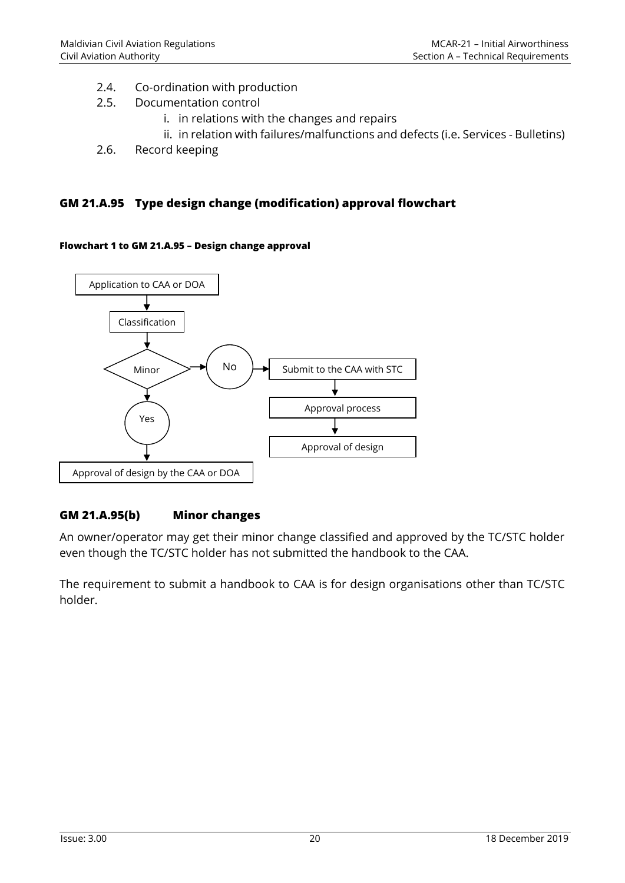2.4. Co-ordination with production

2.5. Documentation control

   i. in relations with the changes and repairs

   ii. in relation with failures/malfunctions and defects (i.e. Services - Bulletins)

2.6. Record keeping

## GM 21.A.95 Type design change (modification) approval flowchart

#### Flowchart 1 to GM 21.A.95 – Design change approval

Application to CAA or DOA

Classification

Minor

No

Submit to the CAA with STC

Approval process

Approval of design

Yes

Approval of design by the CAA or DOA

## GM 21.A.95(b) Minor changes

An owner/operator may get their minor change classified and approved by the TC/STC holder even though the TC/STC holder has not submitted the handbook to the CAA.

The requirement to submit a handbook to CAA is for design organisations other than TC/STC holder.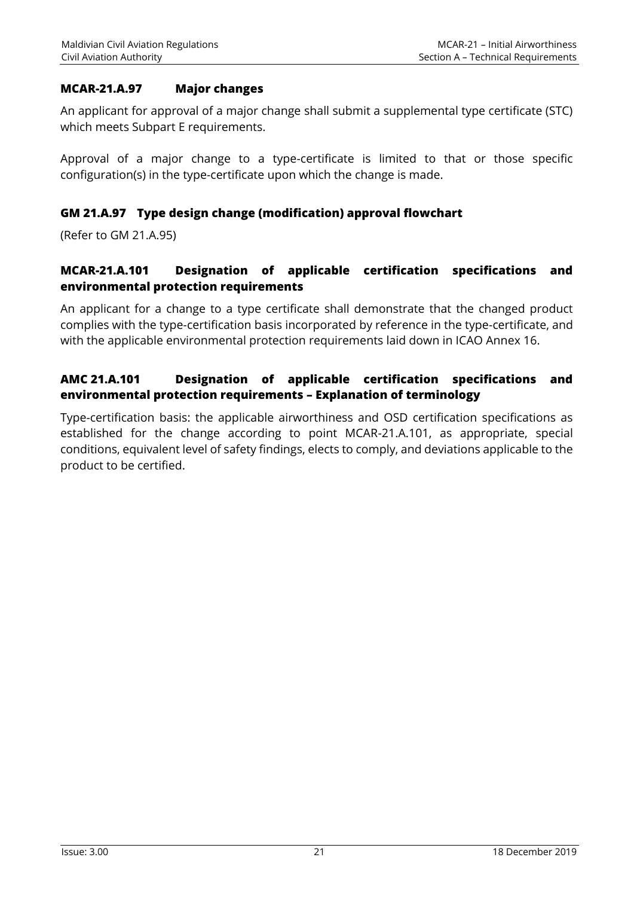### MCAR-21.A.97 Major changes

An applicant for approval of a major change shall submit a supplemental type certificate (STC) which meets Subpart E requirements.

Approval of a major change to a type-certificate is limited to that or those specific configuration(s) in the type-certificate upon which the change is made.

### GM 21.A.97 Type design change (modification) approval flowchart

(Refer to GM 21.A.95)

### MCAR-21.A.101 Designation of applicable certification specifications and environmental protection requirements

An applicant for a change to a type certificate shall demonstrate that the changed product complies with the type-certification basis incorporated by reference in the type-certificate, and with the applicable environmental protection requirements laid down in ICAO Annex 16.

### AMC 21.A.101 Designation of applicable certification specifications and environmental protection requirements – Explanation of terminology

Type-certification basis: the applicable airworthiness and OSD certification specifications as established for the change according to point MCAR-21.A.101, as appropriate, special conditions, equivalent level of safety findings, elects to comply, and deviations applicable to the product to be certified.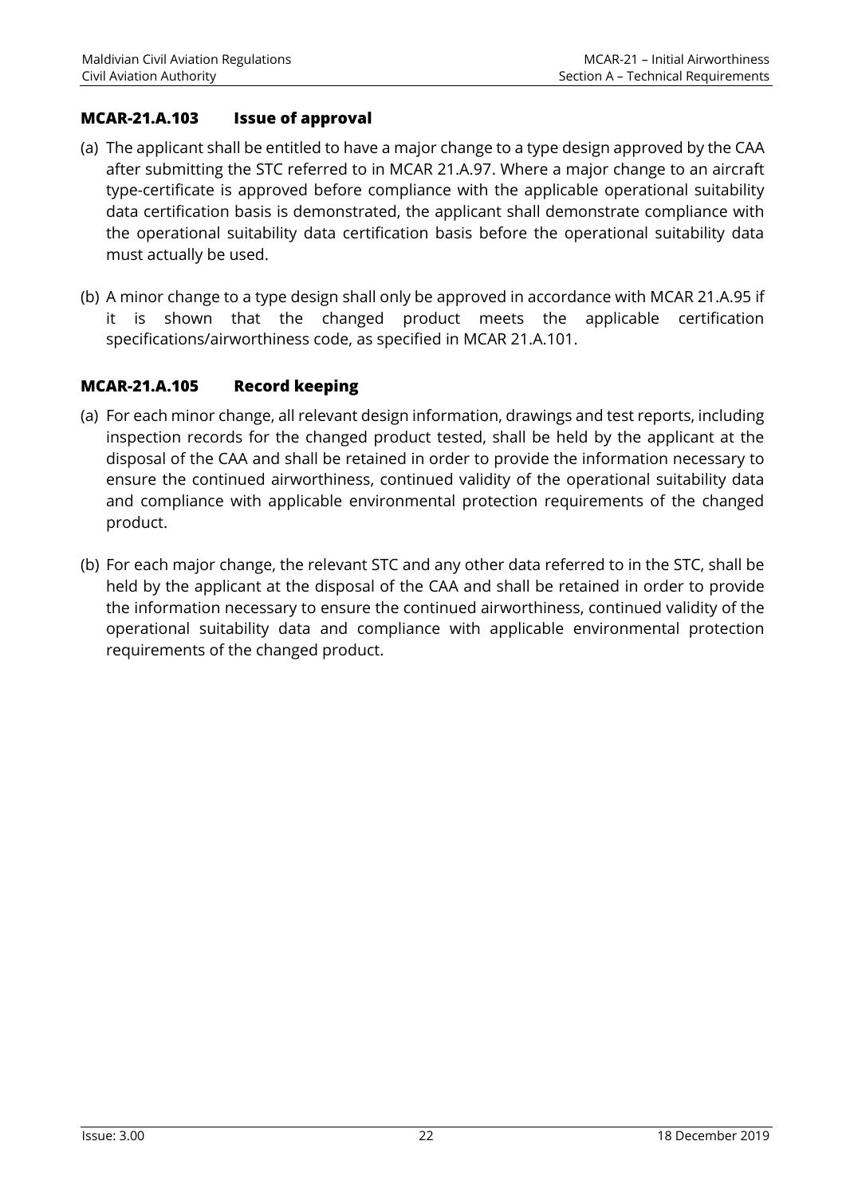### MCAR-21.A.103 Issue of approval

(a) The applicant shall be entitled to have a major change to a type design approved by the CAA after submitting the STC referred to in MCAR 21.A.97. Where a major change to an aircraft type-certificate is approved before compliance with the applicable operational suitability data certification basis is demonstrated, the applicant shall demonstrate compliance with the operational suitability data certification basis before the operational suitability data must actually be used.

(b) A minor change to a type design shall only be approved in accordance with MCAR 21.A.95 if it is shown that the changed product meets the applicable certification specifications/airworthiness code, as specified in MCAR 21.A.101.

### MCAR-21.A.105 Record keeping

(a) For each minor change, all relevant design information, drawings and test reports, including inspection records for the changed product tested, shall be held by the applicant at the disposal of the CAA and shall be retained in order to provide the information necessary to ensure the continued airworthiness, continued validity of the operational suitability data and compliance with applicable environmental protection requirements of the changed product.

(b) For each major change, the relevant STC and any other data referred to in the STC, shall be held by the applicant at the disposal of the CAA and shall be retained in order to provide the information necessary to ensure the continued airworthiness, continued validity of the operational suitability data and compliance with applicable environmental protection requirements of the changed product.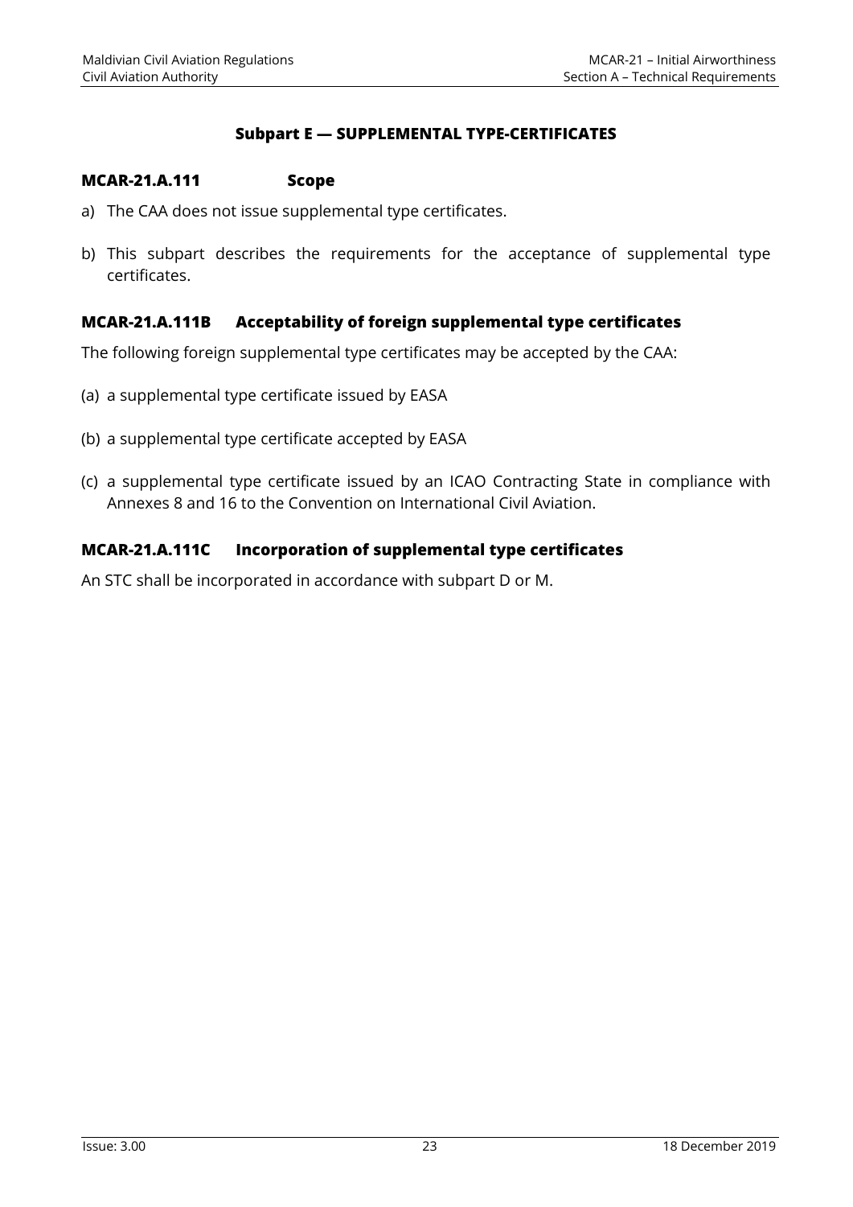## Subpart E — SUPPLEMENTAL TYPE-CERTIFICATES

### MCAR-21.A.111 Scope

a) The CAA does not issue supplemental type certificates.

b) This subpart describes the requirements for the acceptance of supplemental type certificates.

### MCAR-21.A.111B Acceptability of foreign supplemental type certificates

The following foreign supplemental type certificates may be accepted by the CAA:

(a) a supplemental type certificate issued by EASA

(b) a supplemental type certificate accepted by EASA

(c) a supplemental type certificate issued by an ICAO Contracting State in compliance with Annexes 8 and 16 to the Convention on International Civil Aviation.

### MCAR-21.A.111C Incorporation of supplemental type certificates

An STC shall be incorporated in accordance with subpart D or M.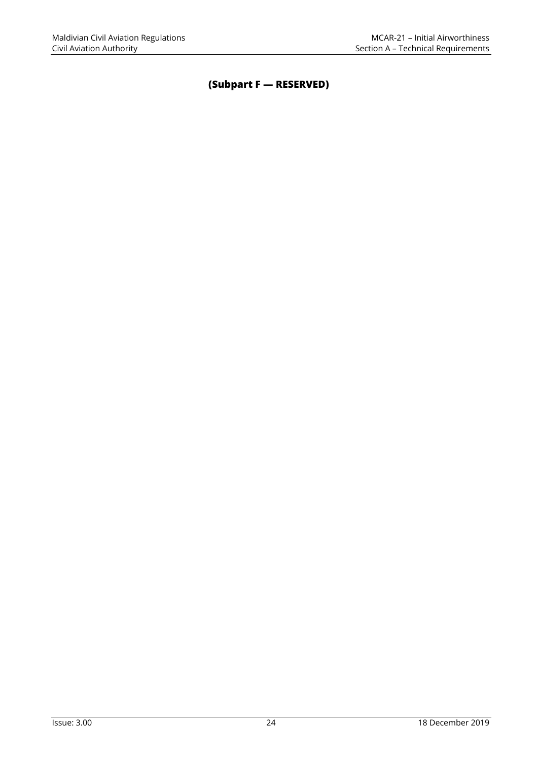## (Subpart F — RESERVED)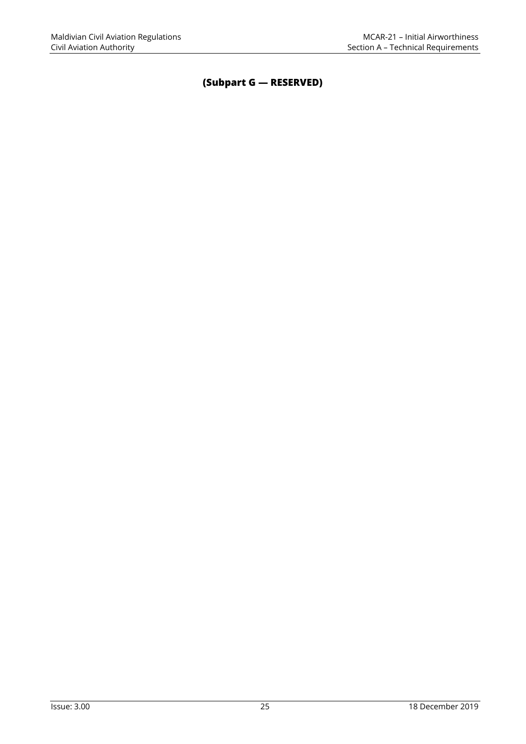## (Subpart G — RESERVED)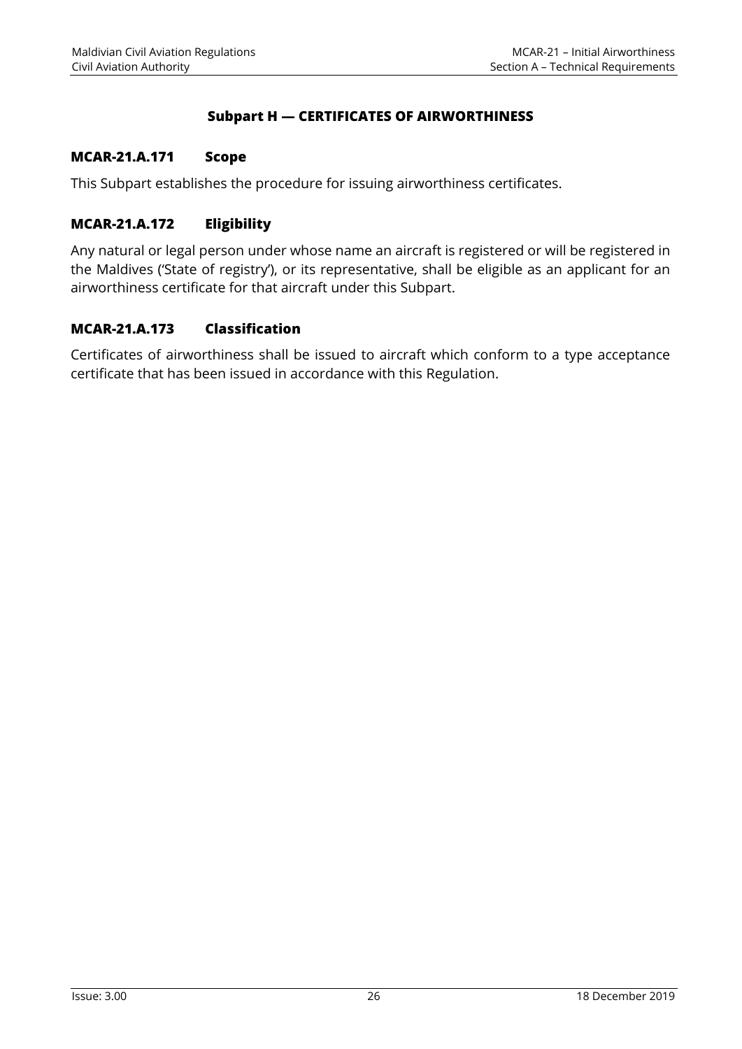## Subpart H — CERTIFICATES OF AIRWORTHINESS

### MCAR-21.A.171 Scope

This Subpart establishes the procedure for issuing airworthiness certificates.

### MCAR-21.A.172 Eligibility

Any natural or legal person under whose name an aircraft is registered or will be registered in the Maldives ('State of registry'), or its representative, shall be eligible as an applicant for an airworthiness certificate for that aircraft under this Subpart.

### MCAR-21.A.173 Classification

Certificates of airworthiness shall be issued to aircraft which conform to a type acceptance certificate that has been issued in accordance with this Regulation.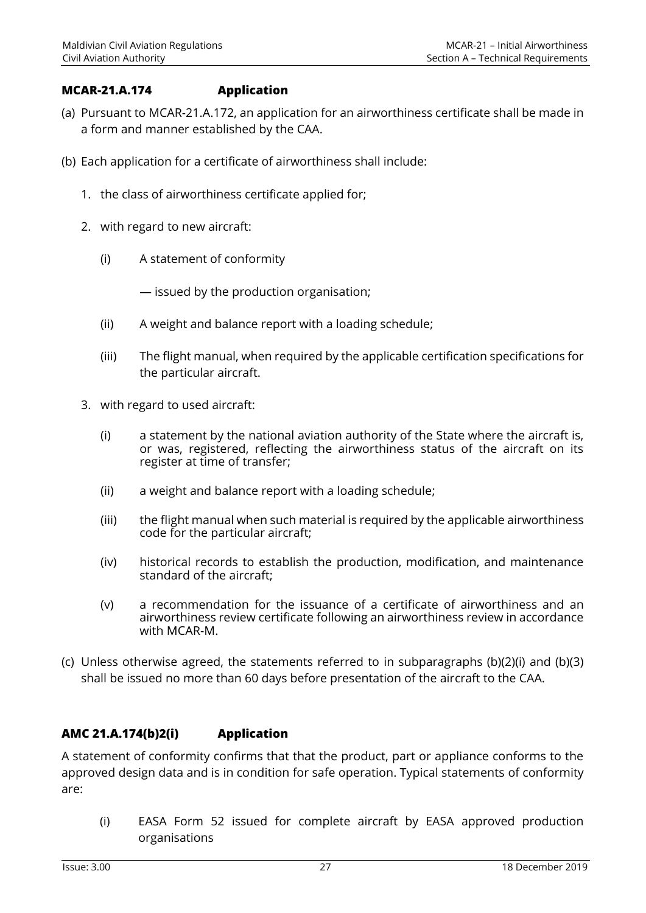### MCAR-21.A.174 Application

(a) Pursuant to MCAR-21.A.172, an application for an airworthiness certificate shall be made in a form and manner established by the CAA.

(b) Each application for a certificate of airworthiness shall include:

1. the class of airworthiness certificate applied for;

2. with regard to new aircraft:

   (i) A statement of conformity

   — issued by the production organisation;

   (ii) A weight and balance report with a loading schedule;

   (iii) The flight manual, when required by the applicable certification specifications for the particular aircraft.

3. with regard to used aircraft:

   (i) a statement by the national aviation authority of the State where the aircraft is, or was, registered, reflecting the airworthiness status of the aircraft on its register at time of transfer;

   (ii) a weight and balance report with a loading schedule;

   (iii) the flight manual when such material is required by the applicable airworthiness code for the particular aircraft;

   (iv) historical records to establish the production, modification, and maintenance standard of the aircraft;

   (v) a recommendation for the issuance of a certificate of airworthiness and an airworthiness review certificate following an airworthiness review in accordance with MCAR-M.

(c) Unless otherwise agreed, the statements referred to in subparagraphs (b)(2)(i) and (b)(3) shall be issued no more than 60 days before presentation of the aircraft to the CAA.

### AMC 21.A.174(b)2(i) Application

A statement of conformity confirms that that the product, part or appliance conforms to the approved design data and is in condition for safe operation. Typical statements of conformity are:

(i) EASA Form 52 issued for complete aircraft by EASA approved production organisations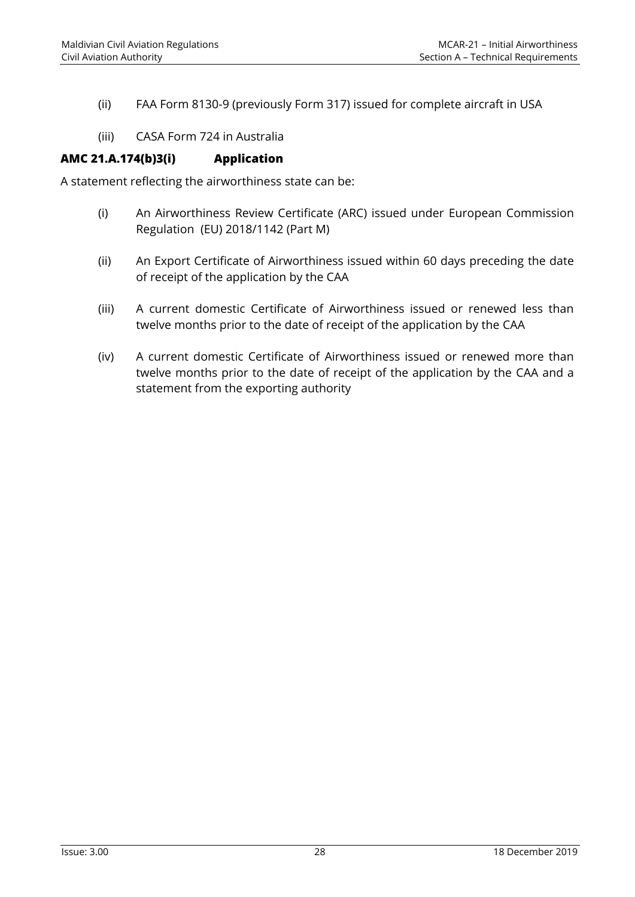(ii) FAA Form 8130-9 (previously Form 317) issued for complete aircraft in USA

(iii) CASA Form 724 in Australia

**AMC 21.A.174(b)3(i) Application**

A statement reflecting the airworthiness state can be:

(i) An Airworthiness Review Certificate (ARC) issued under European Commission Regulation (EU) 2018/1142 (Part M)

(ii) An Export Certificate of Airworthiness issued within 60 days preceding the date of receipt of the application by the CAA

(iii) A current domestic Certificate of Airworthiness issued or renewed less than twelve months prior to the date of receipt of the application by the CAA

(iv) A current domestic Certificate of Airworthiness issued or renewed more than twelve months prior to the date of receipt of the application by the CAA and a statement from the exporting authority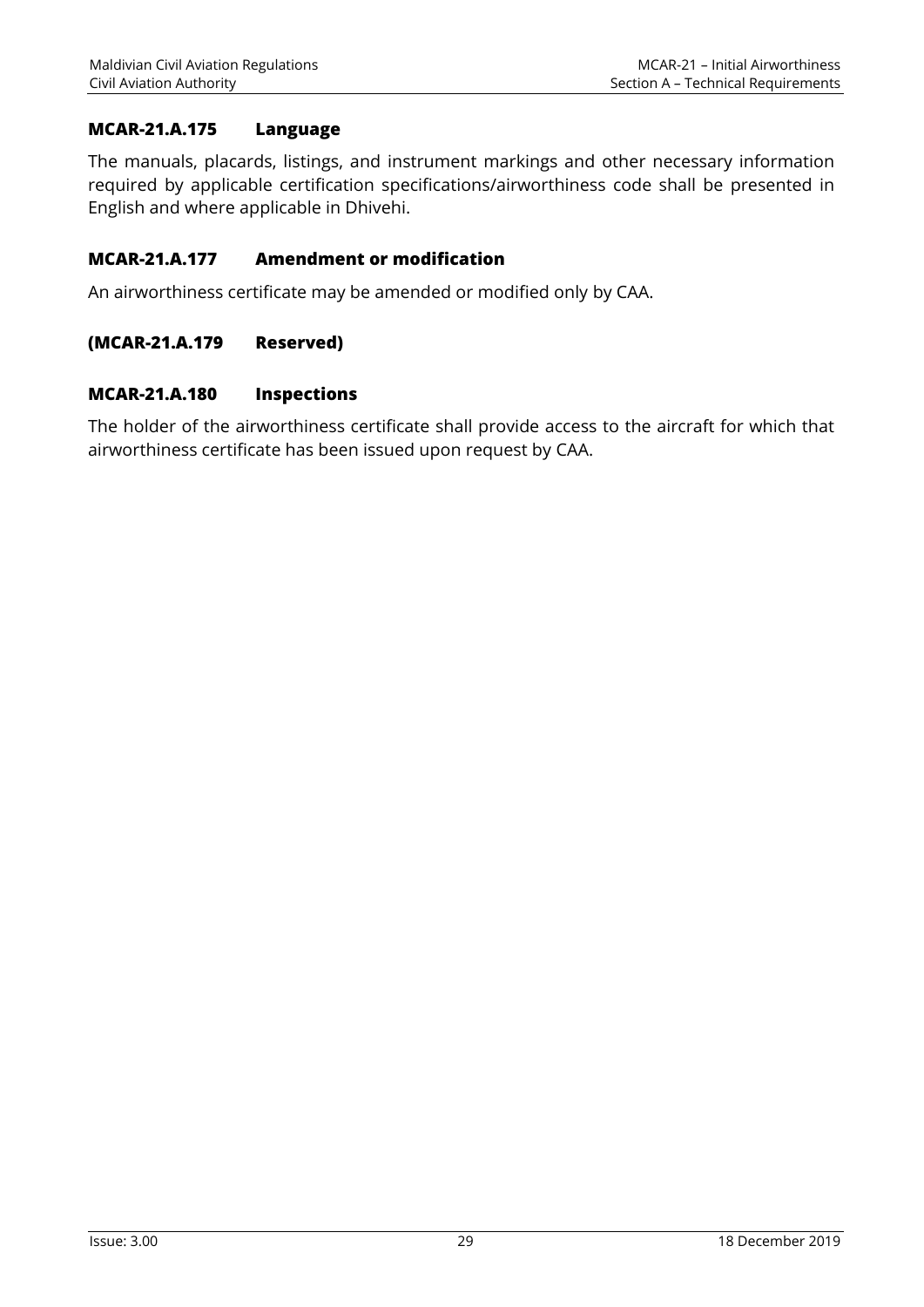### MCAR-21.A.175 Language

The manuals, placards, listings, and instrument markings and other necessary information required by applicable certification specifications/airworthiness code shall be presented in English and where applicable in Dhivehi.

### MCAR-21.A.177 Amendment or modification

An airworthiness certificate may be amended or modified only by CAA.

### (MCAR-21.A.179 Reserved)

### MCAR-21.A.180 Inspections

The holder of the airworthiness certificate shall provide access to the aircraft for which that airworthiness certificate has been issued upon request by CAA.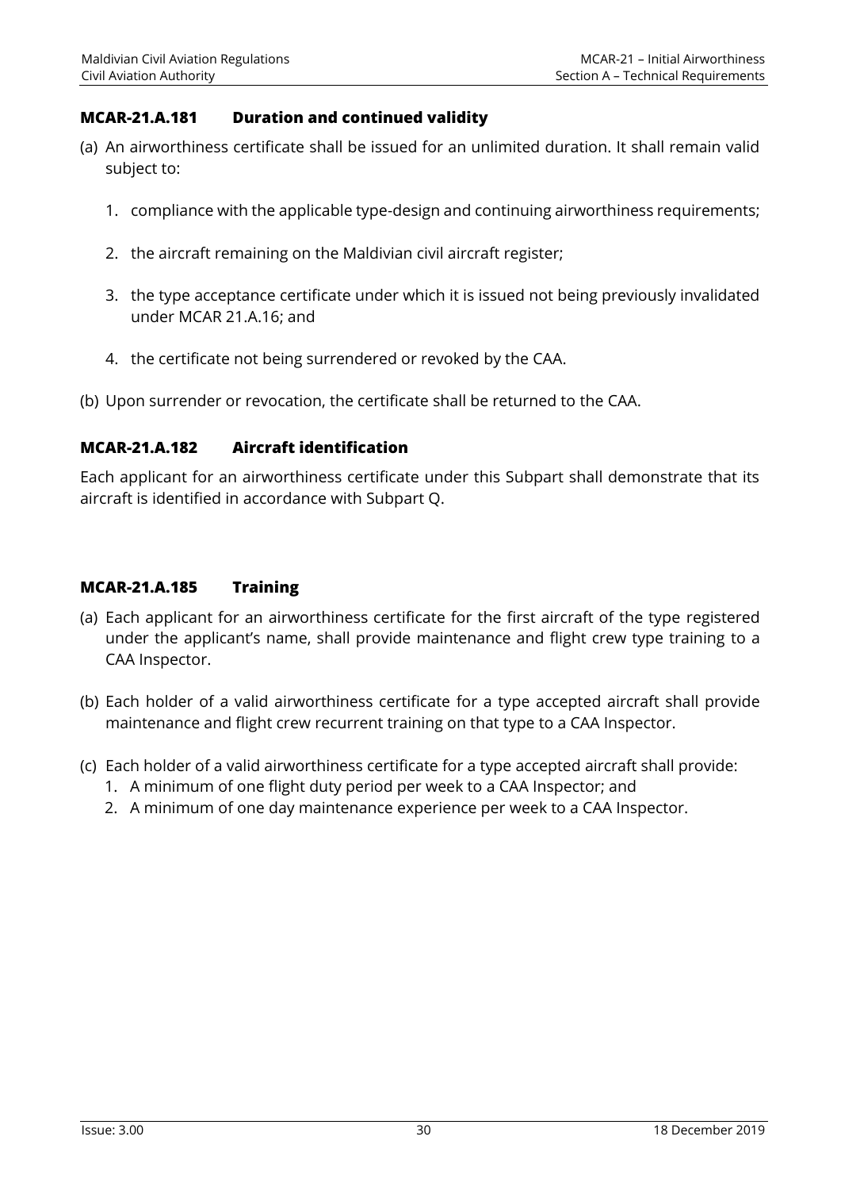### MCAR-21.A.181 Duration and continued validity

(a) An airworthiness certificate shall be issued for an unlimited duration. It shall remain valid subject to:

1. compliance with the applicable type-design and continuing airworthiness requirements;
2. the aircraft remaining on the Maldivian civil aircraft register;
3. the type acceptance certificate under which it is issued not being previously invalidated under MCAR 21.A.16; and
4. the certificate not being surrendered or revoked by the CAA.

(b) Upon surrender or revocation, the certificate shall be returned to the CAA.

### MCAR-21.A.182 Aircraft identification

Each applicant for an airworthiness certificate under this Subpart shall demonstrate that its aircraft is identified in accordance with Subpart Q.

### MCAR-21.A.185 Training

(a) Each applicant for an airworthiness certificate for the first aircraft of the type registered under the applicant's name, shall provide maintenance and flight crew type training to a CAA Inspector.

(b) Each holder of a valid airworthiness certificate for a type accepted aircraft shall provide maintenance and flight crew recurrent training on that type to a CAA Inspector.

(c) Each holder of a valid airworthiness certificate for a type accepted aircraft shall provide:
1. A minimum of one flight duty period per week to a CAA Inspector; and
2. A minimum of one day maintenance experience per week to a CAA Inspector.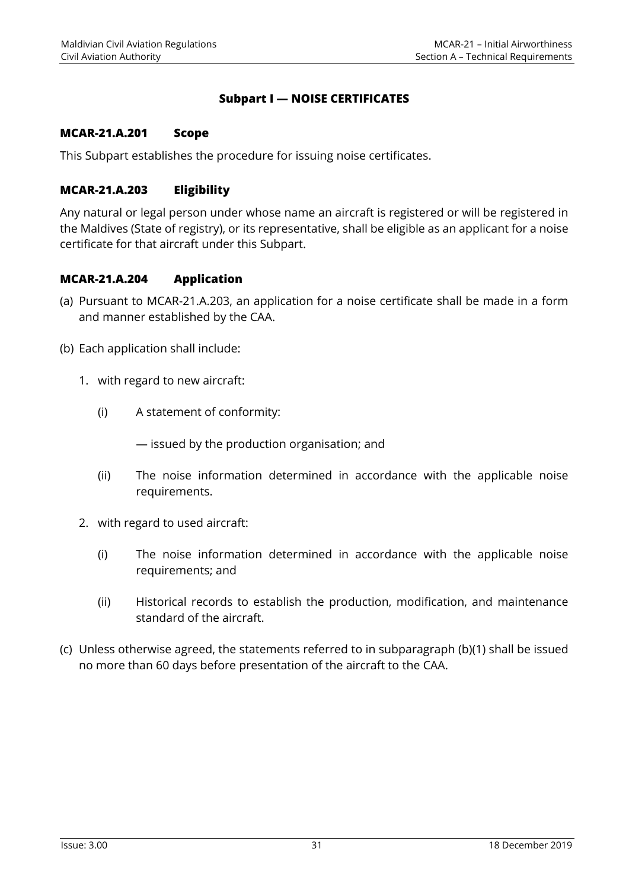## Subpart I — NOISE CERTIFICATES

### MCAR-21.A.201 Scope

This Subpart establishes the procedure for issuing noise certificates.

### MCAR-21.A.203 Eligibility

Any natural or legal person under whose name an aircraft is registered or will be registered in the Maldives (State of registry), or its representative, shall be eligible as an applicant for a noise certificate for that aircraft under this Subpart.

### MCAR-21.A.204 Application

(a) Pursuant to MCAR-21.A.203, an application for a noise certificate shall be made in a form and manner established by the CAA.

(b) Each application shall include:

1. with regard to new aircraft:

   (i) A statement of conformity:

   — issued by the production organisation; and

   (ii) The noise information determined in accordance with the applicable noise requirements.

2. with regard to used aircraft:

   (i) The noise information determined in accordance with the applicable noise requirements; and

   (ii) Historical records to establish the production, modification, and maintenance standard of the aircraft.

(c) Unless otherwise agreed, the statements referred to in subparagraph (b)(1) shall be issued no more than 60 days before presentation of the aircraft to the CAA.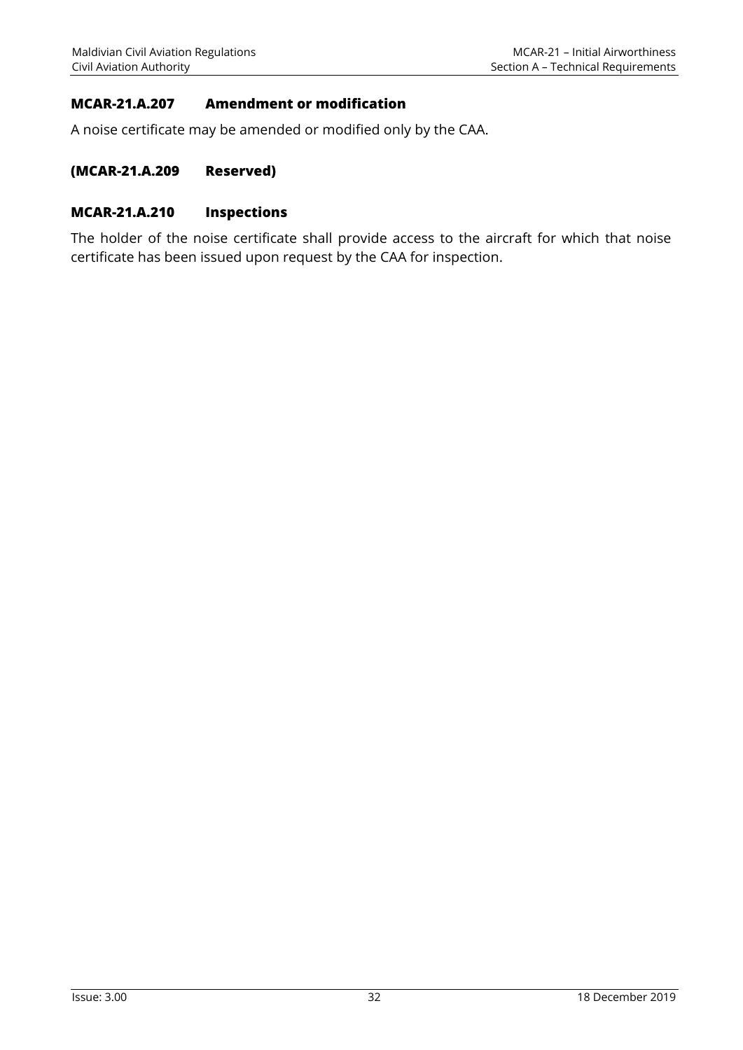### MCAR-21.A.207 Amendment or modification

A noise certificate may be amended or modified only by the CAA.

### (MCAR-21.A.209 Reserved)

### MCAR-21.A.210 Inspections

The holder of the noise certificate shall provide access to the aircraft for which that noise certificate has been issued upon request by the CAA for inspection.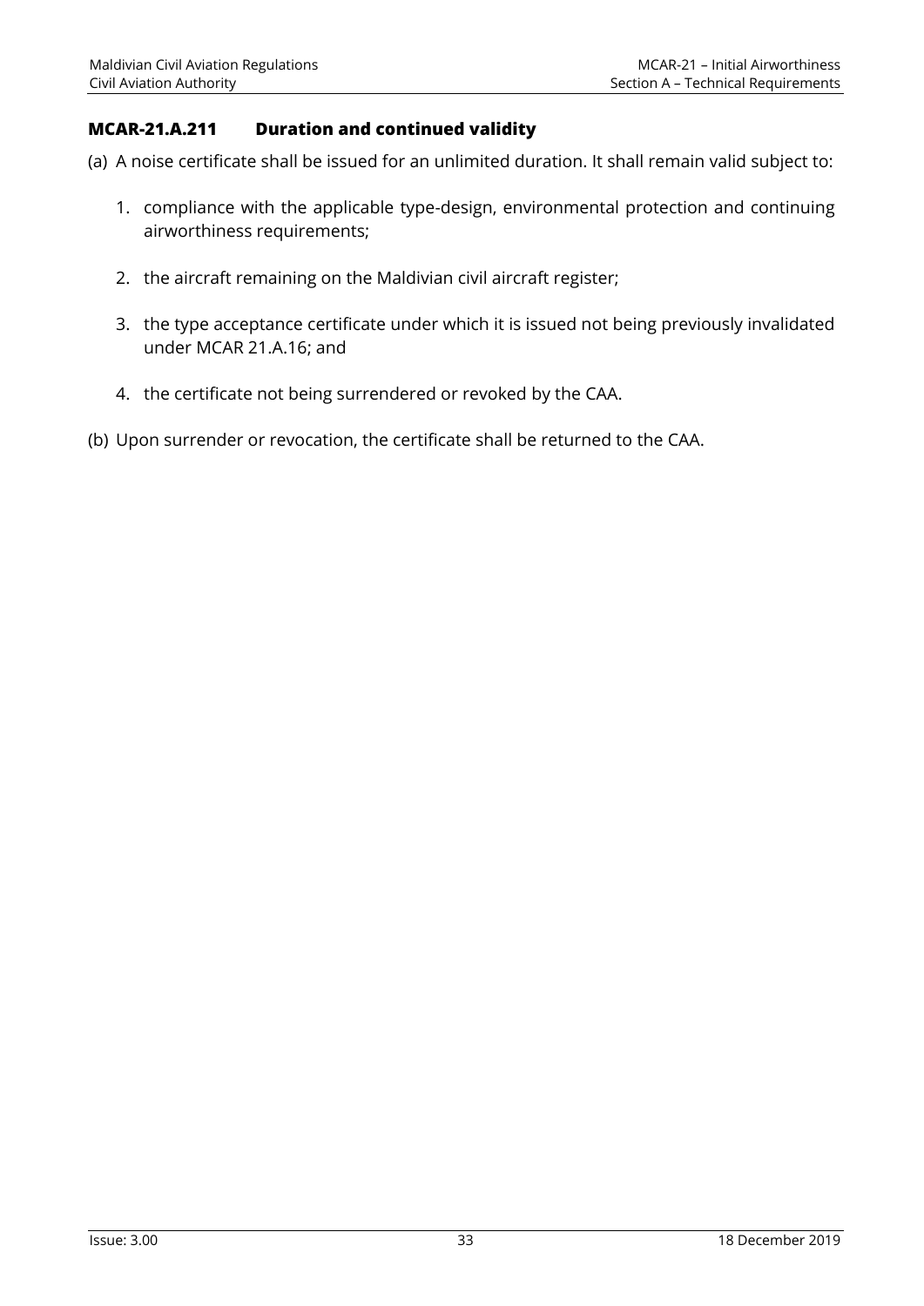### MCAR-21.A.211 Duration and continued validity

(a) A noise certificate shall be issued for an unlimited duration. It shall remain valid subject to:

1. compliance with the applicable type-design, environmental protection and continuing airworthiness requirements;

2. the aircraft remaining on the Maldivian civil aircraft register;

3. the type acceptance certificate under which it is issued not being previously invalidated under MCAR 21.A.16; and

4. the certificate not being surrendered or revoked by the CAA.

(b) Upon surrender or revocation, the certificate shall be returned to the CAA.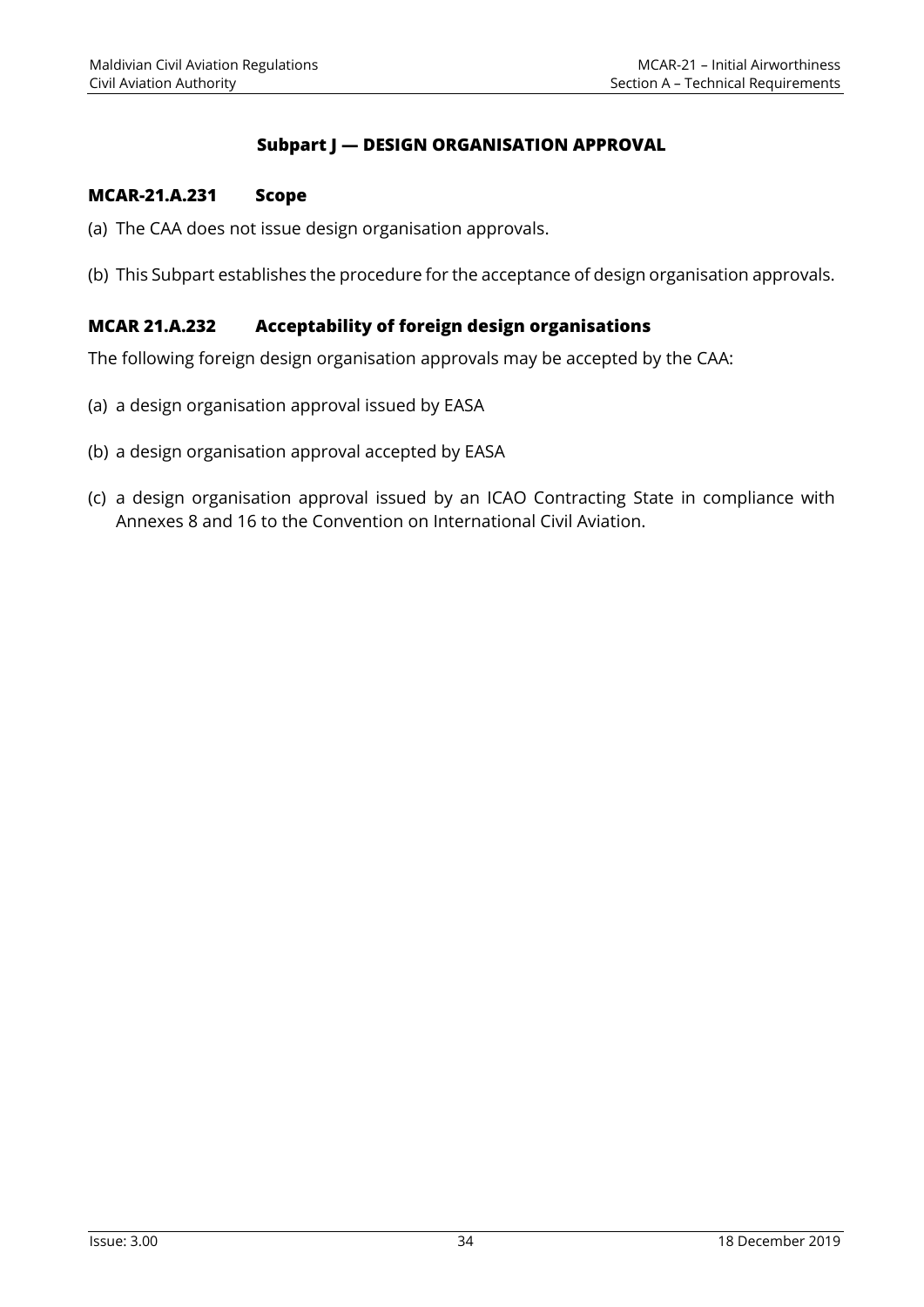## Subpart J — DESIGN ORGANISATION APPROVAL

### MCAR-21.A.231 Scope

(a) The CAA does not issue design organisation approvals.

(b) This Subpart establishes the procedure for the acceptance of design organisation approvals.

### MCAR 21.A.232 Acceptability of foreign design organisations

The following foreign design organisation approvals may be accepted by the CAA:

(a) a design organisation approval issued by EASA

(b) a design organisation approval accepted by EASA

(c) a design organisation approval issued by an ICAO Contracting State in compliance with Annexes 8 and 16 to the Convention on International Civil Aviation.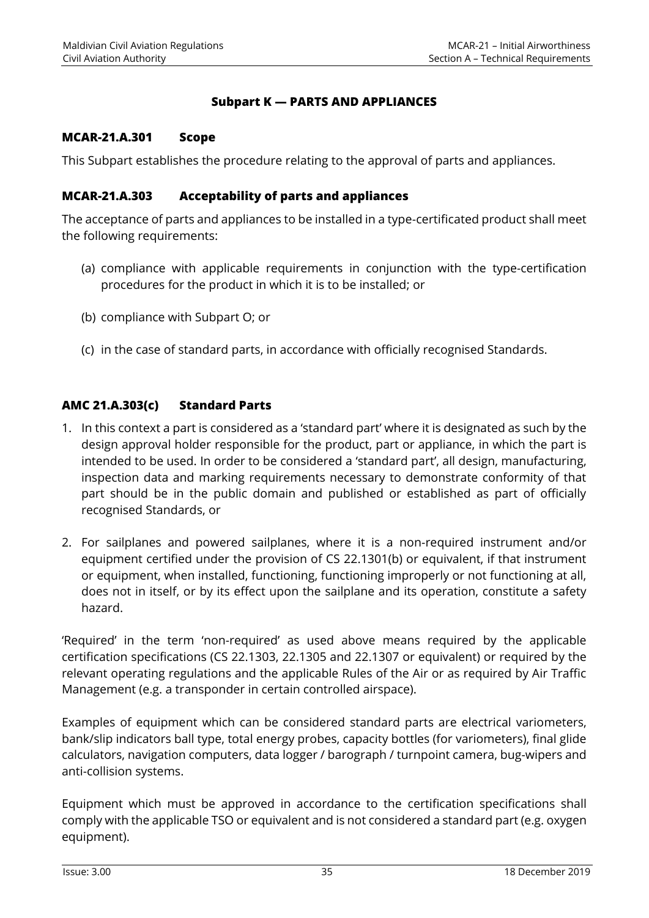## Subpart K — PARTS AND APPLIANCES

### MCAR-21.A.301 Scope

This Subpart establishes the procedure relating to the approval of parts and appliances.

### MCAR-21.A.303 Acceptability of parts and appliances

The acceptance of parts and appliances to be installed in a type-certificated product shall meet the following requirements:

(a) compliance with applicable requirements in conjunction with the type-certification procedures for the product in which it is to be installed; or

(b) compliance with Subpart O; or

(c) in the case of standard parts, in accordance with officially recognised Standards.

### AMC 21.A.303(c) Standard Parts

1. In this context a part is considered as a 'standard part' where it is designated as such by the design approval holder responsible for the product, part or appliance, in which the part is intended to be used. In order to be considered a 'standard part', all design, manufacturing, inspection data and marking requirements necessary to demonstrate conformity of that part should be in the public domain and published or established as part of officially recognised Standards, or

2. For sailplanes and powered sailplanes, where it is a non-required instrument and/or equipment certified under the provision of CS 22.1301(b) or equivalent, if that instrument or equipment, when installed, functioning, functioning improperly or not functioning at all, does not in itself, or by its effect upon the sailplane and its operation, constitute a safety hazard.

'Required' in the term 'non-required' as used above means required by the applicable certification specifications (CS 22.1303, 22.1305 and 22.1307 or equivalent) or required by the relevant operating regulations and the applicable Rules of the Air or as required by Air Traffic Management (e.g. a transponder in certain controlled airspace).

Examples of equipment which can be considered standard parts are electrical variometers, bank/slip indicators ball type, total energy probes, capacity bottles (for variometers), final glide calculators, navigation computers, data logger / barograph / turnpoint camera, bug-wipers and anti-collision systems.

Equipment which must be approved in accordance to the certification specifications shall comply with the applicable TSO or equivalent and is not considered a standard part (e.g. oxygen equipment).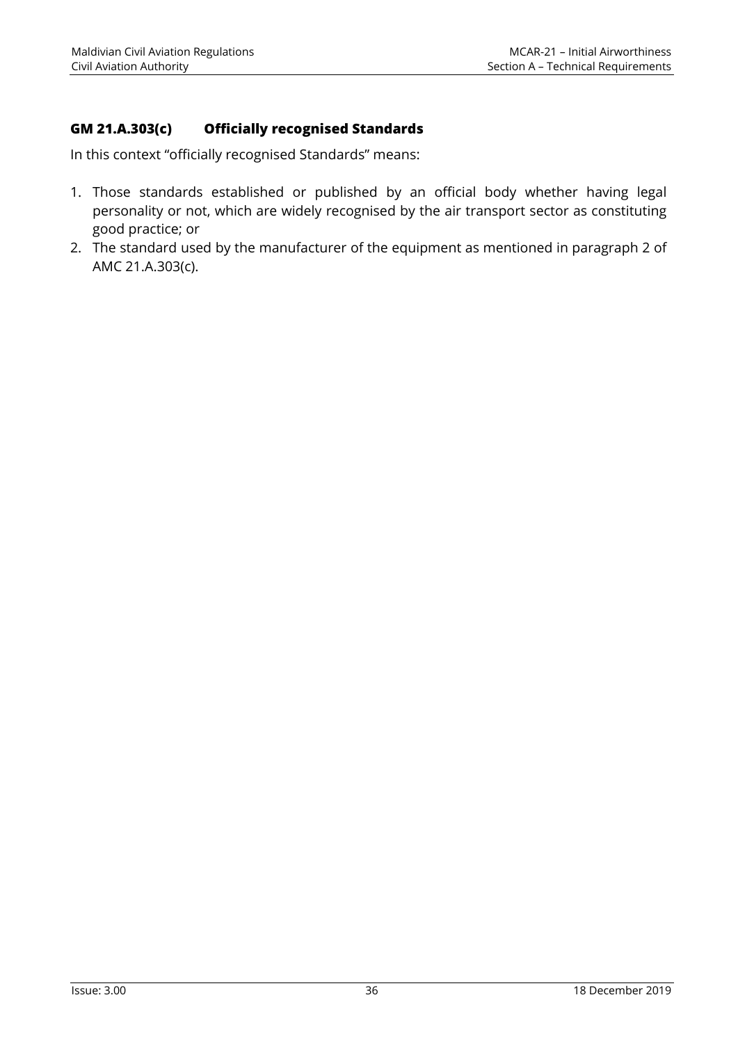### GM 21.A.303(c) Officially recognised Standards

In this context "officially recognised Standards" means:

1. Those standards established or published by an official body whether having legal personality or not, which are widely recognised by the air transport sector as constituting good practice; or
2. The standard used by the manufacturer of the equipment as mentioned in paragraph 2 of AMC 21.A.303(c).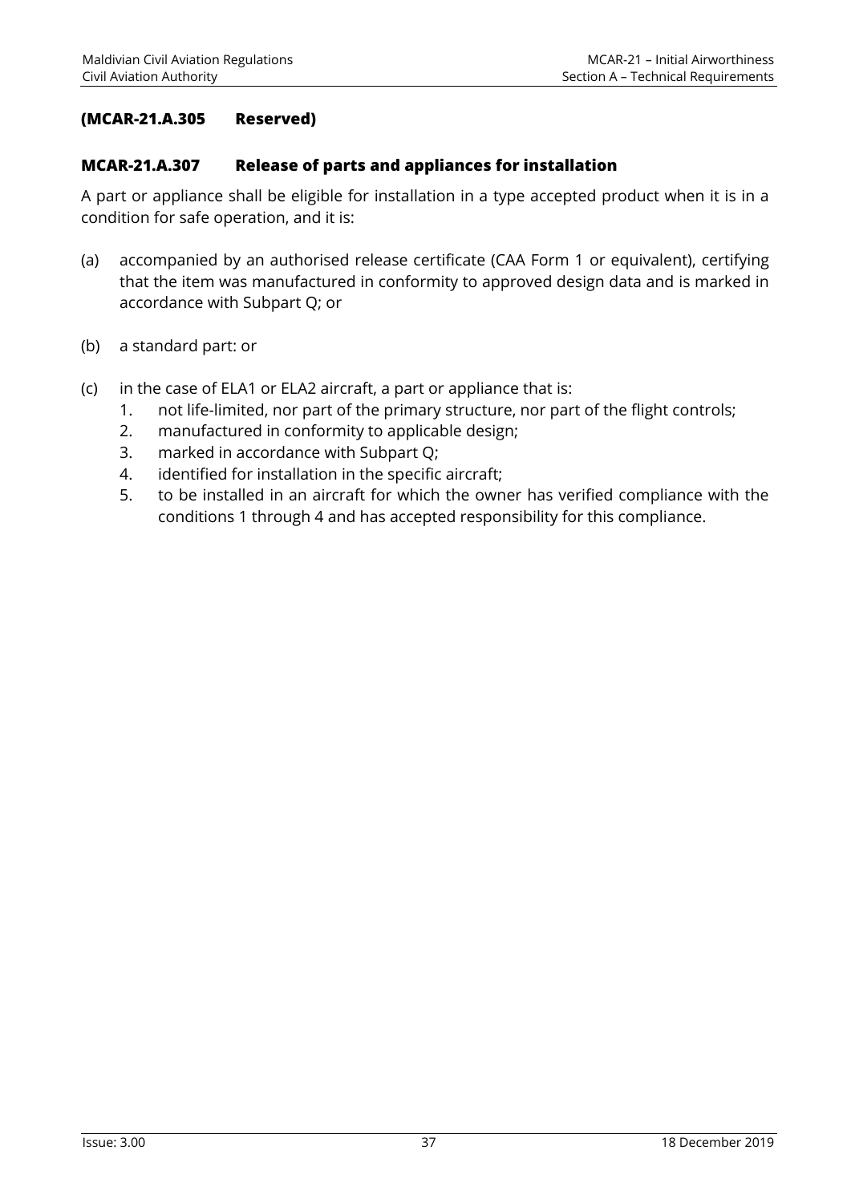### (MCAR-21.A.305 Reserved)

### MCAR-21.A.307 Release of parts and appliances for installation

A part or appliance shall be eligible for installation in a type accepted product when it is in a condition for safe operation, and it is:

(a) accompanied by an authorised release certificate (CAA Form 1 or equivalent), certifying that the item was manufactured in conformity to approved design data and is marked in accordance with Subpart Q; or

(b) a standard part: or

(c) in the case of ELA1 or ELA2 aircraft, a part or appliance that is:
   1. not life-limited, nor part of the primary structure, nor part of the flight controls;
   2. manufactured in conformity to applicable design;
   3. marked in accordance with Subpart Q;
   4. identified for installation in the specific aircraft;
   5. to be installed in an aircraft for which the owner has verified compliance with the conditions 1 through 4 and has accepted responsibility for this compliance.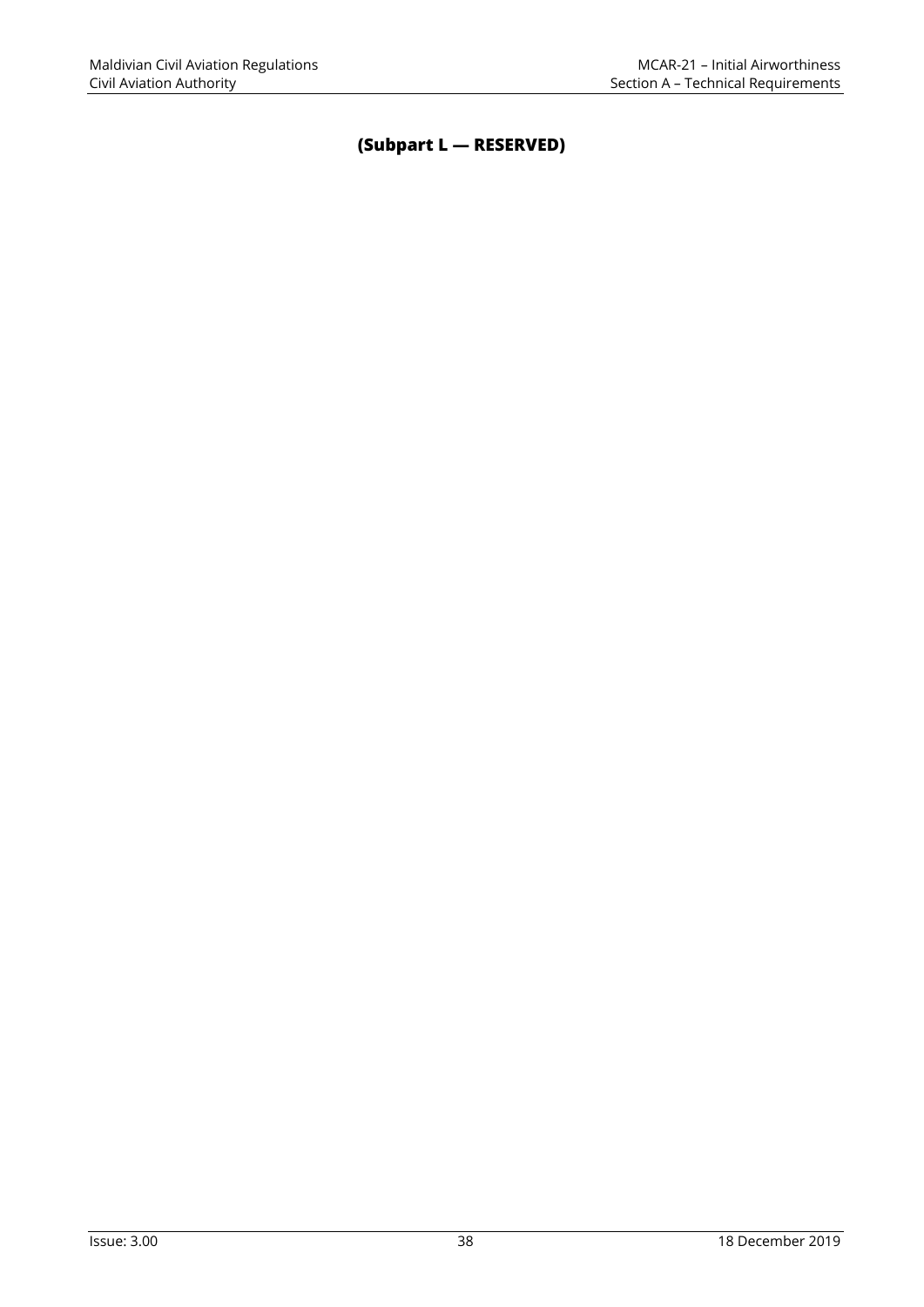## (Subpart L — RESERVED)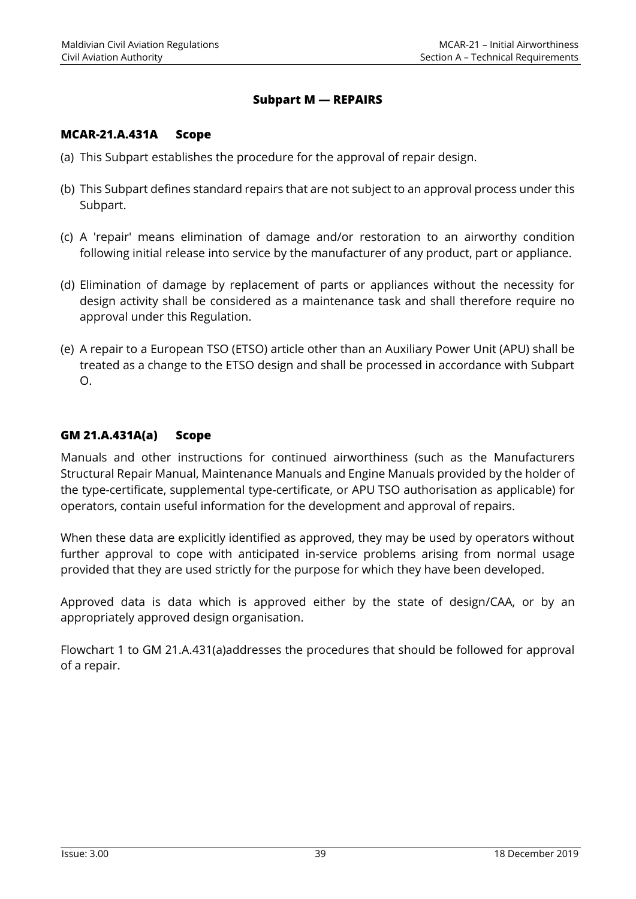## Subpart M — REPAIRS

### MCAR-21.A.431A Scope

(a) This Subpart establishes the procedure for the approval of repair design.

(b) This Subpart defines standard repairs that are not subject to an approval process under this Subpart.

(c) A 'repair' means elimination of damage and/or restoration to an airworthy condition following initial release into service by the manufacturer of any product, part or appliance.

(d) Elimination of damage by replacement of parts or appliances without the necessity for design activity shall be considered as a maintenance task and shall therefore require no approval under this Regulation.

(e) A repair to a European TSO (ETSO) article other than an Auxiliary Power Unit (APU) shall be treated as a change to the ETSO design and shall be processed in accordance with Subpart O.

### GM 21.A.431A(a) Scope

Manuals and other instructions for continued airworthiness (such as the Manufacturers Structural Repair Manual, Maintenance Manuals and Engine Manuals provided by the holder of the type-certificate, supplemental type-certificate, or APU TSO authorisation as applicable) for operators, contain useful information for the development and approval of repairs.

When these data are explicitly identified as approved, they may be used by operators without further approval to cope with anticipated in-service problems arising from normal usage provided that they are used strictly for the purpose for which they have been developed.

Approved data is data which is approved either by the state of design/CAA, or by an appropriately approved design organisation.

Flowchart 1 to GM 21.A.431(a)addresses the procedures that should be followed for approval of a repair.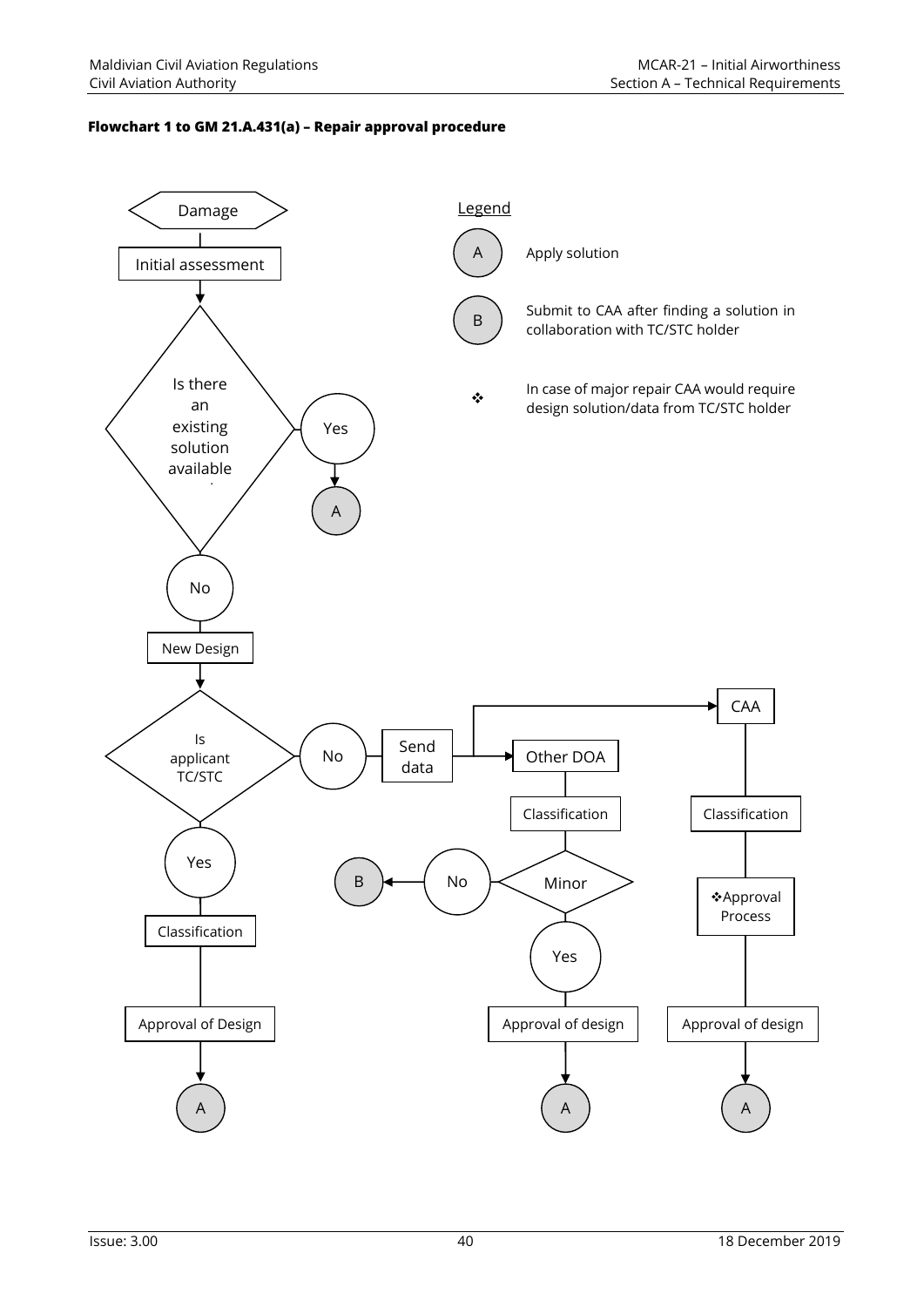**Flowchart 1 to GM 21.A.431(a) – Repair approval procedure**

Legend

- A — Apply solution
- B — Submit to CAA after finding a solution in collaboration with TC/STC holder
- ❖ — In case of major repair CAA would require design solution/data from TC/STC holder

Damage

Initial assessment

Is there an existing solution available?

Yes → A

No

New Design

Is applicant TC/STC

Yes → Classification → Approval of Design → A

No → Send data → Other DOA → Classification → Minor

- Minor: No → B
- Minor: Yes → Approval of design → A

Send data → CAA → Classification → ❖Approval Process → Approval of design → A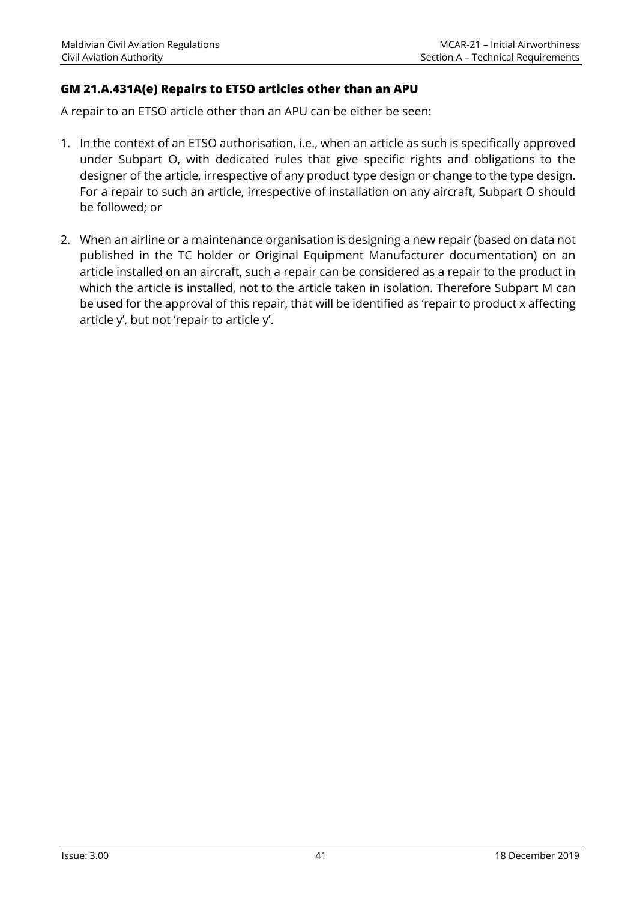### GM 21.A.431A(e) Repairs to ETSO articles other than an APU

A repair to an ETSO article other than an APU can be either be seen:

1. In the context of an ETSO authorisation, i.e., when an article as such is specifically approved under Subpart O, with dedicated rules that give specific rights and obligations to the designer of the article, irrespective of any product type design or change to the type design. For a repair to such an article, irrespective of installation on any aircraft, Subpart O should be followed; or

2. When an airline or a maintenance organisation is designing a new repair (based on data not published in the TC holder or Original Equipment Manufacturer documentation) on an article installed on an aircraft, such a repair can be considered as a repair to the product in which the article is installed, not to the article taken in isolation. Therefore Subpart M can be used for the approval of this repair, that will be identified as 'repair to product x affecting article y', but not 'repair to article y'.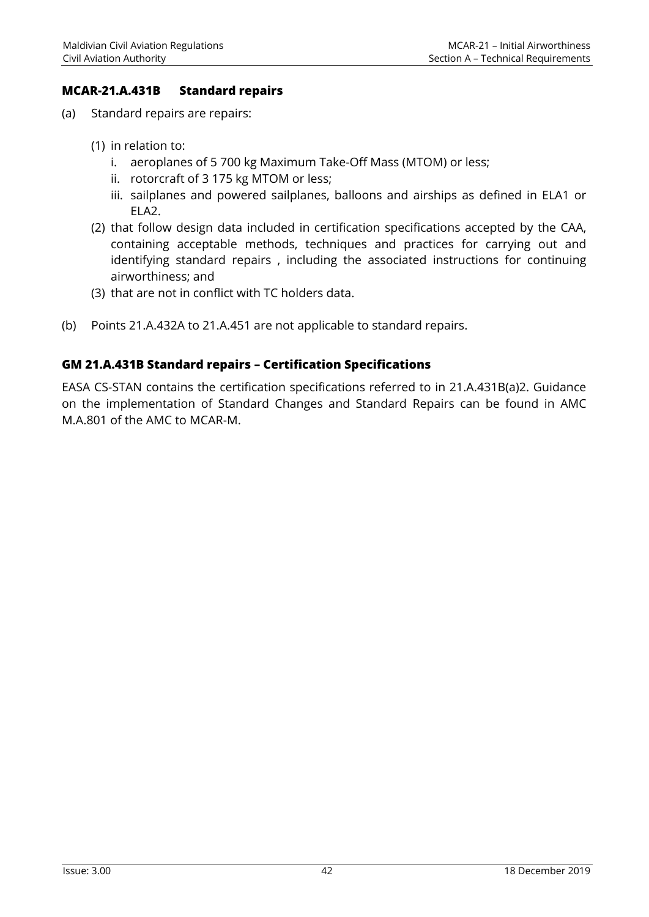### MCAR-21.A.431B Standard repairs

(a) Standard repairs are repairs:

  (1) in relation to:
    i. aeroplanes of 5 700 kg Maximum Take-Off Mass (MTOM) or less;
    ii. rotorcraft of 3 175 kg MTOM or less;
    iii. sailplanes and powered sailplanes, balloons and airships as defined in ELA1 or ELA2.

  (2) that follow design data included in certification specifications accepted by the CAA, containing acceptable methods, techniques and practices for carrying out and identifying standard repairs , including the associated instructions for continuing airworthiness; and

  (3) that are not in conflict with TC holders data.

(b) Points 21.A.432A to 21.A.451 are not applicable to standard repairs.

### GM 21.A.431B Standard repairs – Certification Specifications

EASA CS-STAN contains the certification specifications referred to in 21.A.431B(a)2. Guidance on the implementation of Standard Changes and Standard Repairs can be found in AMC M.A.801 of the AMC to MCAR-M.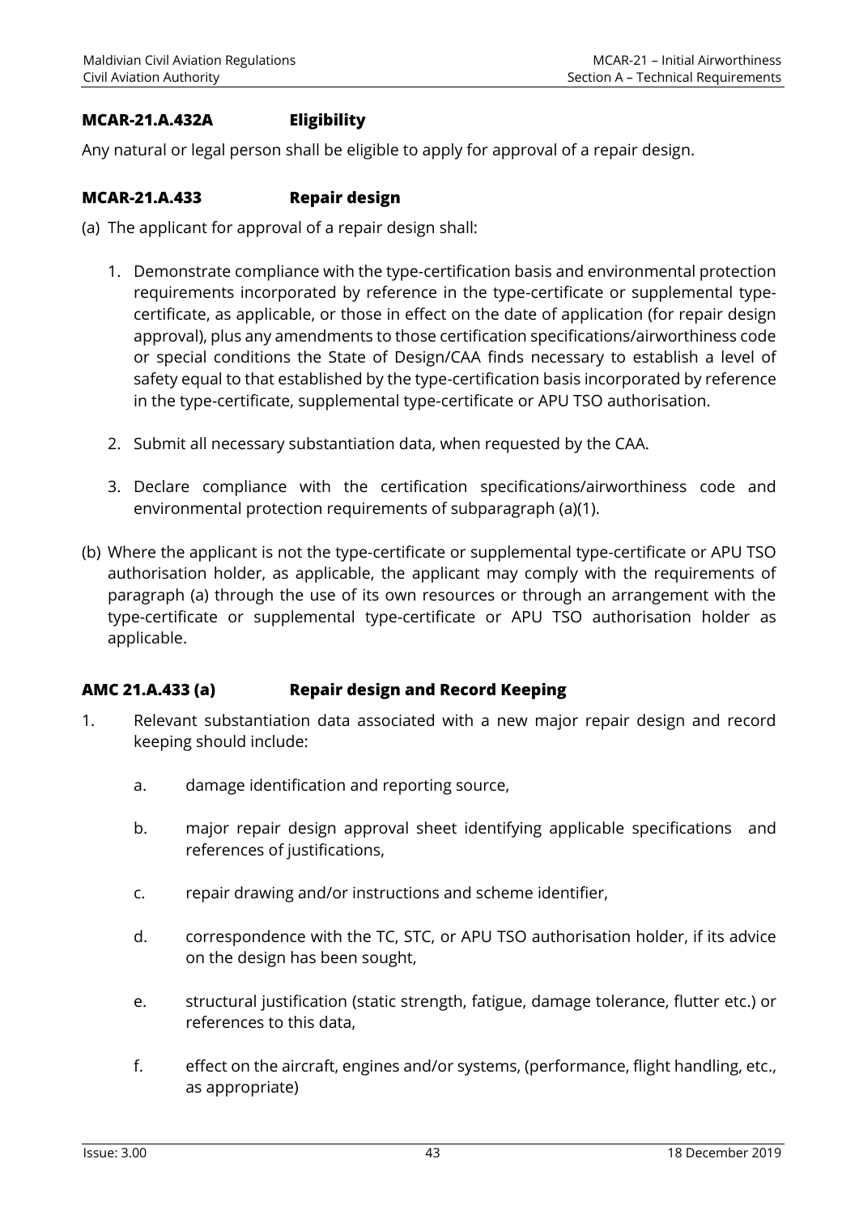### MCAR-21.A.432A Eligibility

Any natural or legal person shall be eligible to apply for approval of a repair design.

### MCAR-21.A.433 Repair design

(a) The applicant for approval of a repair design shall:

1. Demonstrate compliance with the type-certification basis and environmental protection requirements incorporated by reference in the type-certificate or supplemental type-certificate, as applicable, or those in effect on the date of application (for repair design approval), plus any amendments to those certification specifications/airworthiness code or special conditions the State of Design/CAA finds necessary to establish a level of safety equal to that established by the type-certification basis incorporated by reference in the type-certificate, supplemental type-certificate or APU TSO authorisation.

2. Submit all necessary substantiation data, when requested by the CAA.

3. Declare compliance with the certification specifications/airworthiness code and environmental protection requirements of subparagraph (a)(1).

(b) Where the applicant is not the type-certificate or supplemental type-certificate or APU TSO authorisation holder, as applicable, the applicant may comply with the requirements of paragraph (a) through the use of its own resources or through an arrangement with the type-certificate or supplemental type-certificate or APU TSO authorisation holder as applicable.

### AMC 21.A.433 (a) Repair design and Record Keeping

1. Relevant substantiation data associated with a new major repair design and record keeping should include:

   a. damage identification and reporting source,

   b. major repair design approval sheet identifying applicable specifications and references of justifications,

   c. repair drawing and/or instructions and scheme identifier,

   d. correspondence with the TC, STC, or APU TSO authorisation holder, if its advice on the design has been sought,

   e. structural justification (static strength, fatigue, damage tolerance, flutter etc.) or references to this data,

   f. effect on the aircraft, engines and/or systems, (performance, flight handling, etc., as appropriate)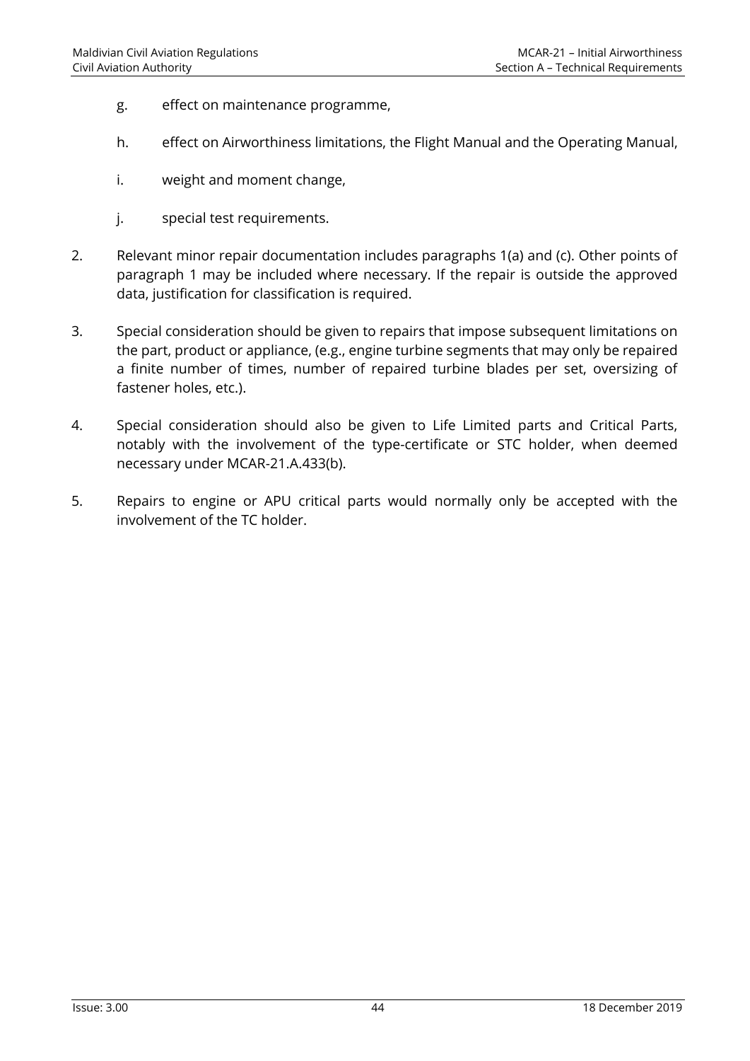g. effect on maintenance programme,

h. effect on Airworthiness limitations, the Flight Manual and the Operating Manual,

i. weight and moment change,

j. special test requirements.

2. Relevant minor repair documentation includes paragraphs 1(a) and (c). Other points of paragraph 1 may be included where necessary. If the repair is outside the approved data, justification for classification is required.

3. Special consideration should be given to repairs that impose subsequent limitations on the part, product or appliance, (e.g., engine turbine segments that may only be repaired a finite number of times, number of repaired turbine blades per set, oversizing of fastener holes, etc.).

4. Special consideration should also be given to Life Limited parts and Critical Parts, notably with the involvement of the type-certificate or STC holder, when deemed necessary under MCAR-21.A.433(b).

5. Repairs to engine or APU critical parts would normally only be accepted with the involvement of the TC holder.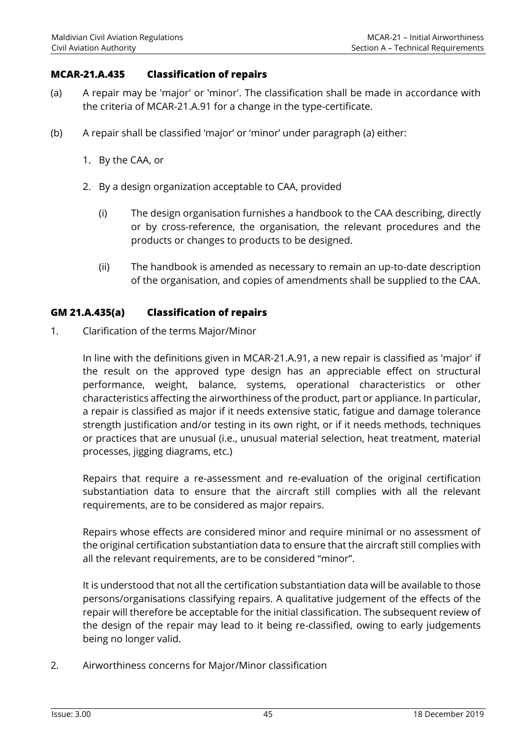### MCAR-21.A.435 Classification of repairs

(a) A repair may be 'major' or 'minor'. The classification shall be made in accordance with the criteria of MCAR-21.A.91 for a change in the type-certificate.

(b) A repair shall be classified 'major' or 'minor' under paragraph (a) either:

1. By the CAA, or

2. By a design organization acceptable to CAA, provided

    (i) The design organisation furnishes a handbook to the CAA describing, directly or by cross-reference, the organisation, the relevant procedures and the products or changes to products to be designed.

    (ii) The handbook is amended as necessary to remain an up-to-date description of the organisation, and copies of amendments shall be supplied to the CAA.

### GM 21.A.435(a) Classification of repairs

1. Clarification of the terms Major/Minor

    In line with the definitions given in MCAR-21.A.91, a new repair is classified as 'major' if the result on the approved type design has an appreciable effect on structural performance, weight, balance, systems, operational characteristics or other characteristics affecting the airworthiness of the product, part or appliance. In particular, a repair is classified as major if it needs extensive static, fatigue and damage tolerance strength justification and/or testing in its own right, or if it needs methods, techniques or practices that are unusual (i.e., unusual material selection, heat treatment, material processes, jigging diagrams, etc.)

    Repairs that require a re-assessment and re-evaluation of the original certification substantiation data to ensure that the aircraft still complies with all the relevant requirements, are to be considered as major repairs.

    Repairs whose effects are considered minor and require minimal or no assessment of the original certification substantiation data to ensure that the aircraft still complies with all the relevant requirements, are to be considered "minor".

    It is understood that not all the certification substantiation data will be available to those persons/organisations classifying repairs. A qualitative judgement of the effects of the repair will therefore be acceptable for the initial classification. The subsequent review of the design of the repair may lead to it being re-classified, owing to early judgements being no longer valid.

2. Airworthiness concerns for Major/Minor classification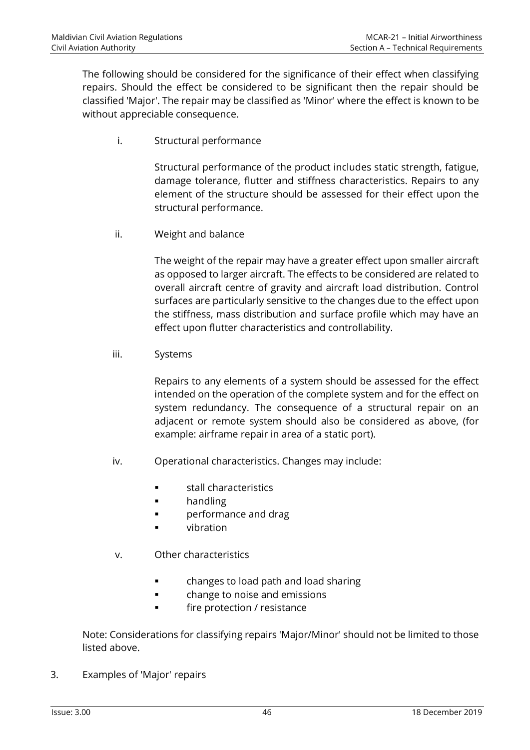The following should be considered for the significance of their effect when classifying repairs. Should the effect be considered to be significant then the repair should be classified 'Major'. The repair may be classified as 'Minor' where the effect is known to be without appreciable consequence.

i. Structural performance

   Structural performance of the product includes static strength, fatigue, damage tolerance, flutter and stiffness characteristics. Repairs to any element of the structure should be assessed for their effect upon the structural performance.

ii. Weight and balance

   The weight of the repair may have a greater effect upon smaller aircraft as opposed to larger aircraft. The effects to be considered are related to overall aircraft centre of gravity and aircraft load distribution. Control surfaces are particularly sensitive to the changes due to the effect upon the stiffness, mass distribution and surface profile which may have an effect upon flutter characteristics and controllability.

iii. Systems

   Repairs to any elements of a system should be assessed for the effect intended on the operation of the complete system and for the effect on system redundancy. The consequence of a structural repair on an adjacent or remote system should also be considered as above, (for example: airframe repair in area of a static port).

iv. Operational characteristics. Changes may include:

   - stall characteristics
   - handling
   - performance and drag
   - vibration

v. Other characteristics

   - changes to load path and load sharing
   - change to noise and emissions
   - fire protection / resistance

Note: Considerations for classifying repairs 'Major/Minor' should not be limited to those listed above.

3. Examples of 'Major' repairs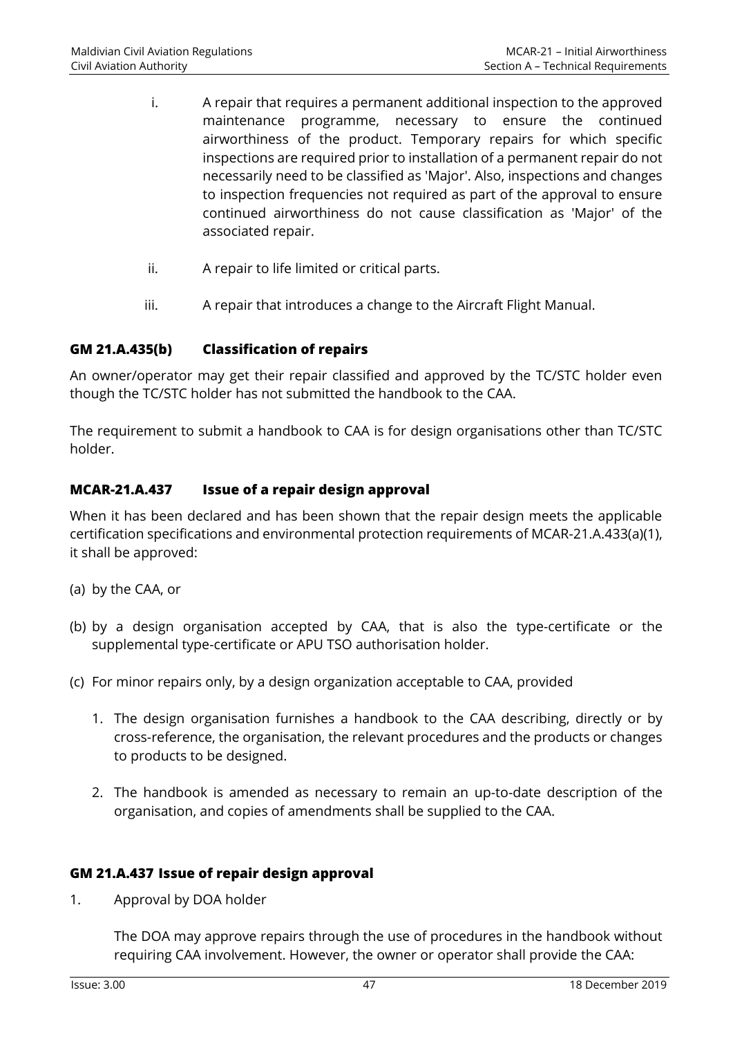i. A repair that requires a permanent additional inspection to the approved maintenance programme, necessary to ensure the continued airworthiness of the product. Temporary repairs for which specific inspections are required prior to installation of a permanent repair do not necessarily need to be classified as 'Major'. Also, inspections and changes to inspection frequencies not required as part of the approval to ensure continued airworthiness do not cause classification as 'Major' of the associated repair.

ii. A repair to life limited or critical parts.

iii. A repair that introduces a change to the Aircraft Flight Manual.

### GM 21.A.435(b) Classification of repairs

An owner/operator may get their repair classified and approved by the TC/STC holder even though the TC/STC holder has not submitted the handbook to the CAA.

The requirement to submit a handbook to CAA is for design organisations other than TC/STC holder.

### MCAR-21.A.437 Issue of a repair design approval

When it has been declared and has been shown that the repair design meets the applicable certification specifications and environmental protection requirements of MCAR-21.A.433(a)(1), it shall be approved:

(a) by the CAA, or

(b) by a design organisation accepted by CAA, that is also the type-certificate or the supplemental type-certificate or APU TSO authorisation holder.

(c) For minor repairs only, by a design organization acceptable to CAA, provided

1. The design organisation furnishes a handbook to the CAA describing, directly or by cross-reference, the organisation, the relevant procedures and the products or changes to products to be designed.
2. The handbook is amended as necessary to remain an up-to-date description of the organisation, and copies of amendments shall be supplied to the CAA.

### GM 21.A.437 Issue of repair design approval

1. Approval by DOA holder

   The DOA may approve repairs through the use of procedures in the handbook without requiring CAA involvement. However, the owner or operator shall provide the CAA: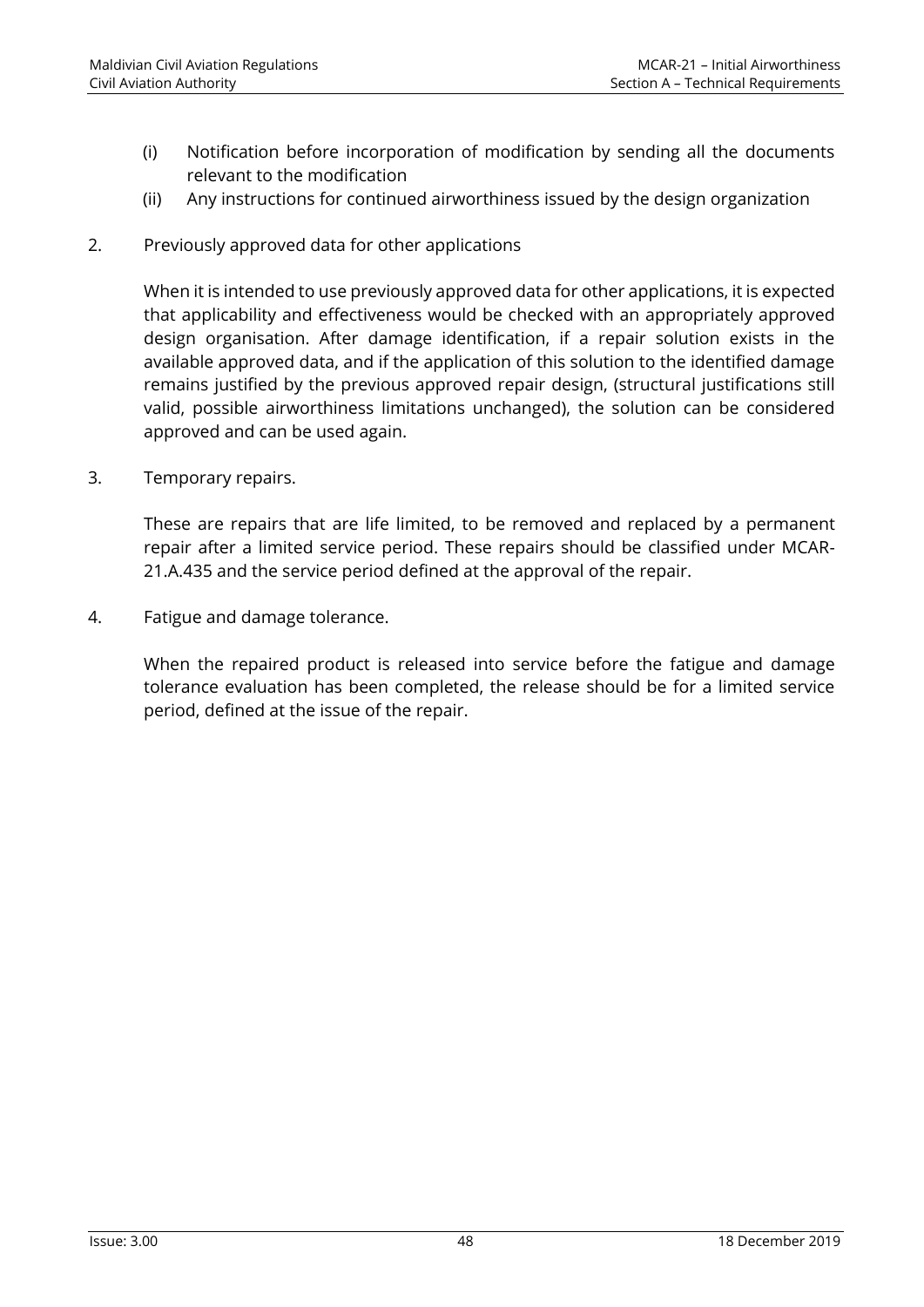(i) Notification before incorporation of modification by sending all the documents relevant to the modification

(ii) Any instructions for continued airworthiness issued by the design organization

2. Previously approved data for other applications

   When it is intended to use previously approved data for other applications, it is expected that applicability and effectiveness would be checked with an appropriately approved design organisation. After damage identification, if a repair solution exists in the available approved data, and if the application of this solution to the identified damage remains justified by the previous approved repair design, (structural justifications still valid, possible airworthiness limitations unchanged), the solution can be considered approved and can be used again.

3. Temporary repairs.

   These are repairs that are life limited, to be removed and replaced by a permanent repair after a limited service period. These repairs should be classified under MCAR-21.A.435 and the service period defined at the approval of the repair.

4. Fatigue and damage tolerance.

   When the repaired product is released into service before the fatigue and damage tolerance evaluation has been completed, the release should be for a limited service period, defined at the issue of the repair.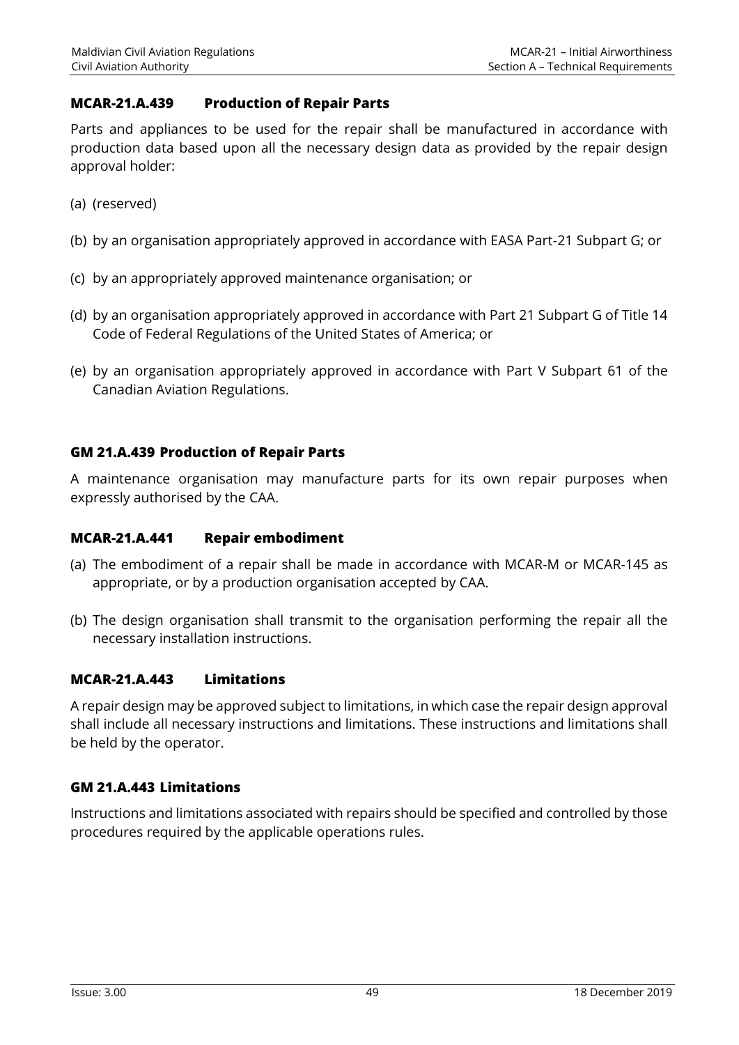### MCAR-21.A.439 Production of Repair Parts

Parts and appliances to be used for the repair shall be manufactured in accordance with production data based upon all the necessary design data as provided by the repair design approval holder:

(a) (reserved)

(b) by an organisation appropriately approved in accordance with EASA Part-21 Subpart G; or

(c) by an appropriately approved maintenance organisation; or

(d) by an organisation appropriately approved in accordance with Part 21 Subpart G of Title 14 Code of Federal Regulations of the United States of America; or

(e) by an organisation appropriately approved in accordance with Part V Subpart 61 of the Canadian Aviation Regulations.

### GM 21.A.439 Production of Repair Parts

A maintenance organisation may manufacture parts for its own repair purposes when expressly authorised by the CAA.

### MCAR-21.A.441 Repair embodiment

(a) The embodiment of a repair shall be made in accordance with MCAR-M or MCAR-145 as appropriate, or by a production organisation accepted by CAA.

(b) The design organisation shall transmit to the organisation performing the repair all the necessary installation instructions.

### MCAR-21.A.443 Limitations

A repair design may be approved subject to limitations, in which case the repair design approval shall include all necessary instructions and limitations. These instructions and limitations shall be held by the operator.

### GM 21.A.443 Limitations

Instructions and limitations associated with repairs should be specified and controlled by those procedures required by the applicable operations rules.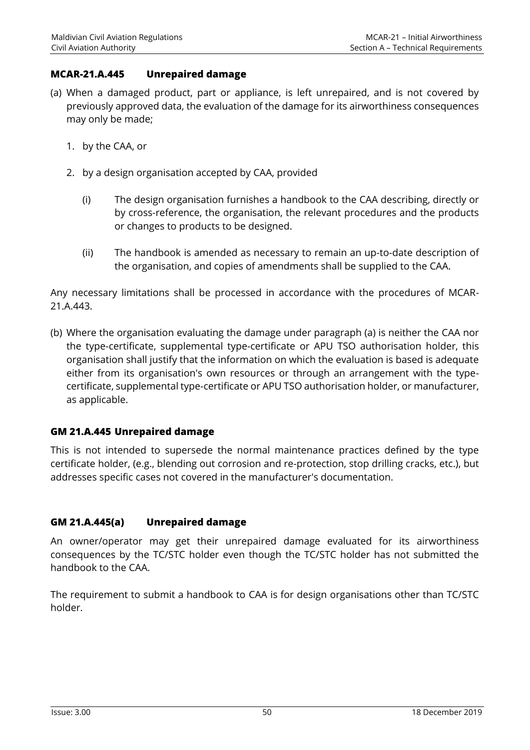### MCAR-21.A.445 Unrepaired damage

(a) When a damaged product, part or appliance, is left unrepaired, and is not covered by previously approved data, the evaluation of the damage for its airworthiness consequences may only be made;

1. by the CAA, or

2. by a design organisation accepted by CAA, provided

   (i) The design organisation furnishes a handbook to the CAA describing, directly or by cross-reference, the organisation, the relevant procedures and the products or changes to products to be designed.

   (ii) The handbook is amended as necessary to remain an up-to-date description of the organisation, and copies of amendments shall be supplied to the CAA.

Any necessary limitations shall be processed in accordance with the procedures of MCAR-21.A.443.

(b) Where the organisation evaluating the damage under paragraph (a) is neither the CAA nor the type-certificate, supplemental type-certificate or APU TSO authorisation holder, this organisation shall justify that the information on which the evaluation is based is adequate either from its organisation's own resources or through an arrangement with the type-certificate, supplemental type-certificate or APU TSO authorisation holder, or manufacturer, as applicable.

### GM 21.A.445 Unrepaired damage

This is not intended to supersede the normal maintenance practices defined by the type certificate holder, (e.g., blending out corrosion and re-protection, stop drilling cracks, etc.), but addresses specific cases not covered in the manufacturer's documentation.

### GM 21.A.445(a) Unrepaired damage

An owner/operator may get their unrepaired damage evaluated for its airworthiness consequences by the TC/STC holder even though the TC/STC holder has not submitted the handbook to the CAA.

The requirement to submit a handbook to CAA is for design organisations other than TC/STC holder.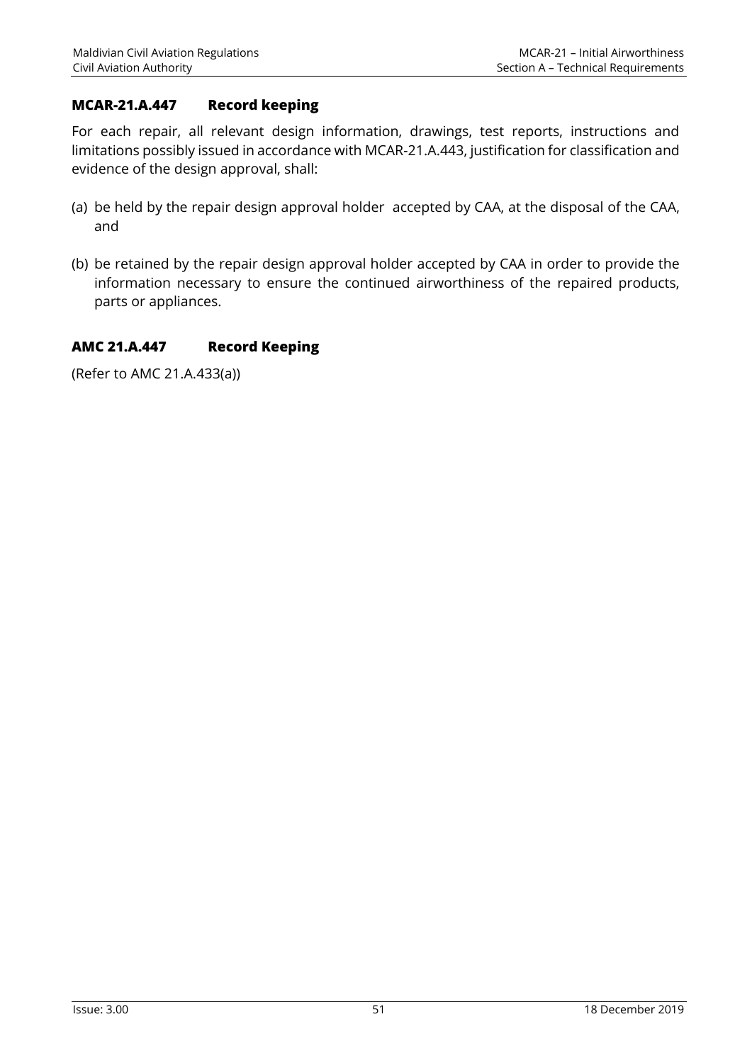### MCAR-21.A.447 Record keeping

For each repair, all relevant design information, drawings, test reports, instructions and limitations possibly issued in accordance with MCAR-21.A.443, justification for classification and evidence of the design approval, shall:

(a) be held by the repair design approval holder accepted by CAA, at the disposal of the CAA, and

(b) be retained by the repair design approval holder accepted by CAA in order to provide the information necessary to ensure the continued airworthiness of the repaired products, parts or appliances.

### AMC 21.A.447 Record Keeping

(Refer to AMC 21.A.433(a))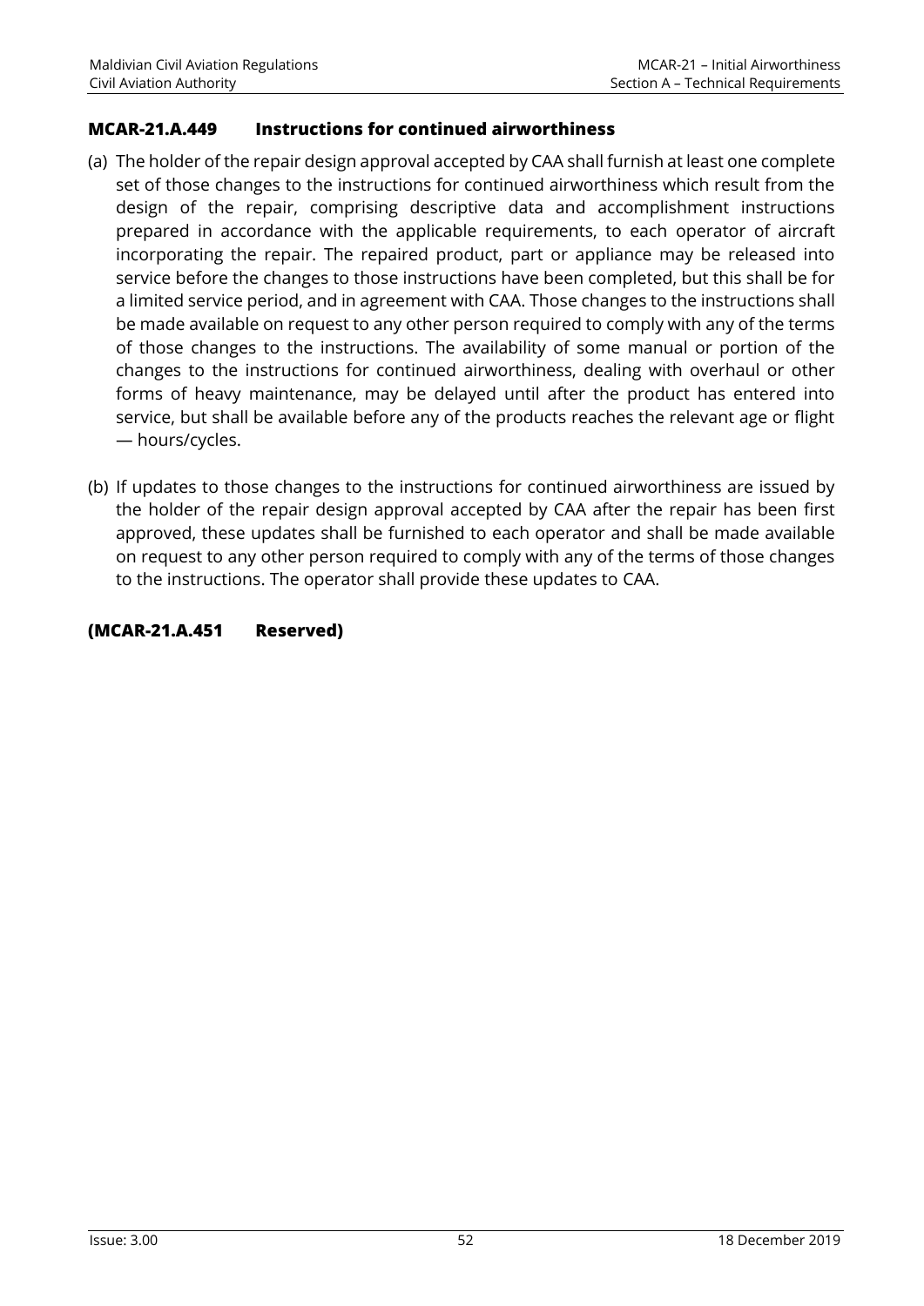### MCAR-21.A.449 Instructions for continued airworthiness

(a) The holder of the repair design approval accepted by CAA shall furnish at least one complete set of those changes to the instructions for continued airworthiness which result from the design of the repair, comprising descriptive data and accomplishment instructions prepared in accordance with the applicable requirements, to each operator of aircraft incorporating the repair. The repaired product, part or appliance may be released into service before the changes to those instructions have been completed, but this shall be for a limited service period, and in agreement with CAA. Those changes to the instructions shall be made available on request to any other person required to comply with any of the terms of those changes to the instructions. The availability of some manual or portion of the changes to the instructions for continued airworthiness, dealing with overhaul or other forms of heavy maintenance, may be delayed until after the product has entered into service, but shall be available before any of the products reaches the relevant age or flight — hours/cycles.

(b) If updates to those changes to the instructions for continued airworthiness are issued by the holder of the repair design approval accepted by CAA after the repair has been first approved, these updates shall be furnished to each operator and shall be made available on request to any other person required to comply with any of the terms of those changes to the instructions. The operator shall provide these updates to CAA.

### (MCAR-21.A.451 Reserved)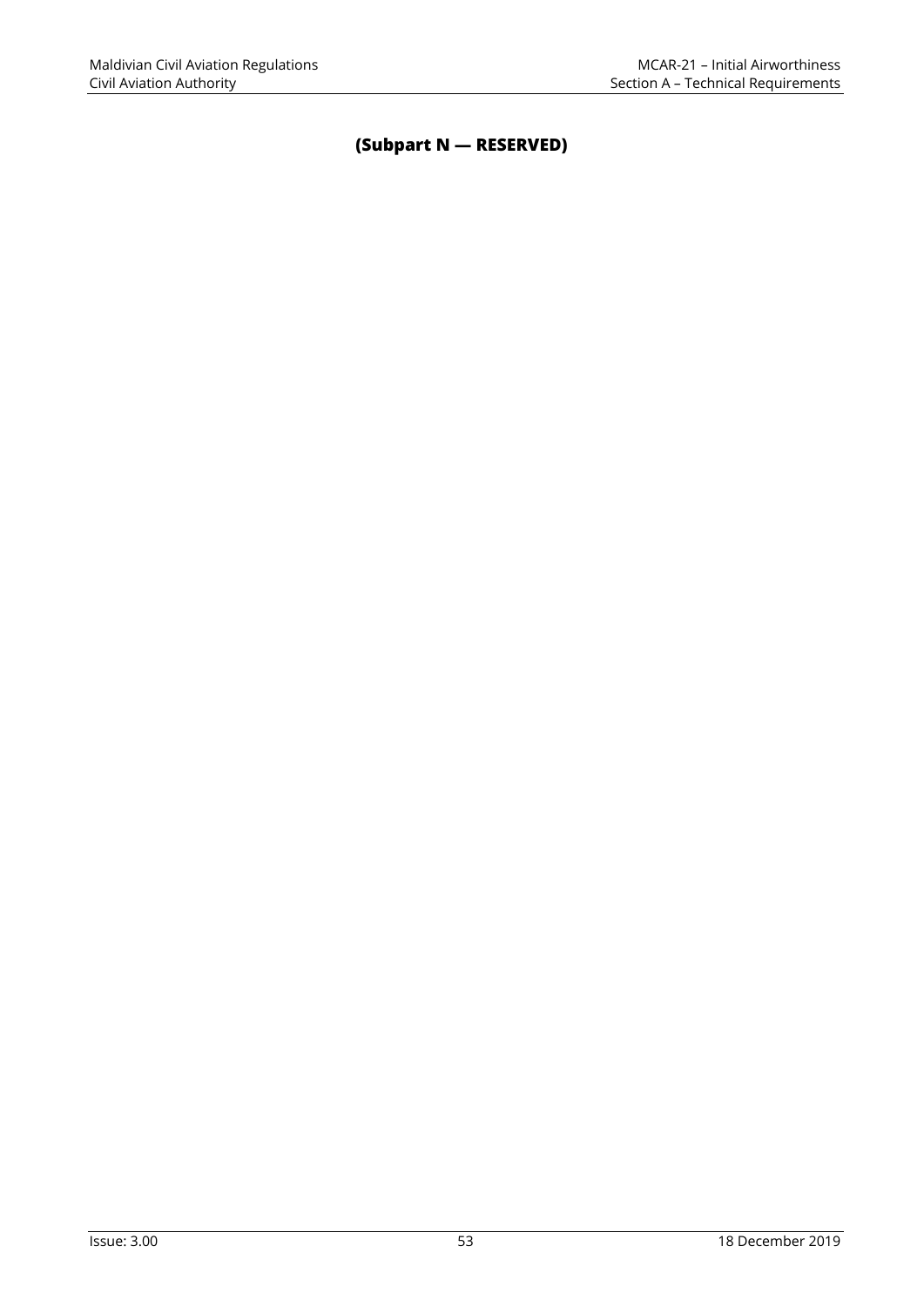## (Subpart N — RESERVED)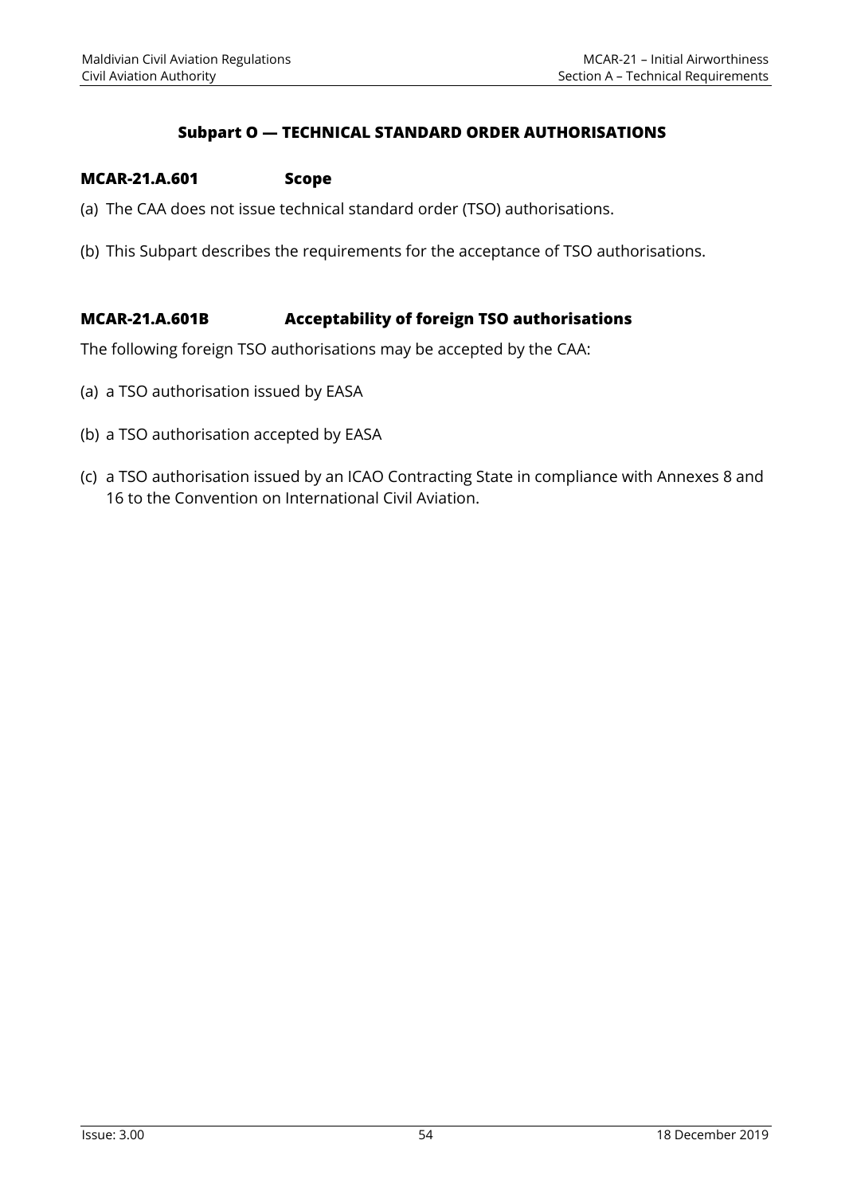## Subpart O — TECHNICAL STANDARD ORDER AUTHORISATIONS

### MCAR-21.A.601 Scope

(a) The CAA does not issue technical standard order (TSO) authorisations.

(b) This Subpart describes the requirements for the acceptance of TSO authorisations.

### MCAR-21.A.601B Acceptability of foreign TSO authorisations

The following foreign TSO authorisations may be accepted by the CAA:

(a) a TSO authorisation issued by EASA

(b) a TSO authorisation accepted by EASA

(c) a TSO authorisation issued by an ICAO Contracting State in compliance with Annexes 8 and 16 to the Convention on International Civil Aviation.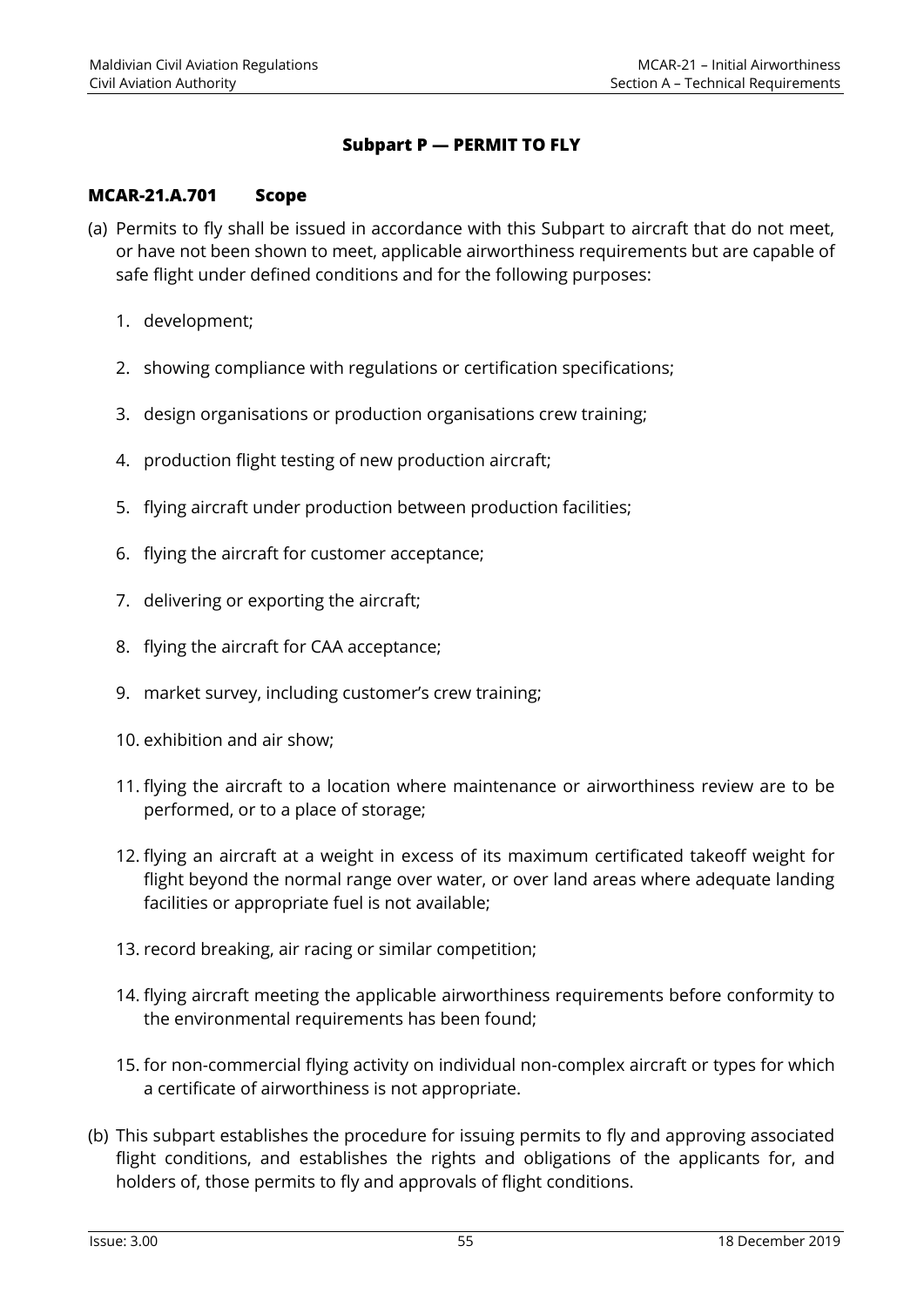## Subpart P — PERMIT TO FLY

### MCAR-21.A.701 Scope

(a) Permits to fly shall be issued in accordance with this Subpart to aircraft that do not meet, or have not been shown to meet, applicable airworthiness requirements but are capable of safe flight under defined conditions and for the following purposes:

1. development;
2. showing compliance with regulations or certification specifications;
3. design organisations or production organisations crew training;
4. production flight testing of new production aircraft;
5. flying aircraft under production between production facilities;
6. flying the aircraft for customer acceptance;
7. delivering or exporting the aircraft;
8. flying the aircraft for CAA acceptance;
9. market survey, including customer's crew training;
10. exhibition and air show;
11. flying the aircraft to a location where maintenance or airworthiness review are to be performed, or to a place of storage;
12. flying an aircraft at a weight in excess of its maximum certificated takeoff weight for flight beyond the normal range over water, or over land areas where adequate landing facilities or appropriate fuel is not available;
13. record breaking, air racing or similar competition;
14. flying aircraft meeting the applicable airworthiness requirements before conformity to the environmental requirements has been found;
15. for non-commercial flying activity on individual non-complex aircraft or types for which a certificate of airworthiness is not appropriate.

(b) This subpart establishes the procedure for issuing permits to fly and approving associated flight conditions, and establishes the rights and obligations of the applicants for, and holders of, those permits to fly and approvals of flight conditions.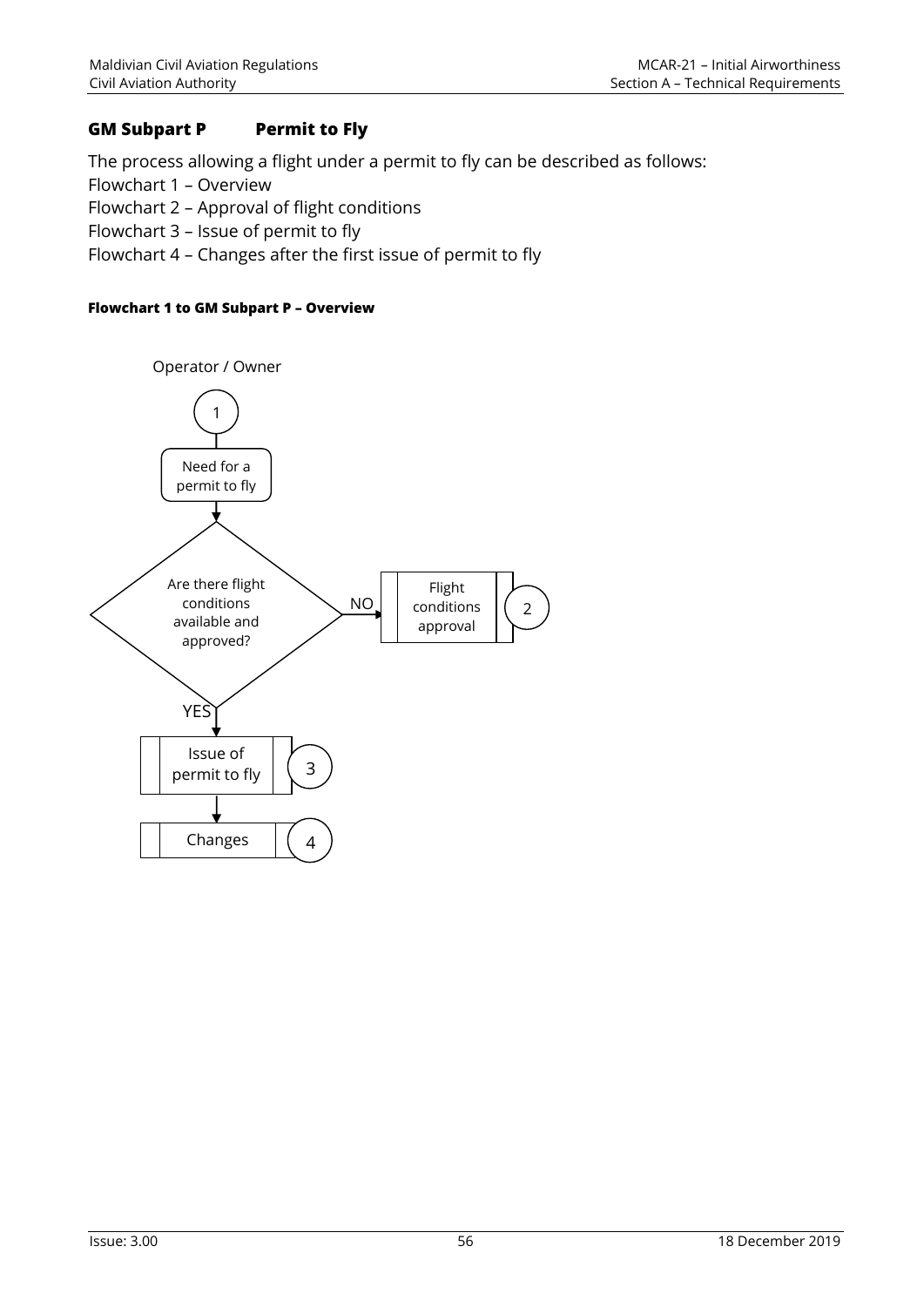## GM Subpart P Permit to Fly

The process allowing a flight under a permit to fly can be described as follows:

Flowchart 1 – Overview

Flowchart 2 – Approval of flight conditions

Flowchart 3 – Issue of permit to fly

Flowchart 4 – Changes after the first issue of permit to fly

**Flowchart 1 to GM Subpart P – Overview**

Operator / Owner

1

Need for a permit to fly

Are there flight conditions available and approved?

NO

Flight conditions approval

2

YES

Issue of permit to fly

3

Changes

4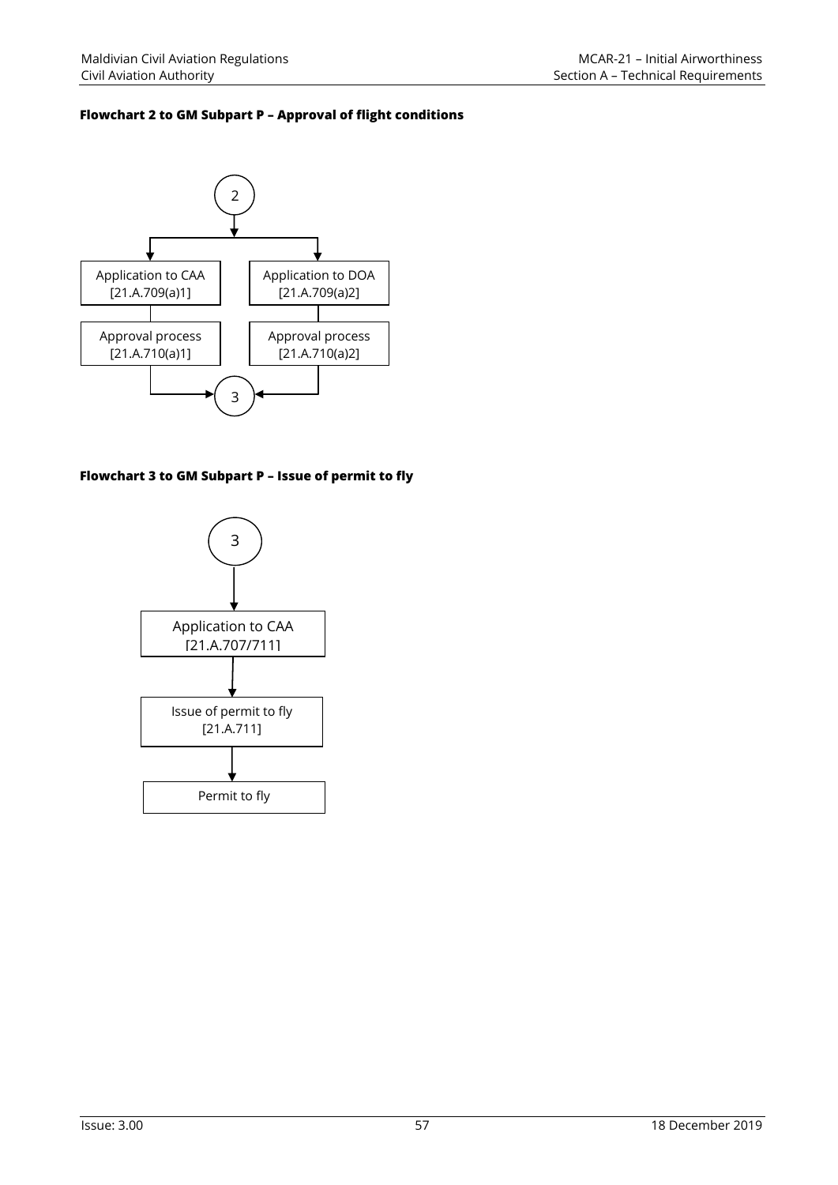**Flowchart 2 to GM Subpart P – Approval of flight conditions**

2

Application to CAA
[21.A.709(a)1]

Approval process
[21.A.710(a)1]

Application to DOA
[21.A.709(a)2]

Approval process
[21.A.710(a)2]

3

**Flowchart 3 to GM Subpart P – Issue of permit to fly**

3

Application to CAA
[21.A.707/711]

Issue of permit to fly
[21.A.711]

Permit to fly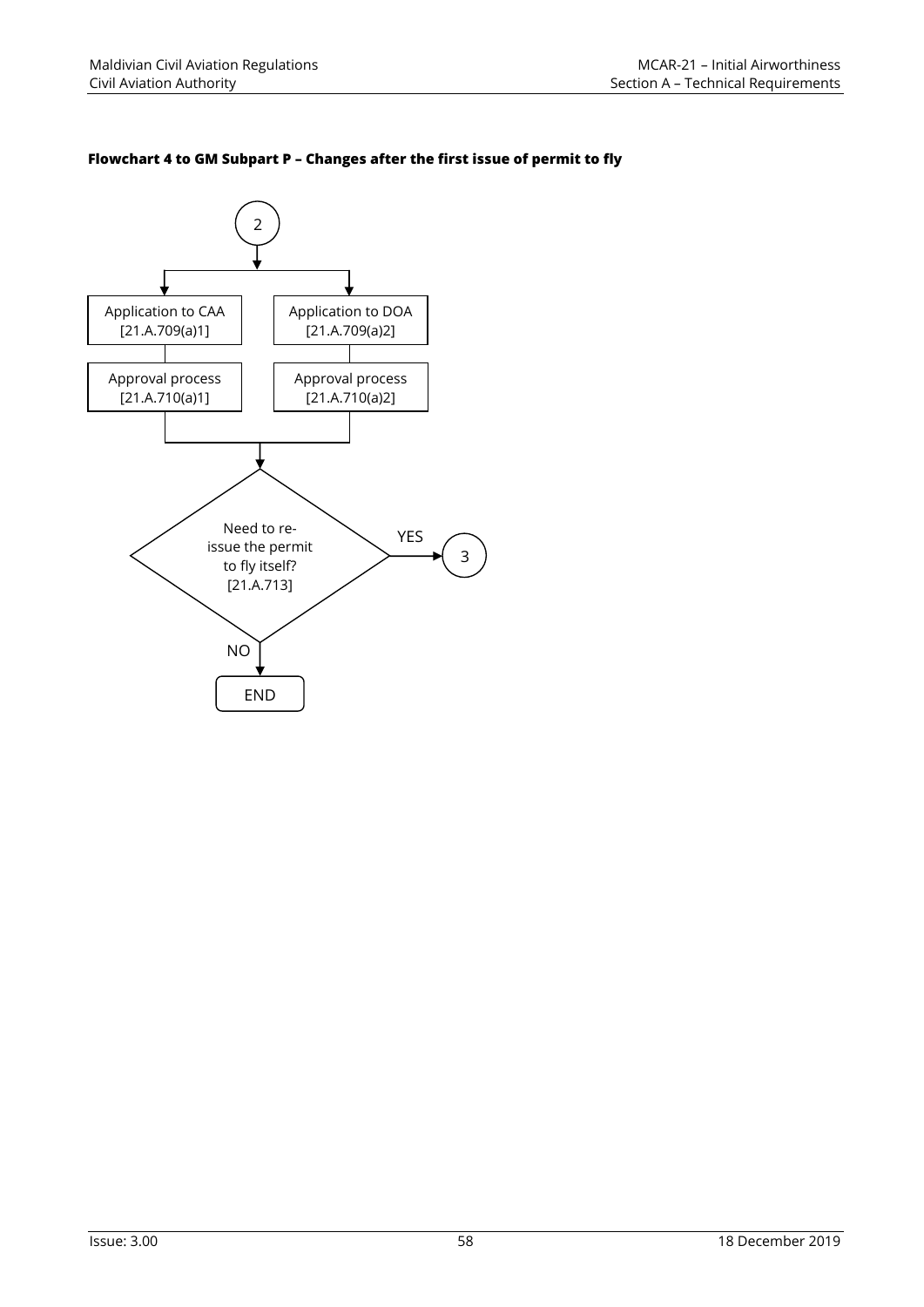**Flowchart 4 to GM Subpart P – Changes after the first issue of permit to fly**

2

Application to CAA [21.A.709(a)1]

Approval process [21.A.710(a)1]

Application to DOA [21.A.709(a)2]

Approval process [21.A.710(a)2]

Need to re-issue the permit to fly itself? [21.A.713]

YES → 3

NO → END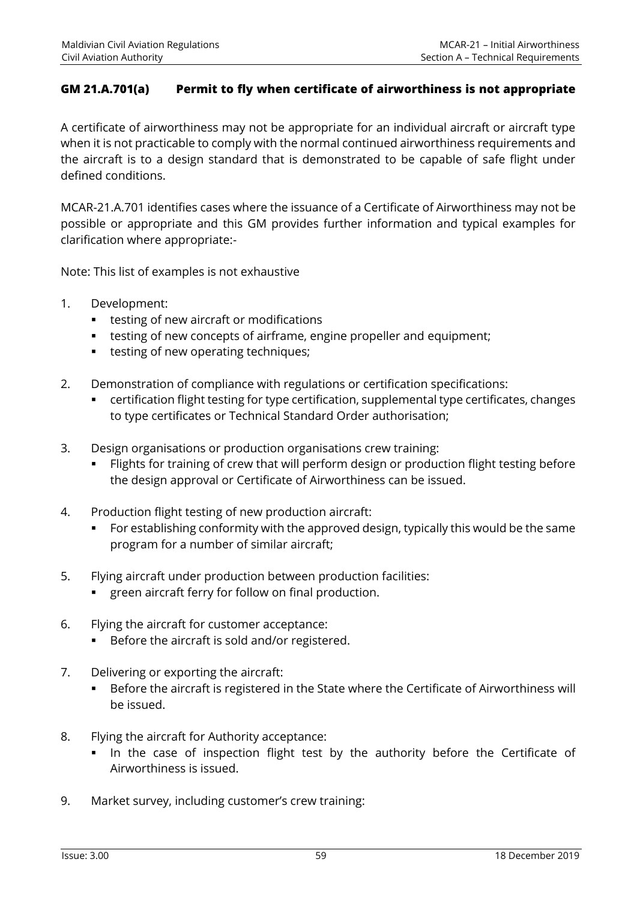### GM 21.A.701(a) Permit to fly when certificate of airworthiness is not appropriate

A certificate of airworthiness may not be appropriate for an individual aircraft or aircraft type when it is not practicable to comply with the normal continued airworthiness requirements and the aircraft is to a design standard that is demonstrated to be capable of safe flight under defined conditions.

MCAR-21.A.701 identifies cases where the issuance of a Certificate of Airworthiness may not be possible or appropriate and this GM provides further information and typical examples for clarification where appropriate:-

Note: This list of examples is not exhaustive

1. Development:
   - testing of new aircraft or modifications
   - testing of new concepts of airframe, engine propeller and equipment;
   - testing of new operating techniques;
2. Demonstration of compliance with regulations or certification specifications:
   - certification flight testing for type certification, supplemental type certificates, changes to type certificates or Technical Standard Order authorisation;
3. Design organisations or production organisations crew training:
   - Flights for training of crew that will perform design or production flight testing before the design approval or Certificate of Airworthiness can be issued.
4. Production flight testing of new production aircraft:
   - For establishing conformity with the approved design, typically this would be the same program for a number of similar aircraft;
5. Flying aircraft under production between production facilities:
   - green aircraft ferry for follow on final production.
6. Flying the aircraft for customer acceptance:
   - Before the aircraft is sold and/or registered.
7. Delivering or exporting the aircraft:
   - Before the aircraft is registered in the State where the Certificate of Airworthiness will be issued.
8. Flying the aircraft for Authority acceptance:
   - In the case of inspection flight test by the authority before the Certificate of Airworthiness is issued.
9. Market survey, including customer's crew training: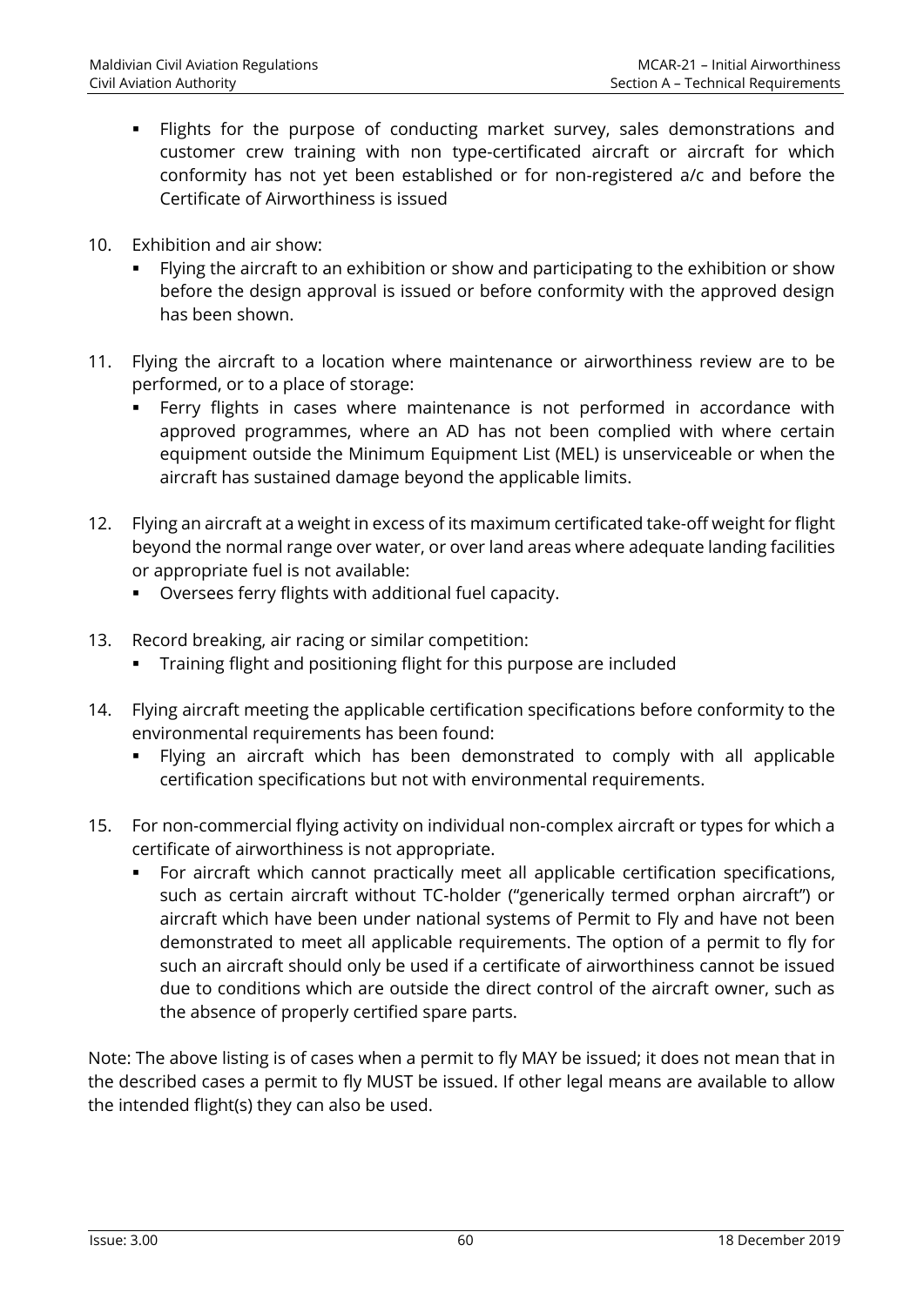- Flights for the purpose of conducting market survey, sales demonstrations and customer crew training with non type-certificated aircraft or aircraft for which conformity has not yet been established or for non-registered a/c and before the Certificate of Airworthiness is issued

10. Exhibition and air show:
    - Flying the aircraft to an exhibition or show and participating to the exhibition or show before the design approval is issued or before conformity with the approved design has been shown.

11. Flying the aircraft to a location where maintenance or airworthiness review are to be performed, or to a place of storage:
    - Ferry flights in cases where maintenance is not performed in accordance with approved programmes, where an AD has not been complied with where certain equipment outside the Minimum Equipment List (MEL) is unserviceable or when the aircraft has sustained damage beyond the applicable limits.

12. Flying an aircraft at a weight in excess of its maximum certificated take-off weight for flight beyond the normal range over water, or over land areas where adequate landing facilities or appropriate fuel is not available:
    - Oversees ferry flights with additional fuel capacity.

13. Record breaking, air racing or similar competition:
    - Training flight and positioning flight for this purpose are included

14. Flying aircraft meeting the applicable certification specifications before conformity to the environmental requirements has been found:
    - Flying an aircraft which has been demonstrated to comply with all applicable certification specifications but not with environmental requirements.

15. For non-commercial flying activity on individual non-complex aircraft or types for which a certificate of airworthiness is not appropriate.
    - For aircraft which cannot practically meet all applicable certification specifications, such as certain aircraft without TC-holder ("generically termed orphan aircraft") or aircraft which have been under national systems of Permit to Fly and have not been demonstrated to meet all applicable requirements. The option of a permit to fly for such an aircraft should only be used if a certificate of airworthiness cannot be issued due to conditions which are outside the direct control of the aircraft owner, such as the absence of properly certified spare parts.

Note: The above listing is of cases when a permit to fly MAY be issued; it does not mean that in the described cases a permit to fly MUST be issued. If other legal means are available to allow the intended flight(s) they can also be used.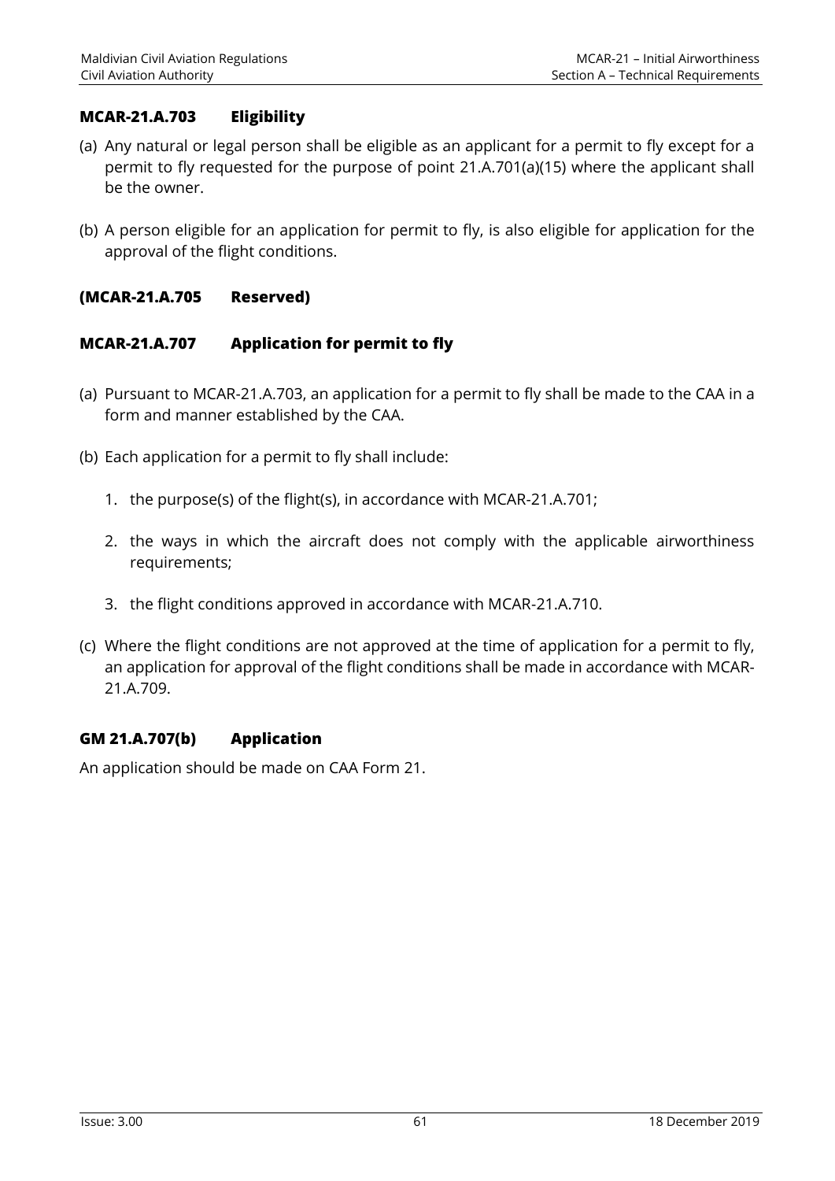### MCAR-21.A.703 Eligibility

(a) Any natural or legal person shall be eligible as an applicant for a permit to fly except for a permit to fly requested for the purpose of point 21.A.701(a)(15) where the applicant shall be the owner.

(b) A person eligible for an application for permit to fly, is also eligible for application for the approval of the flight conditions.

### (MCAR-21.A.705 Reserved)

### MCAR-21.A.707 Application for permit to fly

(a) Pursuant to MCAR-21.A.703, an application for a permit to fly shall be made to the CAA in a form and manner established by the CAA.

(b) Each application for a permit to fly shall include:

1. the purpose(s) of the flight(s), in accordance with MCAR-21.A.701;
2. the ways in which the aircraft does not comply with the applicable airworthiness requirements;
3. the flight conditions approved in accordance with MCAR-21.A.710.

(c) Where the flight conditions are not approved at the time of application for a permit to fly, an application for approval of the flight conditions shall be made in accordance with MCAR-21.A.709.

### GM 21.A.707(b) Application

An application should be made on CAA Form 21.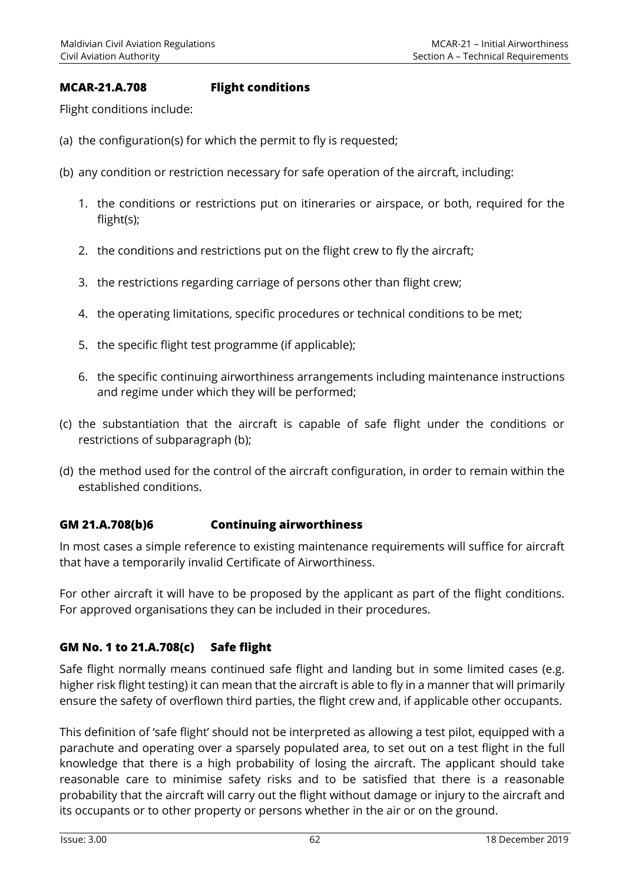### MCAR-21.A.708 Flight conditions

Flight conditions include:

(a) the configuration(s) for which the permit to fly is requested;

(b) any condition or restriction necessary for safe operation of the aircraft, including:

1. the conditions or restrictions put on itineraries or airspace, or both, required for the flight(s);
2. the conditions and restrictions put on the flight crew to fly the aircraft;
3. the restrictions regarding carriage of persons other than flight crew;
4. the operating limitations, specific procedures or technical conditions to be met;
5. the specific flight test programme (if applicable);
6. the specific continuing airworthiness arrangements including maintenance instructions and regime under which they will be performed;

(c) the substantiation that the aircraft is capable of safe flight under the conditions or restrictions of subparagraph (b);

(d) the method used for the control of the aircraft configuration, in order to remain within the established conditions.

### GM 21.A.708(b)6 Continuing airworthiness

In most cases a simple reference to existing maintenance requirements will suffice for aircraft that have a temporarily invalid Certificate of Airworthiness.

For other aircraft it will have to be proposed by the applicant as part of the flight conditions. For approved organisations they can be included in their procedures.

### GM No. 1 to 21.A.708(c) Safe flight

Safe flight normally means continued safe flight and landing but in some limited cases (e.g. higher risk flight testing) it can mean that the aircraft is able to fly in a manner that will primarily ensure the safety of overflown third parties, the flight crew and, if applicable other occupants.

This definition of 'safe flight' should not be interpreted as allowing a test pilot, equipped with a parachute and operating over a sparsely populated area, to set out on a test flight in the full knowledge that there is a high probability of losing the aircraft. The applicant should take reasonable care to minimise safety risks and to be satisfied that there is a reasonable probability that the aircraft will carry out the flight without damage or injury to the aircraft and its occupants or to other property or persons whether in the air or on the ground.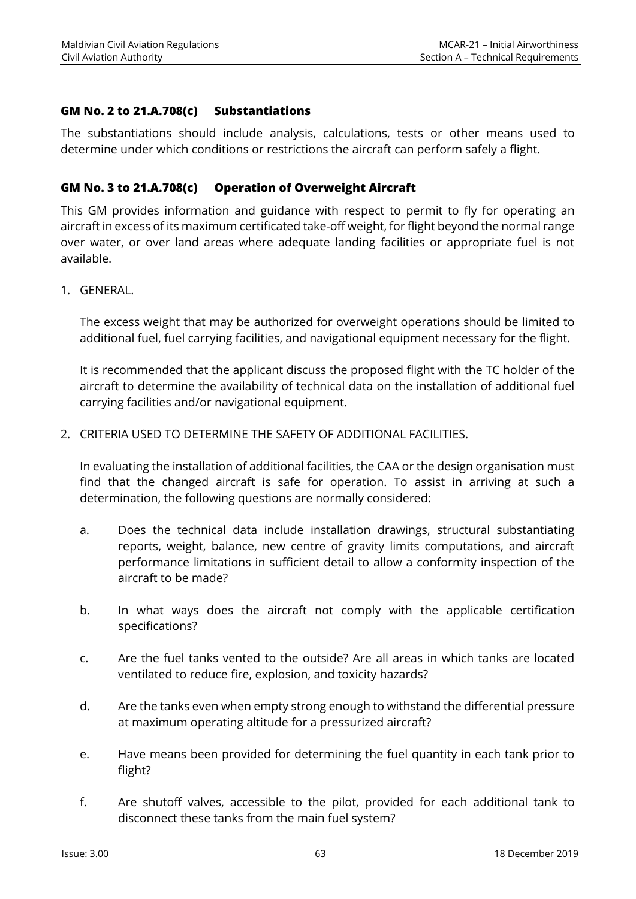### GM No. 2 to 21.A.708(c) Substantiations

The substantiations should include analysis, calculations, tests or other means used to determine under which conditions or restrictions the aircraft can perform safely a flight.

### GM No. 3 to 21.A.708(c) Operation of Overweight Aircraft

This GM provides information and guidance with respect to permit to fly for operating an aircraft in excess of its maximum certificated take-off weight, for flight beyond the normal range over water, or over land areas where adequate landing facilities or appropriate fuel is not available.

1. GENERAL.

   The excess weight that may be authorized for overweight operations should be limited to additional fuel, fuel carrying facilities, and navigational equipment necessary for the flight.

   It is recommended that the applicant discuss the proposed flight with the TC holder of the aircraft to determine the availability of technical data on the installation of additional fuel carrying facilities and/or navigational equipment.

2. CRITERIA USED TO DETERMINE THE SAFETY OF ADDITIONAL FACILITIES.

   In evaluating the installation of additional facilities, the CAA or the design organisation must find that the changed aircraft is safe for operation. To assist in arriving at such a determination, the following questions are normally considered:

   a. Does the technical data include installation drawings, structural substantiating reports, weight, balance, new centre of gravity limits computations, and aircraft performance limitations in sufficient detail to allow a conformity inspection of the aircraft to be made?

   b. In what ways does the aircraft not comply with the applicable certification specifications?

   c. Are the fuel tanks vented to the outside? Are all areas in which tanks are located ventilated to reduce fire, explosion, and toxicity hazards?

   d. Are the tanks even when empty strong enough to withstand the differential pressure at maximum operating altitude for a pressurized aircraft?

   e. Have means been provided for determining the fuel quantity in each tank prior to flight?

   f. Are shutoff valves, accessible to the pilot, provided for each additional tank to disconnect these tanks from the main fuel system?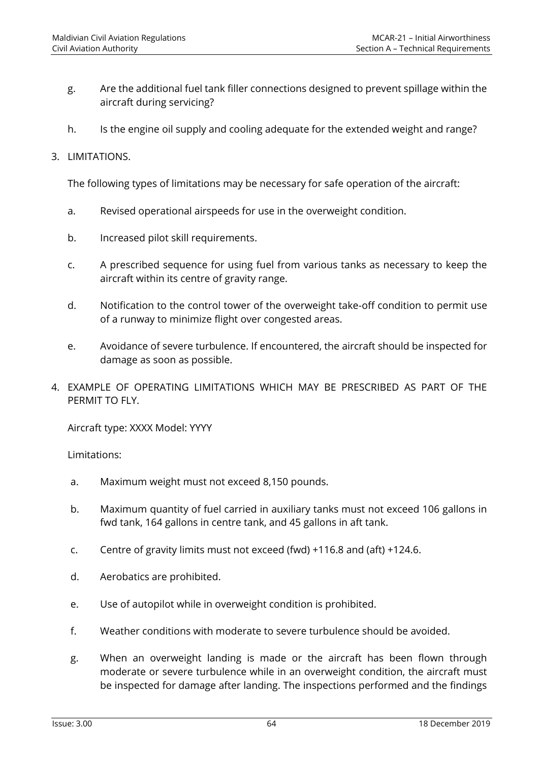g. Are the additional fuel tank filler connections designed to prevent spillage within the aircraft during servicing?

h. Is the engine oil supply and cooling adequate for the extended weight and range?

3. LIMITATIONS.

The following types of limitations may be necessary for safe operation of the aircraft:

a. Revised operational airspeeds for use in the overweight condition.

b. Increased pilot skill requirements.

c. A prescribed sequence for using fuel from various tanks as necessary to keep the aircraft within its centre of gravity range.

d. Notification to the control tower of the overweight take-off condition to permit use of a runway to minimize flight over congested areas.

e. Avoidance of severe turbulence. If encountered, the aircraft should be inspected for damage as soon as possible.

4. EXAMPLE OF OPERATING LIMITATIONS WHICH MAY BE PRESCRIBED AS PART OF THE PERMIT TO FLY.

Aircraft type: XXXX Model: YYYY

Limitations:

a. Maximum weight must not exceed 8,150 pounds.

b. Maximum quantity of fuel carried in auxiliary tanks must not exceed 106 gallons in fwd tank, 164 gallons in centre tank, and 45 gallons in aft tank.

c. Centre of gravity limits must not exceed (fwd) +116.8 and (aft) +124.6.

d. Aerobatics are prohibited.

e. Use of autopilot while in overweight condition is prohibited.

f. Weather conditions with moderate to severe turbulence should be avoided.

g. When an overweight landing is made or the aircraft has been flown through moderate or severe turbulence while in an overweight condition, the aircraft must be inspected for damage after landing. The inspections performed and the findings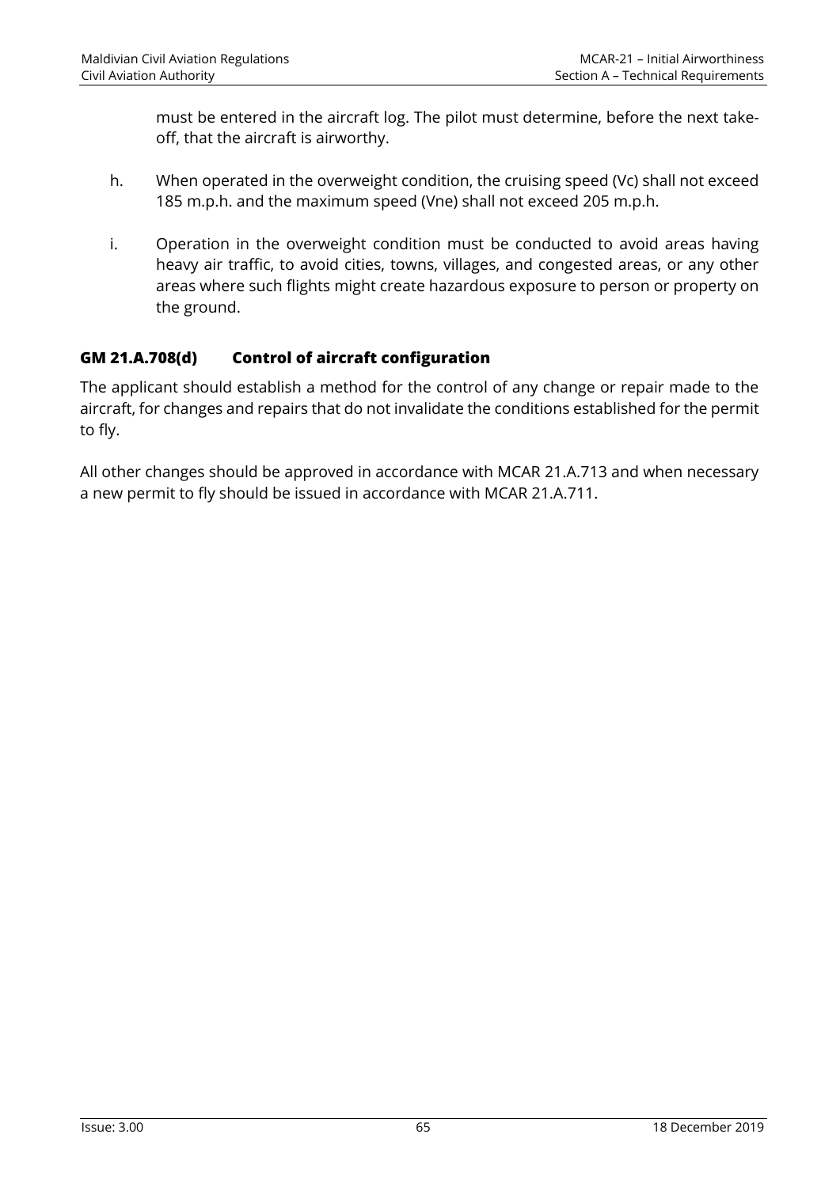must be entered in the aircraft log. The pilot must determine, before the next take-off, that the aircraft is airworthy.

h. When operated in the overweight condition, the cruising speed (Vc) shall not exceed 185 m.p.h. and the maximum speed (Vne) shall not exceed 205 m.p.h.

i. Operation in the overweight condition must be conducted to avoid areas having heavy air traffic, to avoid cities, towns, villages, and congested areas, or any other areas where such flights might create hazardous exposure to person or property on the ground.

### GM 21.A.708(d) Control of aircraft configuration

The applicant should establish a method for the control of any change or repair made to the aircraft, for changes and repairs that do not invalidate the conditions established for the permit to fly.

All other changes should be approved in accordance with MCAR 21.A.713 and when necessary a new permit to fly should be issued in accordance with MCAR 21.A.711.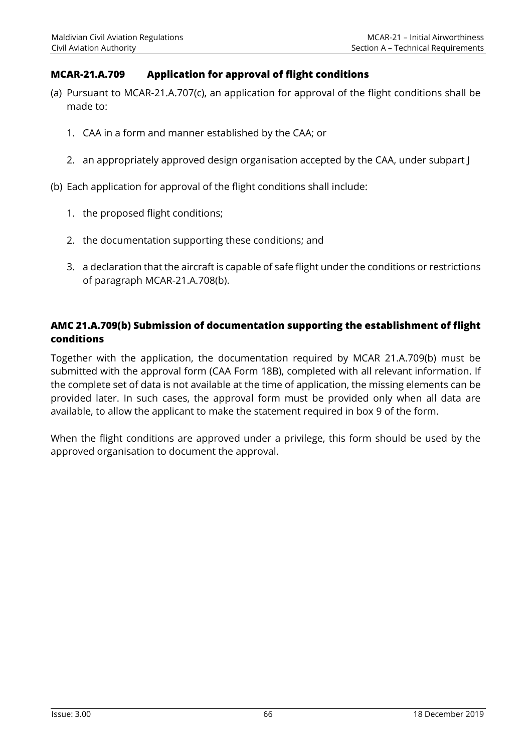### MCAR-21.A.709 Application for approval of flight conditions

(a) Pursuant to MCAR-21.A.707(c), an application for approval of the flight conditions shall be made to:

1. CAA in a form and manner established by the CAA; or

2. an appropriately approved design organisation accepted by the CAA, under subpart J

(b) Each application for approval of the flight conditions shall include:

1. the proposed flight conditions;

2. the documentation supporting these conditions; and

3. a declaration that the aircraft is capable of safe flight under the conditions or restrictions of paragraph MCAR-21.A.708(b).

### AMC 21.A.709(b) Submission of documentation supporting the establishment of flight conditions

Together with the application, the documentation required by MCAR 21.A.709(b) must be submitted with the approval form (CAA Form 18B), completed with all relevant information. If the complete set of data is not available at the time of application, the missing elements can be provided later. In such cases, the approval form must be provided only when all data are available, to allow the applicant to make the statement required in box 9 of the form.

When the flight conditions are approved under a privilege, this form should be used by the approved organisation to document the approval.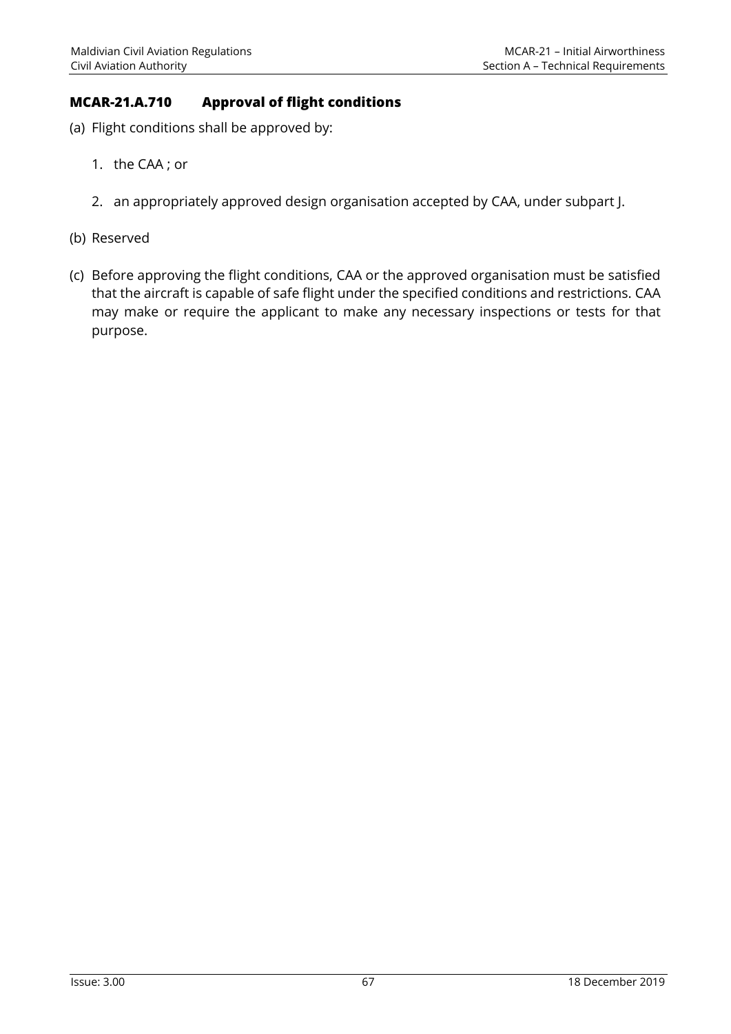### MCAR-21.A.710 Approval of flight conditions

(a) Flight conditions shall be approved by:

1. the CAA ; or

2. an appropriately approved design organisation accepted by CAA, under subpart J.

(b) Reserved

(c) Before approving the flight conditions, CAA or the approved organisation must be satisfied that the aircraft is capable of safe flight under the specified conditions and restrictions. CAA may make or require the applicant to make any necessary inspections or tests for that purpose.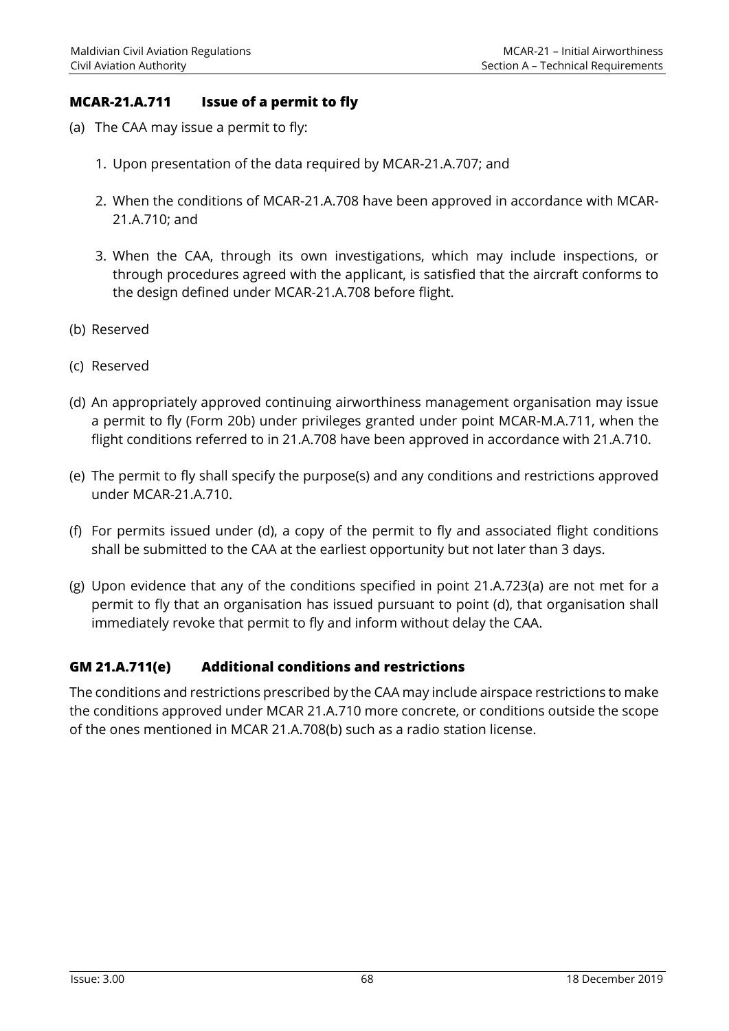### MCAR-21.A.711 Issue of a permit to fly

(a) The CAA may issue a permit to fly:

1. Upon presentation of the data required by MCAR-21.A.707; and

2. When the conditions of MCAR-21.A.708 have been approved in accordance with MCAR-21.A.710; and

3. When the CAA, through its own investigations, which may include inspections, or through procedures agreed with the applicant, is satisfied that the aircraft conforms to the design defined under MCAR-21.A.708 before flight.

(b) Reserved

(c) Reserved

(d) An appropriately approved continuing airworthiness management organisation may issue a permit to fly (Form 20b) under privileges granted under point MCAR-M.A.711, when the flight conditions referred to in 21.A.708 have been approved in accordance with 21.A.710.

(e) The permit to fly shall specify the purpose(s) and any conditions and restrictions approved under MCAR-21.A.710.

(f) For permits issued under (d), a copy of the permit to fly and associated flight conditions shall be submitted to the CAA at the earliest opportunity but not later than 3 days.

(g) Upon evidence that any of the conditions specified in point 21.A.723(a) are not met for a permit to fly that an organisation has issued pursuant to point (d), that organisation shall immediately revoke that permit to fly and inform without delay the CAA.

### GM 21.A.711(e) Additional conditions and restrictions

The conditions and restrictions prescribed by the CAA may include airspace restrictions to make the conditions approved under MCAR 21.A.710 more concrete, or conditions outside the scope of the ones mentioned in MCAR 21.A.708(b) such as a radio station license.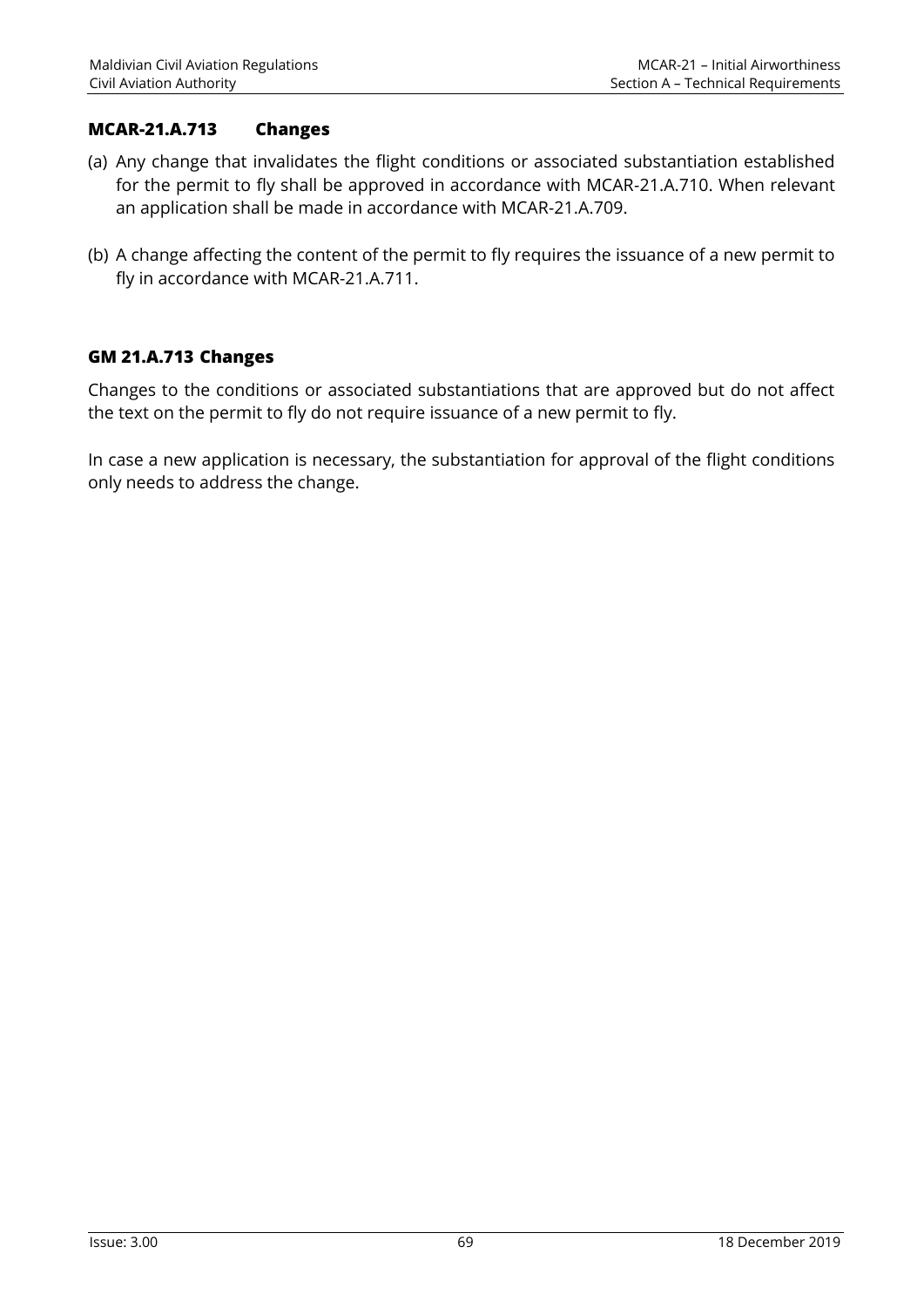### MCAR-21.A.713 Changes

(a) Any change that invalidates the flight conditions or associated substantiation established for the permit to fly shall be approved in accordance with MCAR-21.A.710. When relevant an application shall be made in accordance with MCAR-21.A.709.

(b) A change affecting the content of the permit to fly requires the issuance of a new permit to fly in accordance with MCAR-21.A.711.

### GM 21.A.713 Changes

Changes to the conditions or associated substantiations that are approved but do not affect the text on the permit to fly do not require issuance of a new permit to fly.

In case a new application is necessary, the substantiation for approval of the flight conditions only needs to address the change.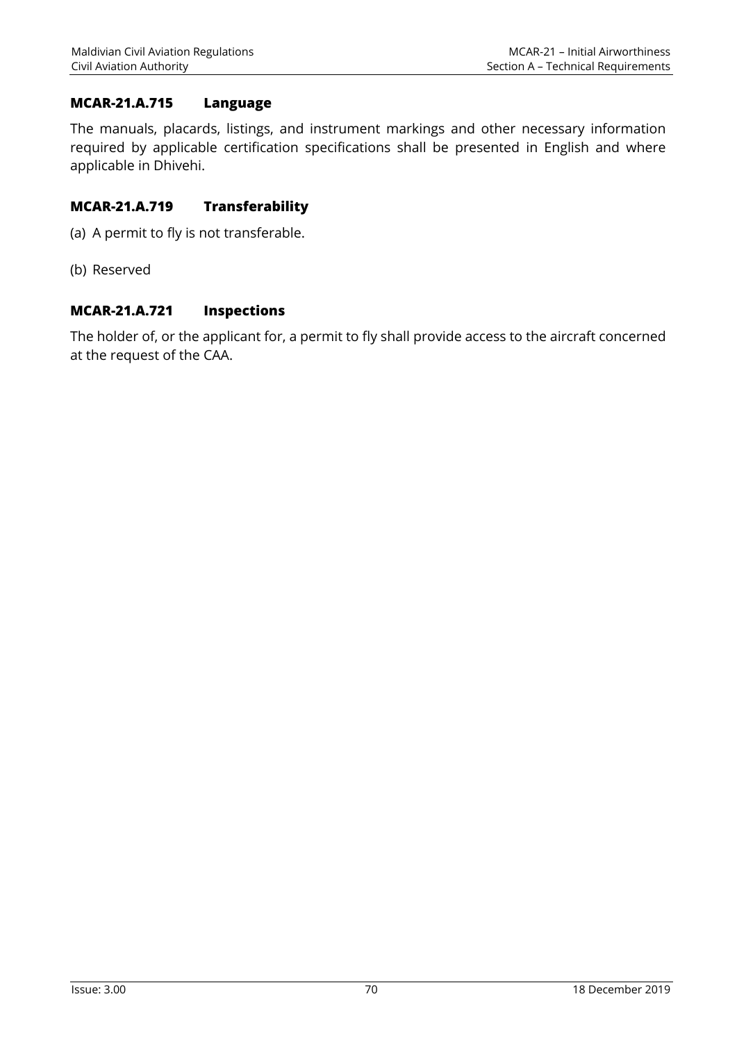### MCAR-21.A.715 Language

The manuals, placards, listings, and instrument markings and other necessary information required by applicable certification specifications shall be presented in English and where applicable in Dhivehi.

### MCAR-21.A.719 Transferability

(a) A permit to fly is not transferable.

(b) Reserved

### MCAR-21.A.721 Inspections

The holder of, or the applicant for, a permit to fly shall provide access to the aircraft concerned at the request of the CAA.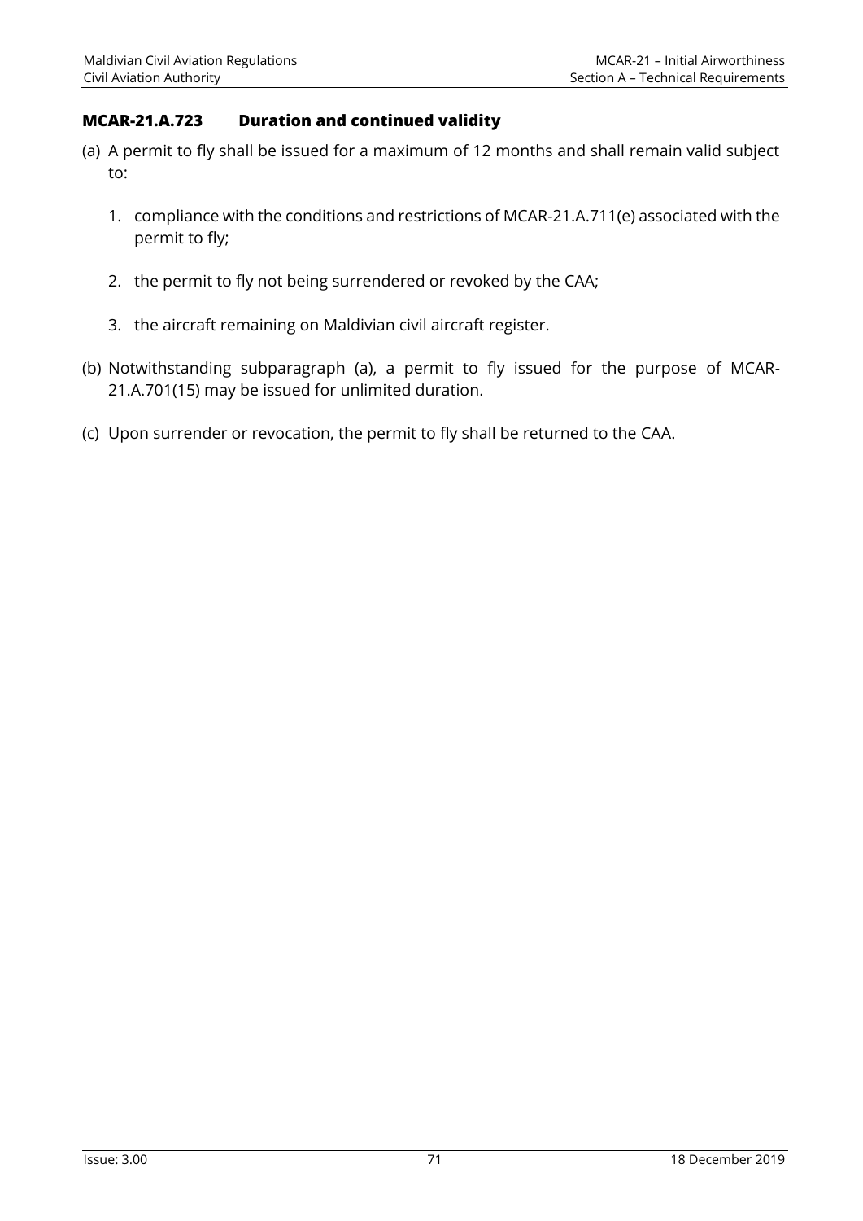### MCAR-21.A.723 Duration and continued validity

(a) A permit to fly shall be issued for a maximum of 12 months and shall remain valid subject to:

1. compliance with the conditions and restrictions of MCAR-21.A.711(e) associated with the permit to fly;
2. the permit to fly not being surrendered or revoked by the CAA;
3. the aircraft remaining on Maldivian civil aircraft register.

(b) Notwithstanding subparagraph (a), a permit to fly issued for the purpose of MCAR-21.A.701(15) may be issued for unlimited duration.

(c) Upon surrender or revocation, the permit to fly shall be returned to the CAA.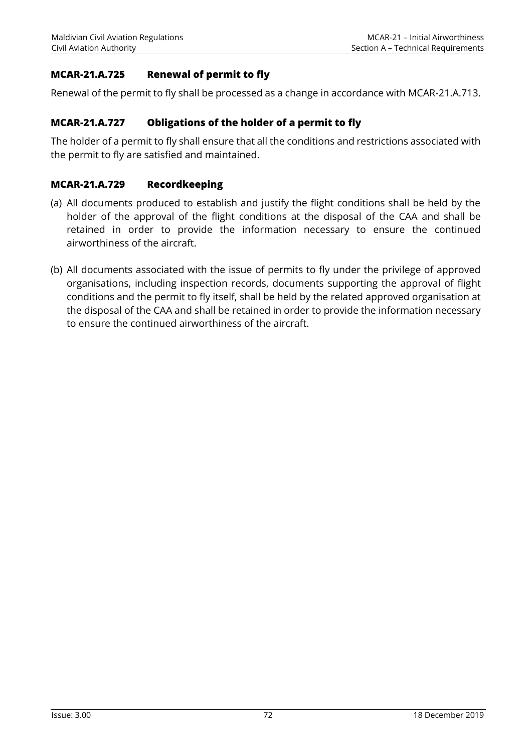### MCAR-21.A.725 Renewal of permit to fly

Renewal of the permit to fly shall be processed as a change in accordance with MCAR-21.A.713.

### MCAR-21.A.727 Obligations of the holder of a permit to fly

The holder of a permit to fly shall ensure that all the conditions and restrictions associated with the permit to fly are satisfied and maintained.

### MCAR-21.A.729 Recordkeeping

(a) All documents produced to establish and justify the flight conditions shall be held by the holder of the approval of the flight conditions at the disposal of the CAA and shall be retained in order to provide the information necessary to ensure the continued airworthiness of the aircraft.

(b) All documents associated with the issue of permits to fly under the privilege of approved organisations, including inspection records, documents supporting the approval of flight conditions and the permit to fly itself, shall be held by the related approved organisation at the disposal of the CAA and shall be retained in order to provide the information necessary to ensure the continued airworthiness of the aircraft.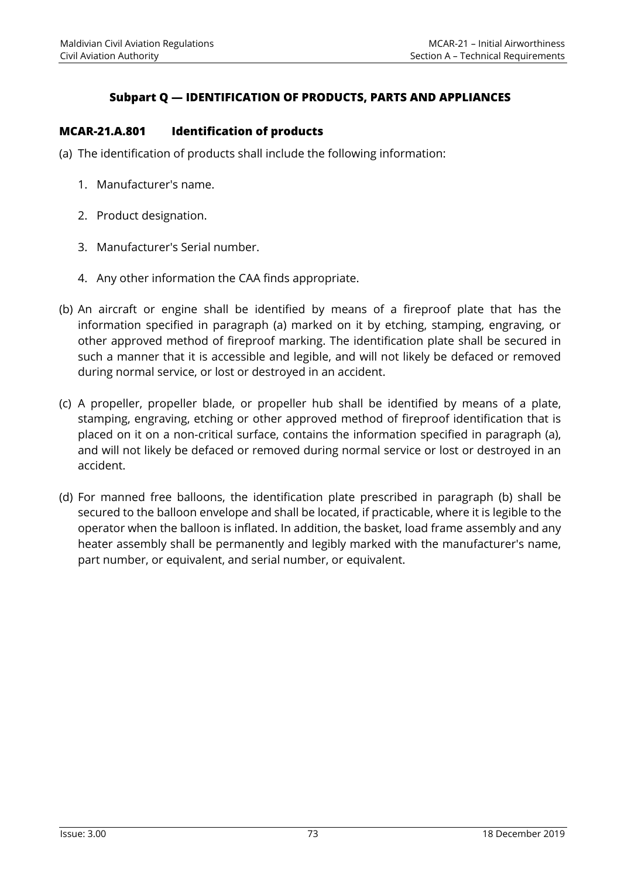## Subpart Q — IDENTIFICATION OF PRODUCTS, PARTS AND APPLIANCES

### MCAR-21.A.801 Identification of products

(a) The identification of products shall include the following information:

1. Manufacturer's name.

2. Product designation.

3. Manufacturer's Serial number.

4. Any other information the CAA finds appropriate.

(b) An aircraft or engine shall be identified by means of a fireproof plate that has the information specified in paragraph (a) marked on it by etching, stamping, engraving, or other approved method of fireproof marking. The identification plate shall be secured in such a manner that it is accessible and legible, and will not likely be defaced or removed during normal service, or lost or destroyed in an accident.

(c) A propeller, propeller blade, or propeller hub shall be identified by means of a plate, stamping, engraving, etching or other approved method of fireproof identification that is placed on it on a non-critical surface, contains the information specified in paragraph (a), and will not likely be defaced or removed during normal service or lost or destroyed in an accident.

(d) For manned free balloons, the identification plate prescribed in paragraph (b) shall be secured to the balloon envelope and shall be located, if practicable, where it is legible to the operator when the balloon is inflated. In addition, the basket, load frame assembly and any heater assembly shall be permanently and legibly marked with the manufacturer's name, part number, or equivalent, and serial number, or equivalent.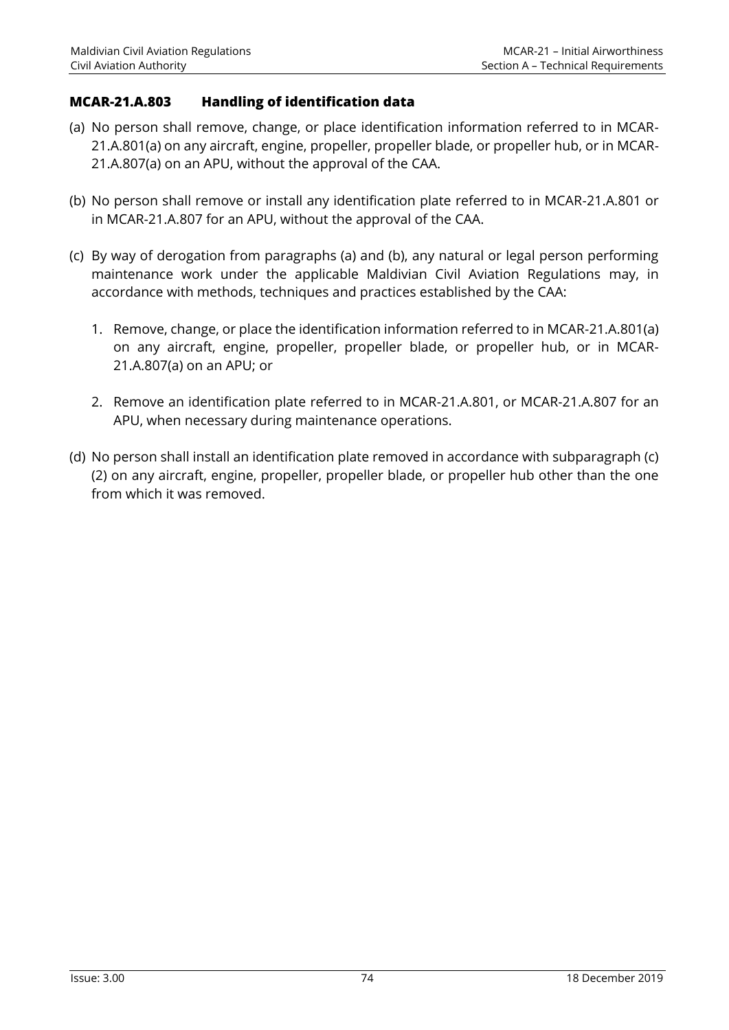### MCAR-21.A.803 Handling of identification data

(a) No person shall remove, change, or place identification information referred to in MCAR-21.A.801(a) on any aircraft, engine, propeller, propeller blade, or propeller hub, or in MCAR-21.A.807(a) on an APU, without the approval of the CAA.

(b) No person shall remove or install any identification plate referred to in MCAR-21.A.801 or in MCAR-21.A.807 for an APU, without the approval of the CAA.

(c) By way of derogation from paragraphs (a) and (b), any natural or legal person performing maintenance work under the applicable Maldivian Civil Aviation Regulations may, in accordance with methods, techniques and practices established by the CAA:

1. Remove, change, or place the identification information referred to in MCAR-21.A.801(a) on any aircraft, engine, propeller, propeller blade, or propeller hub, or in MCAR-21.A.807(a) on an APU; or

2. Remove an identification plate referred to in MCAR-21.A.801, or MCAR-21.A.807 for an APU, when necessary during maintenance operations.

(d) No person shall install an identification plate removed in accordance with subparagraph (c)(2) on any aircraft, engine, propeller, propeller blade, or propeller hub other than the one from which it was removed.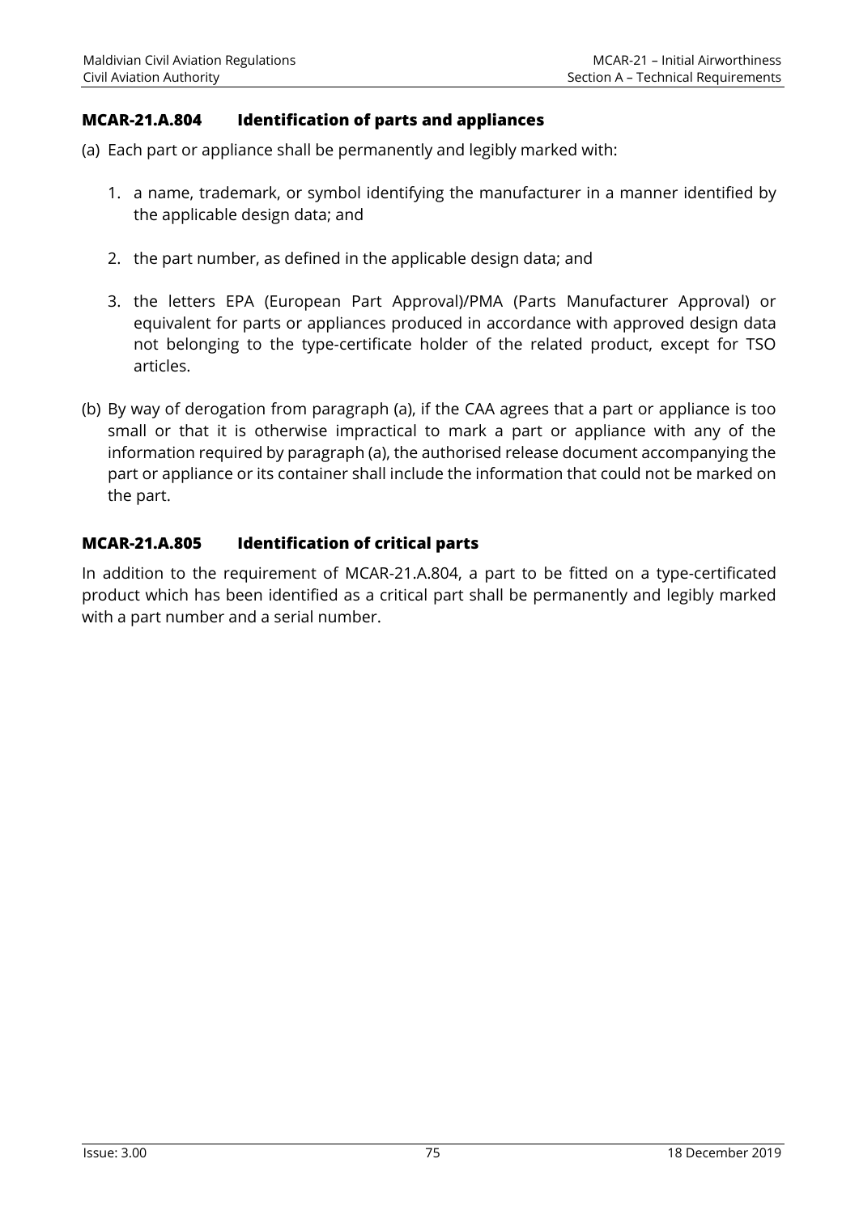### MCAR-21.A.804 Identification of parts and appliances

(a) Each part or appliance shall be permanently and legibly marked with:

1. a name, trademark, or symbol identifying the manufacturer in a manner identified by the applicable design data; and

2. the part number, as defined in the applicable design data; and

3. the letters EPA (European Part Approval)/PMA (Parts Manufacturer Approval) or equivalent for parts or appliances produced in accordance with approved design data not belonging to the type-certificate holder of the related product, except for TSO articles.

(b) By way of derogation from paragraph (a), if the CAA agrees that a part or appliance is too small or that it is otherwise impractical to mark a part or appliance with any of the information required by paragraph (a), the authorised release document accompanying the part or appliance or its container shall include the information that could not be marked on the part.

### MCAR-21.A.805 Identification of critical parts

In addition to the requirement of MCAR-21.A.804, a part to be fitted on a type-certificated product which has been identified as a critical part shall be permanently and legibly marked with a part number and a serial number.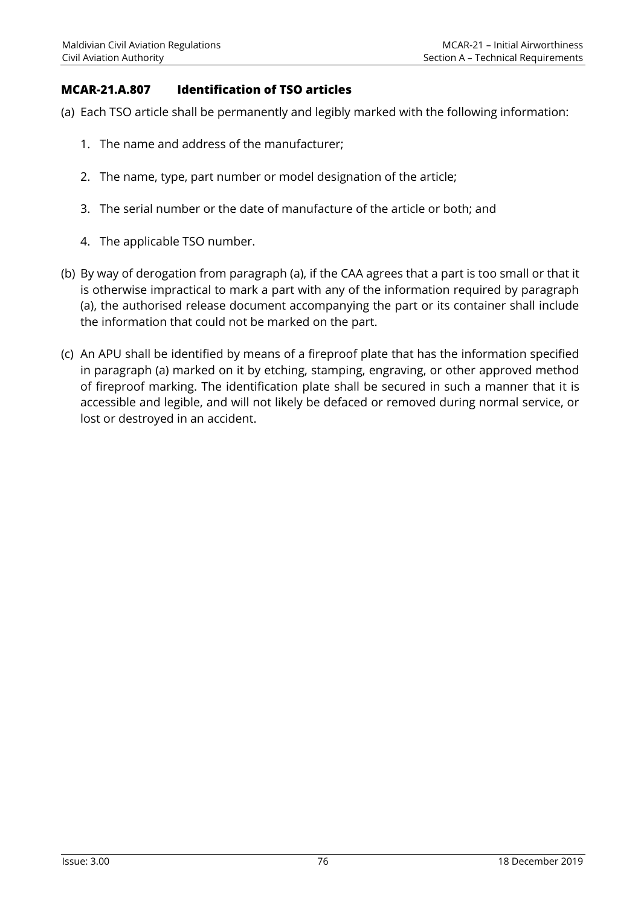### MCAR-21.A.807 Identification of TSO articles

(a) Each TSO article shall be permanently and legibly marked with the following information:

1. The name and address of the manufacturer;
2. The name, type, part number or model designation of the article;
3. The serial number or the date of manufacture of the article or both; and
4. The applicable TSO number.

(b) By way of derogation from paragraph (a), if the CAA agrees that a part is too small or that it is otherwise impractical to mark a part with any of the information required by paragraph (a), the authorised release document accompanying the part or its container shall include the information that could not be marked on the part.

(c) An APU shall be identified by means of a fireproof plate that has the information specified in paragraph (a) marked on it by etching, stamping, engraving, or other approved method of fireproof marking. The identification plate shall be secured in such a manner that it is accessible and legible, and will not likely be defaced or removed during normal service, or lost or destroyed in an accident.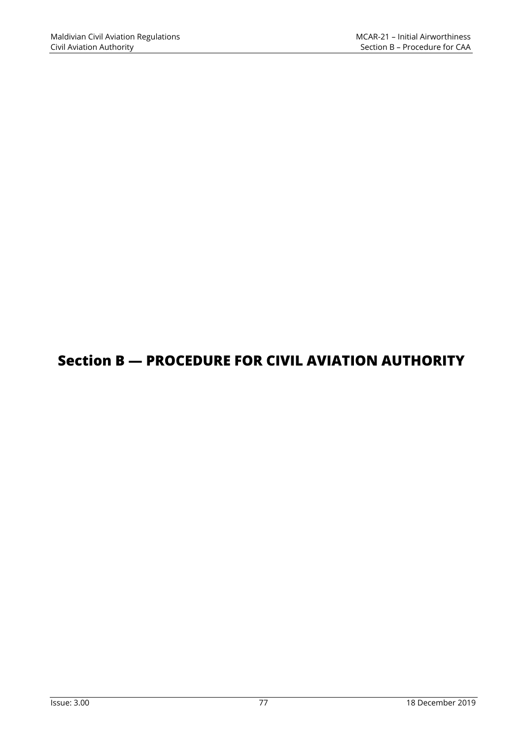# Section B — PROCEDURE FOR CIVIL AVIATION AUTHORITY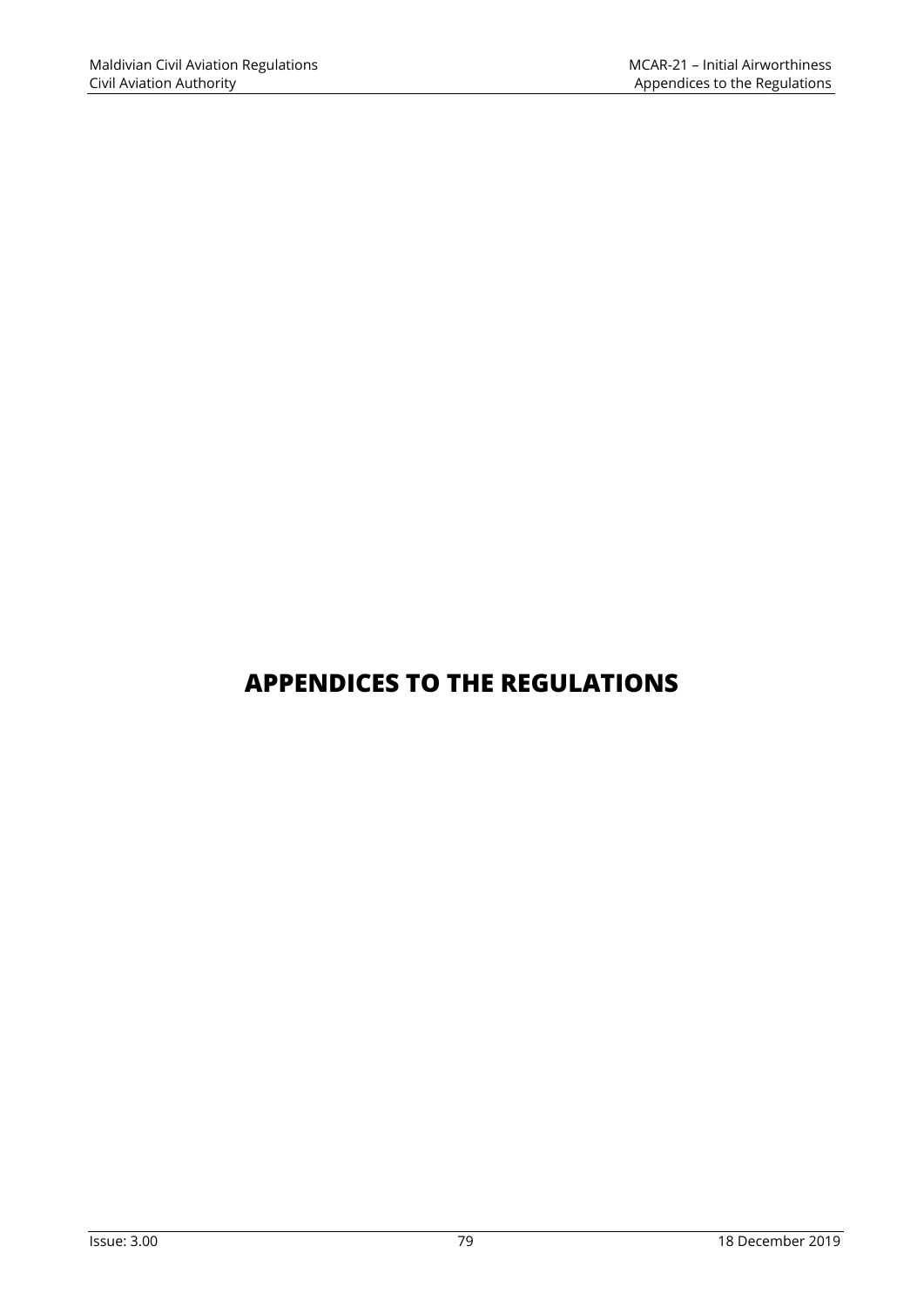# APPENDICES TO THE REGULATIONS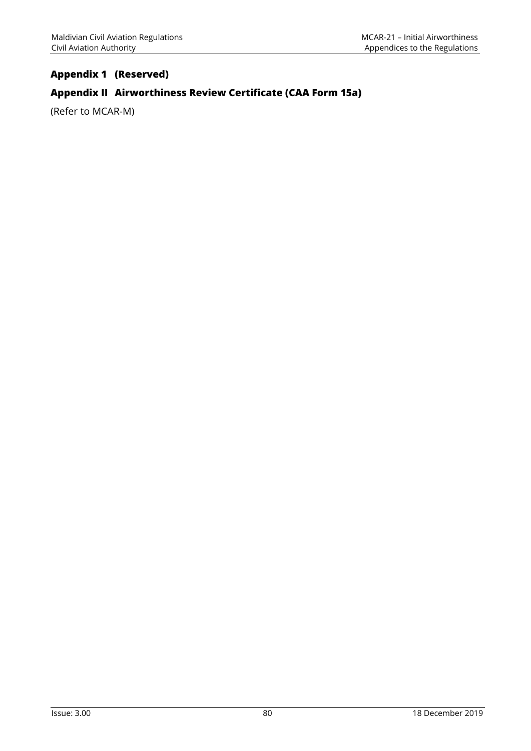## Appendix 1 (Reserved)

## Appendix II Airworthiness Review Certificate (CAA Form 15a)

(Refer to MCAR-M)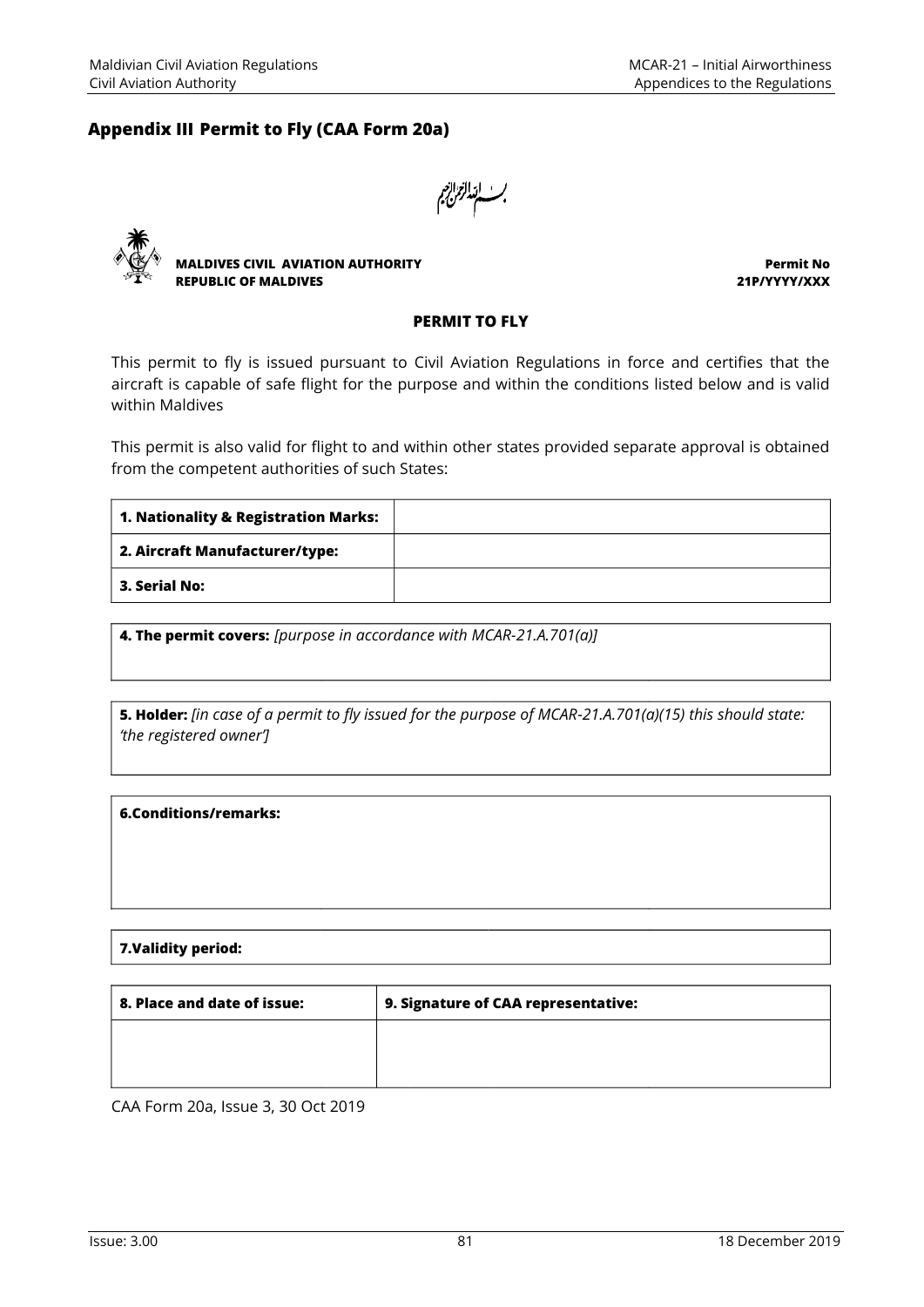## Appendix III Permit to Fly (CAA Form 20a)

بسم الله الرحمن الرحيم

**MALDIVES CIVIL AVIATION AUTHORITY**
**REPUBLIC OF MALDIVES**

**Permit No**
**21P/YYYY/XXX**

**PERMIT TO FLY**

This permit to fly is issued pursuant to Civil Aviation Regulations in force and certifies that the aircraft is capable of safe flight for the purpose and within the conditions listed below and is valid within Maldives

This permit is also valid for flight to and within other states provided separate approval is obtained from the competent authorities of such States:

| **1. Nationality & Registration Marks:** | |
|---|---|
| **2. Aircraft Manufacturer/type:** | |
| **3. Serial No:** | |

**4. The permit covers:** *[purpose in accordance with MCAR-21.A.701(a)]*

**5. Holder:** *[in case of a permit to fly issued for the purpose of MCAR-21.A.701(a)(15) this should state: 'the registered owner']*

**6.Conditions/remarks:**

**7.Validity period:**

| **8. Place and date of issue:** | **9. Signature of CAA representative:** |
|---|---|
| | |

CAA Form 20a, Issue 3, 30 Oct 2019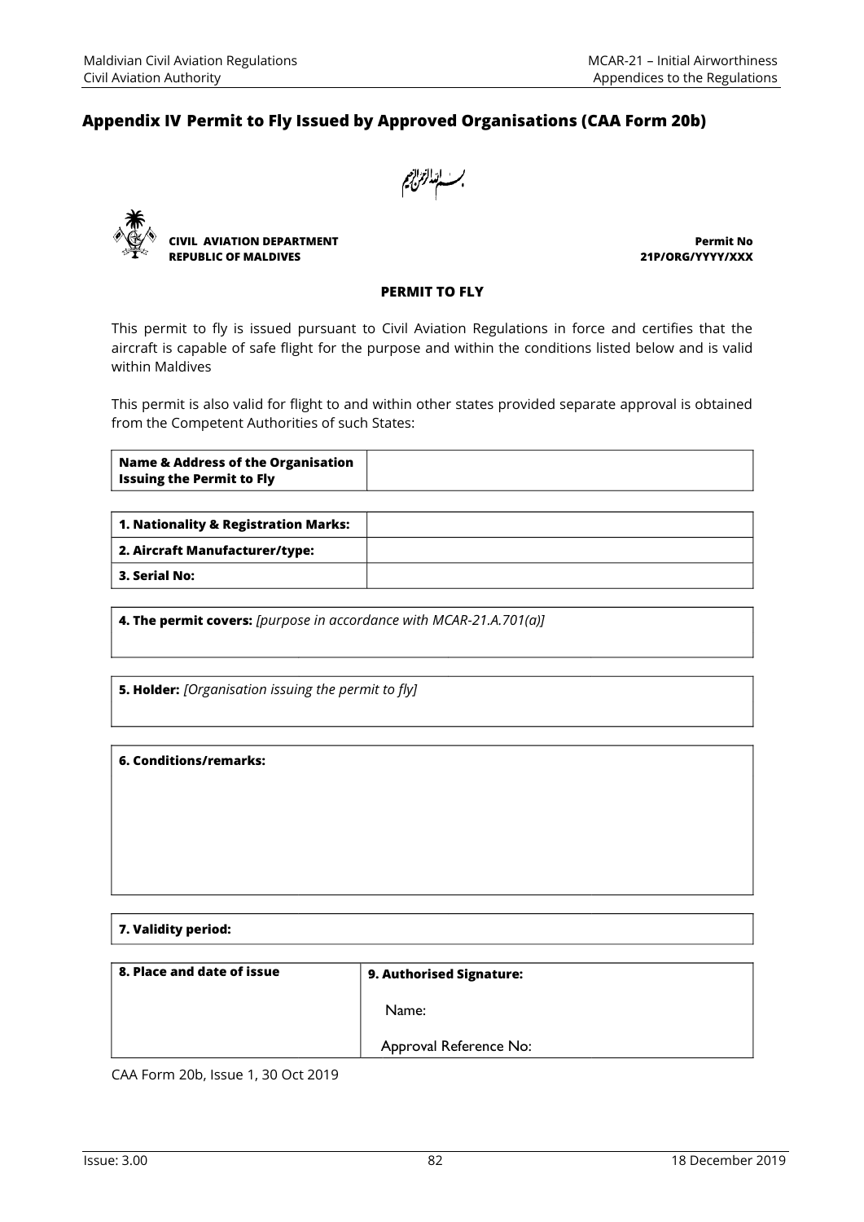## Appendix IV Permit to Fly Issued by Approved Organisations (CAA Form 20b)

بسم الله الرحمن الرحيم

**CIVIL AVIATION DEPARTMENT**
**REPUBLIC OF MALDIVES**

**Permit No**
**21P/ORG/YYYY/XXX**

**PERMIT TO FLY**

This permit to fly is issued pursuant to Civil Aviation Regulations in force and certifies that the aircraft is capable of safe flight for the purpose and within the conditions listed below and is valid within Maldives

This permit is also valid for flight to and within other states provided separate approval is obtained from the Competent Authorities of such States:

| **Name & Address of the Organisation Issuing the Permit to Fly** | |
|---|---|

| **1. Nationality & Registration Marks:** | |
|---|---|
| **2. Aircraft Manufacturer/type:** | |
| **3. Serial No:** | |

**4. The permit covers:** *[purpose in accordance with MCAR-21.A.701(a)]*

**5. Holder:** *[Organisation issuing the permit to fly]*

**6. Conditions/remarks:**

**7. Validity period:**

| **8. Place and date of issue** | **9. Authorised Signature:** <br> Name: <br> Approval Reference No: |
|---|---|

CAA Form 20b, Issue 1, 30 Oct 2019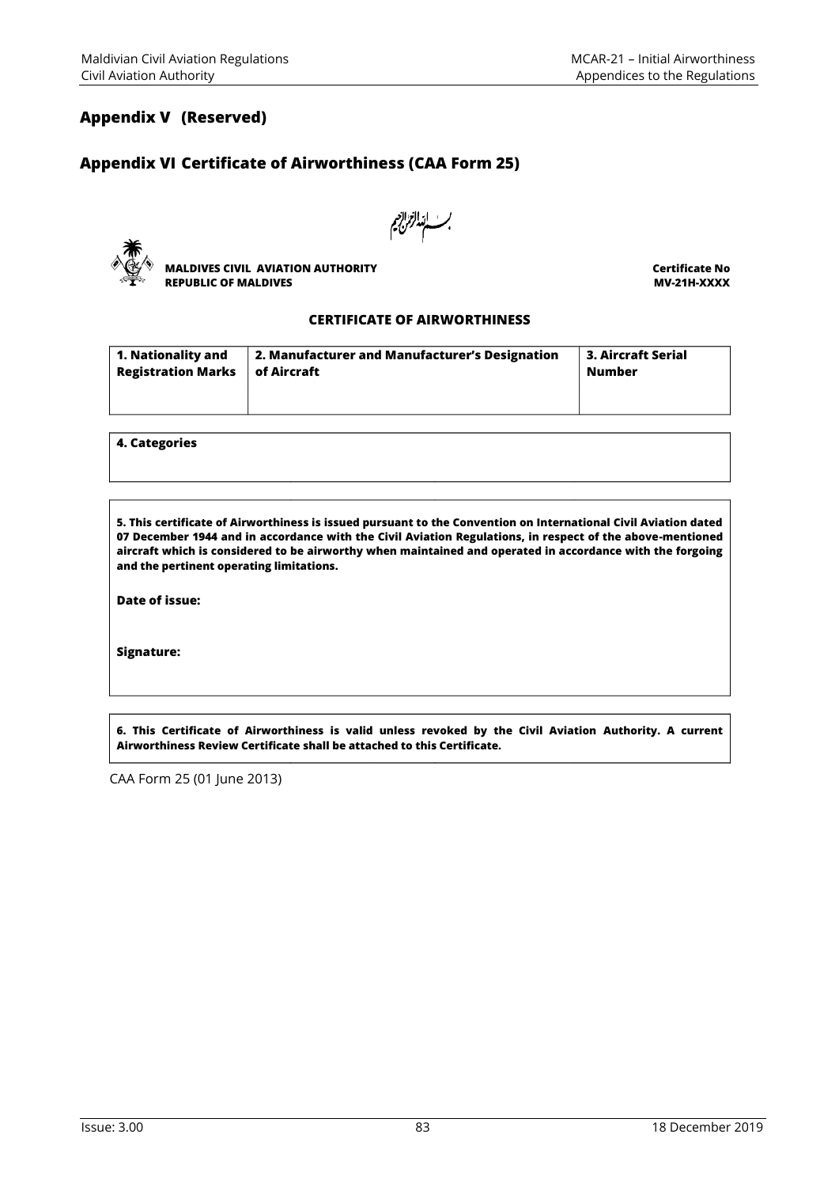## Appendix V (Reserved)

## Appendix VI Certificate of Airworthiness (CAA Form 25)

بسم الله الرحمن الرحيم

**MALDIVES CIVIL AVIATION AUTHORITY**
**REPUBLIC OF MALDIVES**

**Certificate No**
**MV-21H-XXXX**

**CERTIFICATE OF AIRWORTHINESS**

| 1. Nationality and Registration Marks | 2. Manufacturer and Manufacturer's Designation of Aircraft | 3. Aircraft Serial Number |
|---|---|---|
| | | |

| 4. Categories |
|---|
| |

| 5. This certificate of Airworthiness is issued pursuant to the Convention on International Civil Aviation dated 07 December 1944 and in accordance with the Civil Aviation Regulations, in respect of the above-mentioned aircraft which is considered to be airworthy when maintained and operated in accordance with the forgoing and the pertinent operating limitations.<br><br>Date of issue:<br><br>Signature: |
|---|

| 6. This Certificate of Airworthiness is valid unless revoked by the Civil Aviation Authority. A current Airworthiness Review Certificate shall be attached to this Certificate. |
|---|

CAA Form 25 (01 June 2013)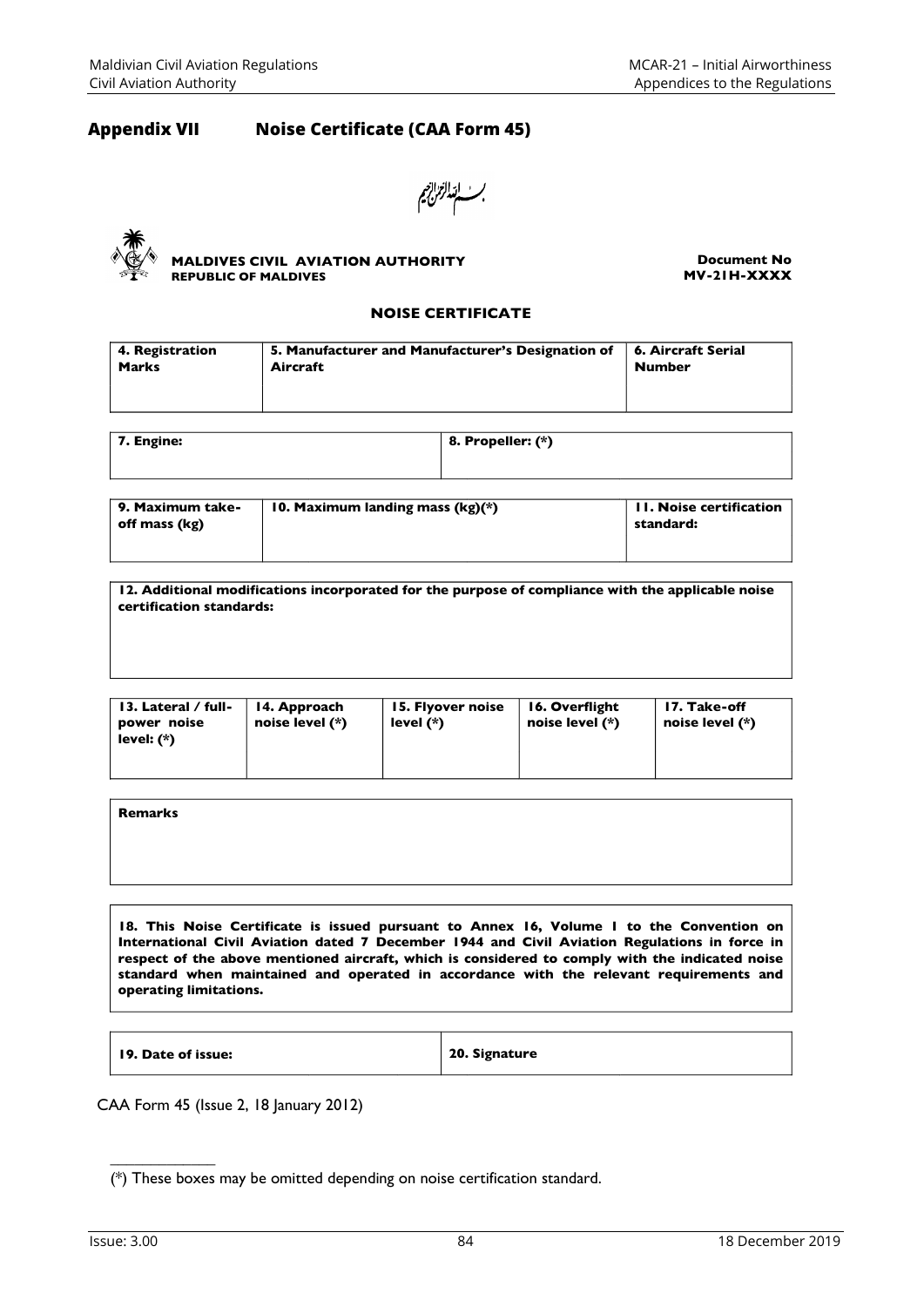## Appendix VII Noise Certificate (CAA Form 45)

بِسۡمِ ٱللَّهِ ٱلرَّحۡمَٰنِ ٱلرَّحِيمِ

**MALDIVES CIVIL AVIATION AUTHORITY**
**REPUBLIC OF MALDIVES**

**Document No**
**MV-21H-XXXX**

**NOISE CERTIFICATE**

| 4. Registration Marks | 5. Manufacturer and Manufacturer's Designation of Aircraft | 6. Aircraft Serial Number |
|---|---|---|
| | | |

| 7. Engine: | 8. Propeller: (*) |
|---|---|
| | |

| 9. Maximum take-off mass (kg) | 10. Maximum landing mass (kg)(*) | 11. Noise certification standard: |
|---|---|---|
| | | |

| 12. Additional modifications incorporated for the purpose of compliance with the applicable noise certification standards: |
|---|
| |

| 13. Lateral / full-power noise level: (*) | 14. Approach noise level (*) | 15. Flyover noise level (*) | 16. Overflight noise level (*) | 17. Take-off noise level (*) |
|---|---|---|---|---|
| | | | | |

| Remarks |
|---|
| |

**18. This Noise Certificate is issued pursuant to Annex 16, Volume 1 to the Convention on International Civil Aviation dated 7 December 1944 and Civil Aviation Regulations in force in respect of the above mentioned aircraft, which is considered to comply with the indicated noise standard when maintained and operated in accordance with the relevant requirements and operating limitations.**

| 19. Date of issue: | 20. Signature |
|---|---|
| | |

CAA Form 45 (Issue 2, 18 January 2012)

(*) These boxes may be omitted depending on noise certification standard.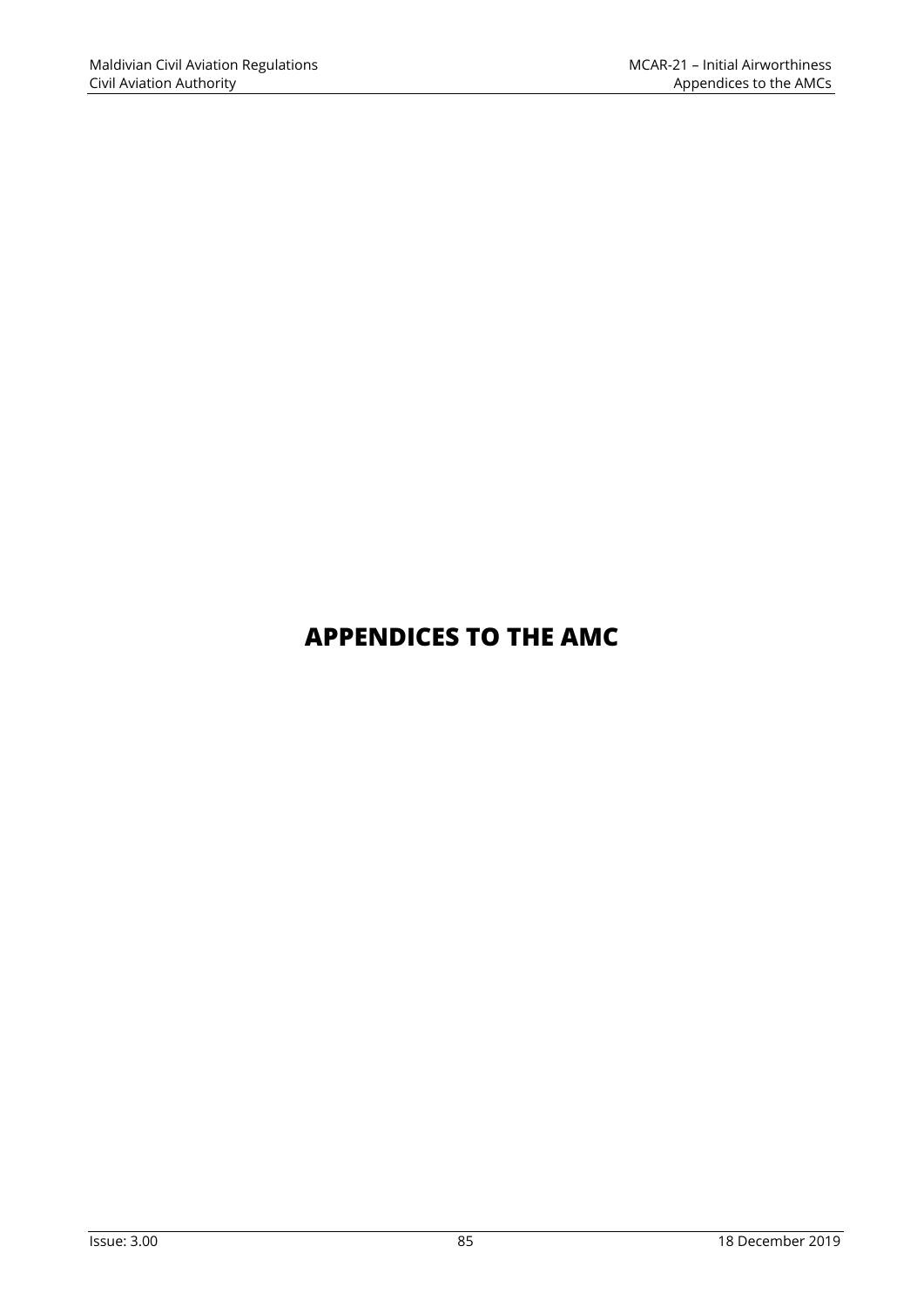# APPENDICES TO THE AMC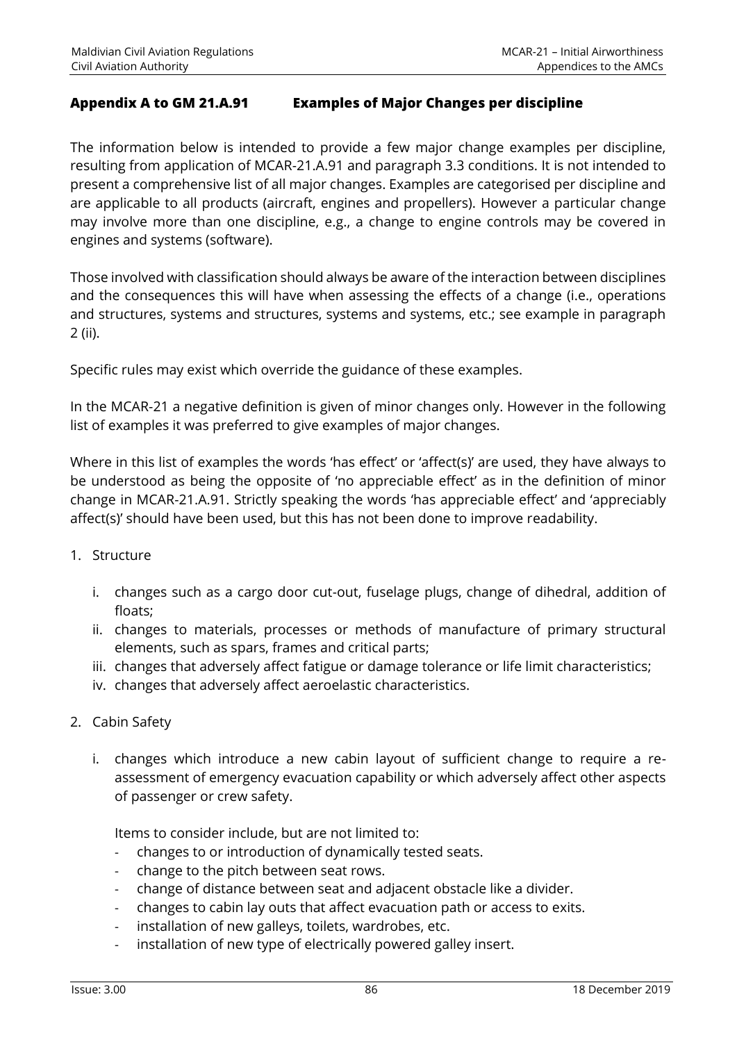## Appendix A to GM 21.A.91 Examples of Major Changes per discipline

The information below is intended to provide a few major change examples per discipline, resulting from application of MCAR-21.A.91 and paragraph 3.3 conditions. It is not intended to present a comprehensive list of all major changes. Examples are categorised per discipline and are applicable to all products (aircraft, engines and propellers). However a particular change may involve more than one discipline, e.g., a change to engine controls may be covered in engines and systems (software).

Those involved with classification should always be aware of the interaction between disciplines and the consequences this will have when assessing the effects of a change (i.e., operations and structures, systems and structures, systems and systems, etc.; see example in paragraph 2 (ii).

Specific rules may exist which override the guidance of these examples.

In the MCAR-21 a negative definition is given of minor changes only. However in the following list of examples it was preferred to give examples of major changes.

Where in this list of examples the words 'has effect' or 'affect(s)' are used, they have always to be understood as being the opposite of 'no appreciable effect' as in the definition of minor change in MCAR-21.A.91. Strictly speaking the words 'has appreciable effect' and 'appreciably affect(s)' should have been used, but this has not been done to improve readability.

1. Structure

   i. changes such as a cargo door cut-out, fuselage plugs, change of dihedral, addition of floats;
   ii. changes to materials, processes or methods of manufacture of primary structural elements, such as spars, frames and critical parts;
   iii. changes that adversely affect fatigue or damage tolerance or life limit characteristics;
   iv. changes that adversely affect aeroelastic characteristics.

2. Cabin Safety

   i. changes which introduce a new cabin layout of sufficient change to require a re-assessment of emergency evacuation capability or which adversely affect other aspects of passenger or crew safety.

      Items to consider include, but are not limited to:
      - changes to or introduction of dynamically tested seats.
      - change to the pitch between seat rows.
      - change of distance between seat and adjacent obstacle like a divider.
      - changes to cabin lay outs that affect evacuation path or access to exits.
      - installation of new galleys, toilets, wardrobes, etc.
      - installation of new type of electrically powered galley insert.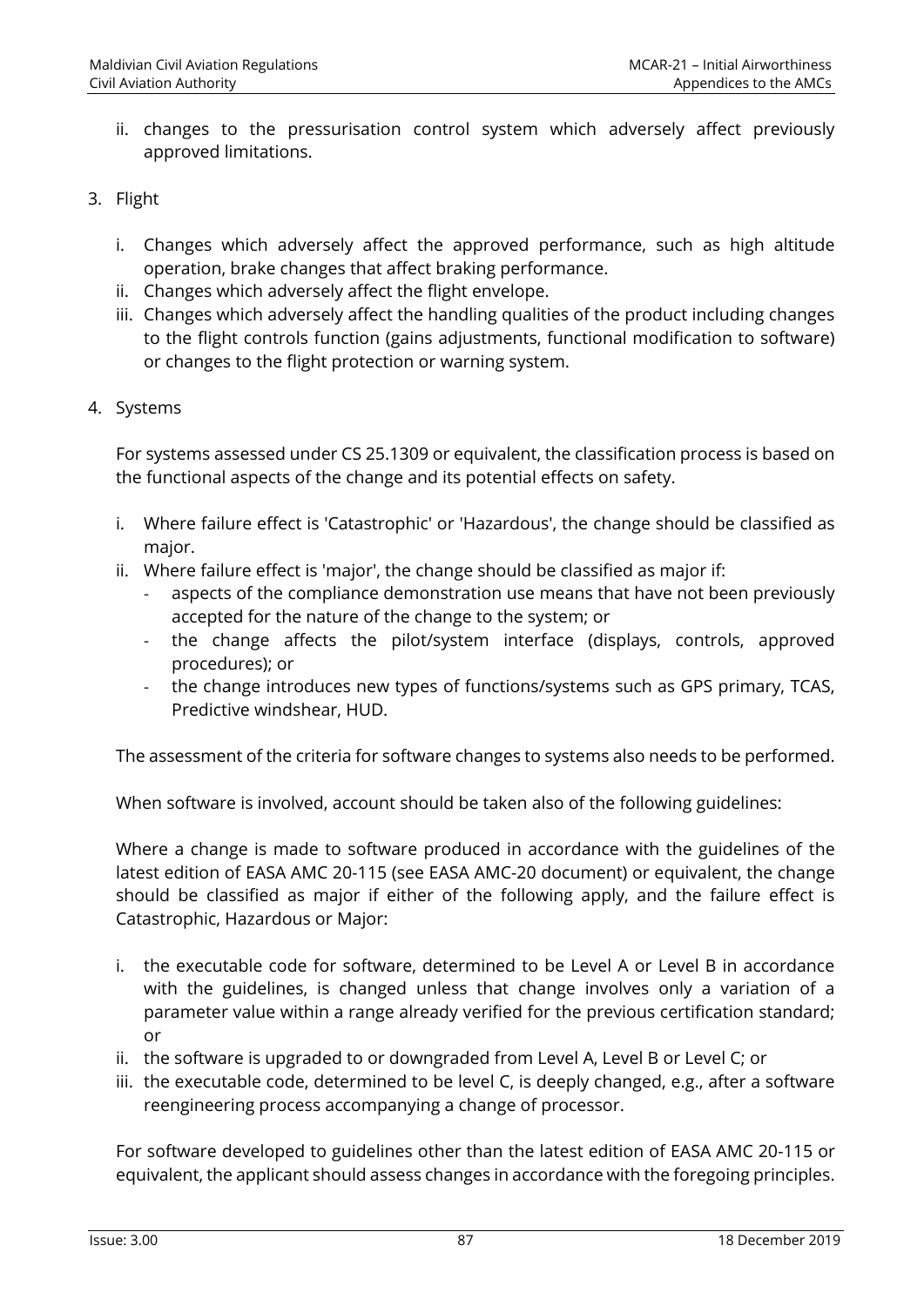ii. changes to the pressurisation control system which adversely affect previously approved limitations.

3. Flight

   i. Changes which adversely affect the approved performance, such as high altitude operation, brake changes that affect braking performance.
   ii. Changes which adversely affect the flight envelope.
   iii. Changes which adversely affect the handling qualities of the product including changes to the flight controls function (gains adjustments, functional modification to software) or changes to the flight protection or warning system.

4. Systems

   For systems assessed under CS 25.1309 or equivalent, the classification process is based on the functional aspects of the change and its potential effects on safety.

   i. Where failure effect is 'Catastrophic' or 'Hazardous', the change should be classified as major.
   ii. Where failure effect is 'major', the change should be classified as major if:
      - aspects of the compliance demonstration use means that have not been previously accepted for the nature of the change to the system; or
      - the change affects the pilot/system interface (displays, controls, approved procedures); or
      - the change introduces new types of functions/systems such as GPS primary, TCAS, Predictive windshear, HUD.

   The assessment of the criteria for software changes to systems also needs to be performed.

   When software is involved, account should be taken also of the following guidelines:

   Where a change is made to software produced in accordance with the guidelines of the latest edition of EASA AMC 20-115 (see EASA AMC-20 document) or equivalent, the change should be classified as major if either of the following apply, and the failure effect is Catastrophic, Hazardous or Major:

   i. the executable code for software, determined to be Level A or Level B in accordance with the guidelines, is changed unless that change involves only a variation of a parameter value within a range already verified for the previous certification standard; or
   ii. the software is upgraded to or downgraded from Level A, Level B or Level C; or
   iii. the executable code, determined to be level C, is deeply changed, e.g., after a software reengineering process accompanying a change of processor.

   For software developed to guidelines other than the latest edition of EASA AMC 20-115 or equivalent, the applicant should assess changes in accordance with the foregoing principles.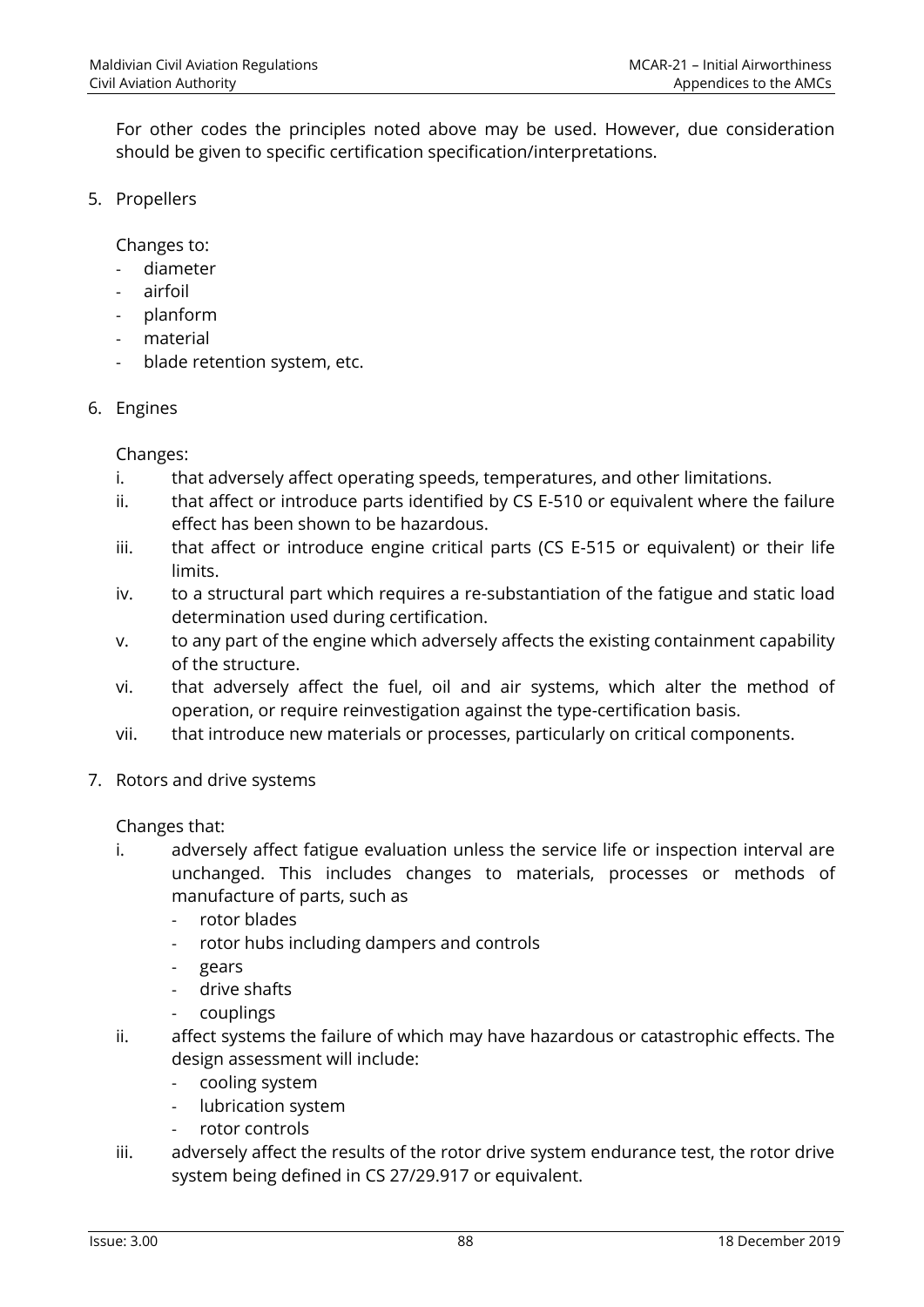For other codes the principles noted above may be used. However, due consideration should be given to specific certification specification/interpretations.

5. Propellers

   Changes to:
   - diameter
   - airfoil
   - planform
   - material
   - blade retention system, etc.

6. Engines

   Changes:
   i. that adversely affect operating speeds, temperatures, and other limitations.
   ii. that affect or introduce parts identified by CS E-510 or equivalent where the failure effect has been shown to be hazardous.
   iii. that affect or introduce engine critical parts (CS E-515 or equivalent) or their life limits.
   iv. to a structural part which requires a re-substantiation of the fatigue and static load determination used during certification.
   v. to any part of the engine which adversely affects the existing containment capability of the structure.
   vi. that adversely affect the fuel, oil and air systems, which alter the method of operation, or require reinvestigation against the type-certification basis.
   vii. that introduce new materials or processes, particularly on critical components.

7. Rotors and drive systems

   Changes that:
   i. adversely affect fatigue evaluation unless the service life or inspection interval are unchanged. This includes changes to materials, processes or methods of manufacture of parts, such as
      - rotor blades
      - rotor hubs including dampers and controls
      - gears
      - drive shafts
      - couplings
   ii. affect systems the failure of which may have hazardous or catastrophic effects. The design assessment will include:
      - cooling system
      - lubrication system
      - rotor controls
   iii. adversely affect the results of the rotor drive system endurance test, the rotor drive system being defined in CS 27/29.917 or equivalent.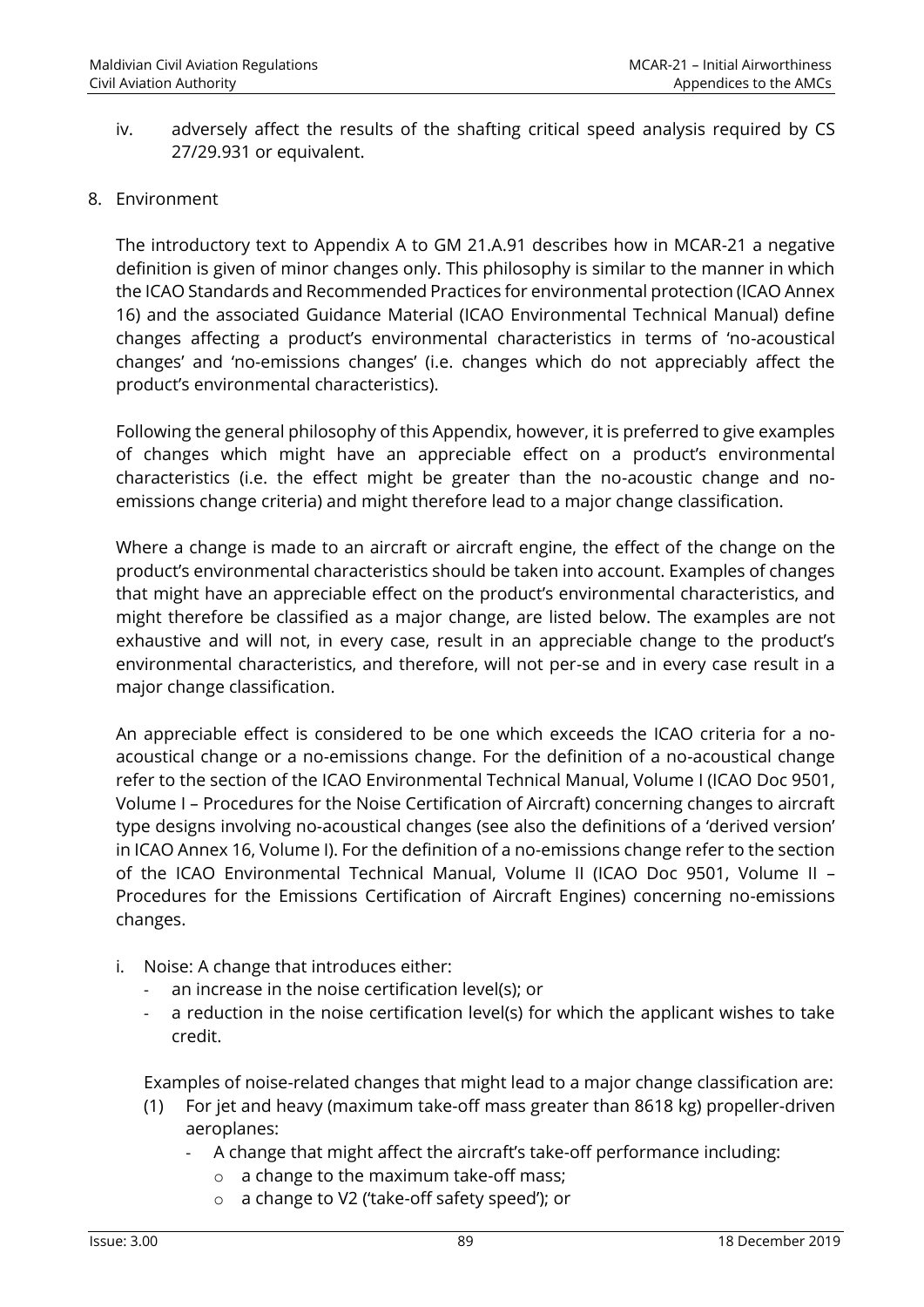iv. adversely affect the results of the shafting critical speed analysis required by CS 27/29.931 or equivalent.

8. Environment

The introductory text to Appendix A to GM 21.A.91 describes how in MCAR-21 a negative definition is given of minor changes only. This philosophy is similar to the manner in which the ICAO Standards and Recommended Practices for environmental protection (ICAO Annex 16) and the associated Guidance Material (ICAO Environmental Technical Manual) define changes affecting a product's environmental characteristics in terms of 'no-acoustical changes' and 'no-emissions changes' (i.e. changes which do not appreciably affect the product's environmental characteristics).

Following the general philosophy of this Appendix, however, it is preferred to give examples of changes which might have an appreciable effect on a product's environmental characteristics (i.e. the effect might be greater than the no-acoustic change and no-emissions change criteria) and might therefore lead to a major change classification.

Where a change is made to an aircraft or aircraft engine, the effect of the change on the product's environmental characteristics should be taken into account. Examples of changes that might have an appreciable effect on the product's environmental characteristics, and might therefore be classified as a major change, are listed below. The examples are not exhaustive and will not, in every case, result in an appreciable change to the product's environmental characteristics, and therefore, will not per-se and in every case result in a major change classification.

An appreciable effect is considered to be one which exceeds the ICAO criteria for a no-acoustical change or a no-emissions change. For the definition of a no-acoustical change refer to the section of the ICAO Environmental Technical Manual, Volume I (ICAO Doc 9501, Volume I – Procedures for the Noise Certification of Aircraft) concerning changes to aircraft type designs involving no-acoustical changes (see also the definitions of a 'derived version' in ICAO Annex 16, Volume I). For the definition of a no-emissions change refer to the section of the ICAO Environmental Technical Manual, Volume II (ICAO Doc 9501, Volume II – Procedures for the Emissions Certification of Aircraft Engines) concerning no-emissions changes.

i. Noise: A change that introduces either:
   - an increase in the noise certification level(s); or
   - a reduction in the noise certification level(s) for which the applicant wishes to take credit.

   Examples of noise-related changes that might lead to a major change classification are:

   (1) For jet and heavy (maximum take-off mass greater than 8618 kg) propeller-driven aeroplanes:
      - A change that might affect the aircraft's take-off performance including:
         - a change to the maximum take-off mass;
         - a change to V2 ('take-off safety speed'); or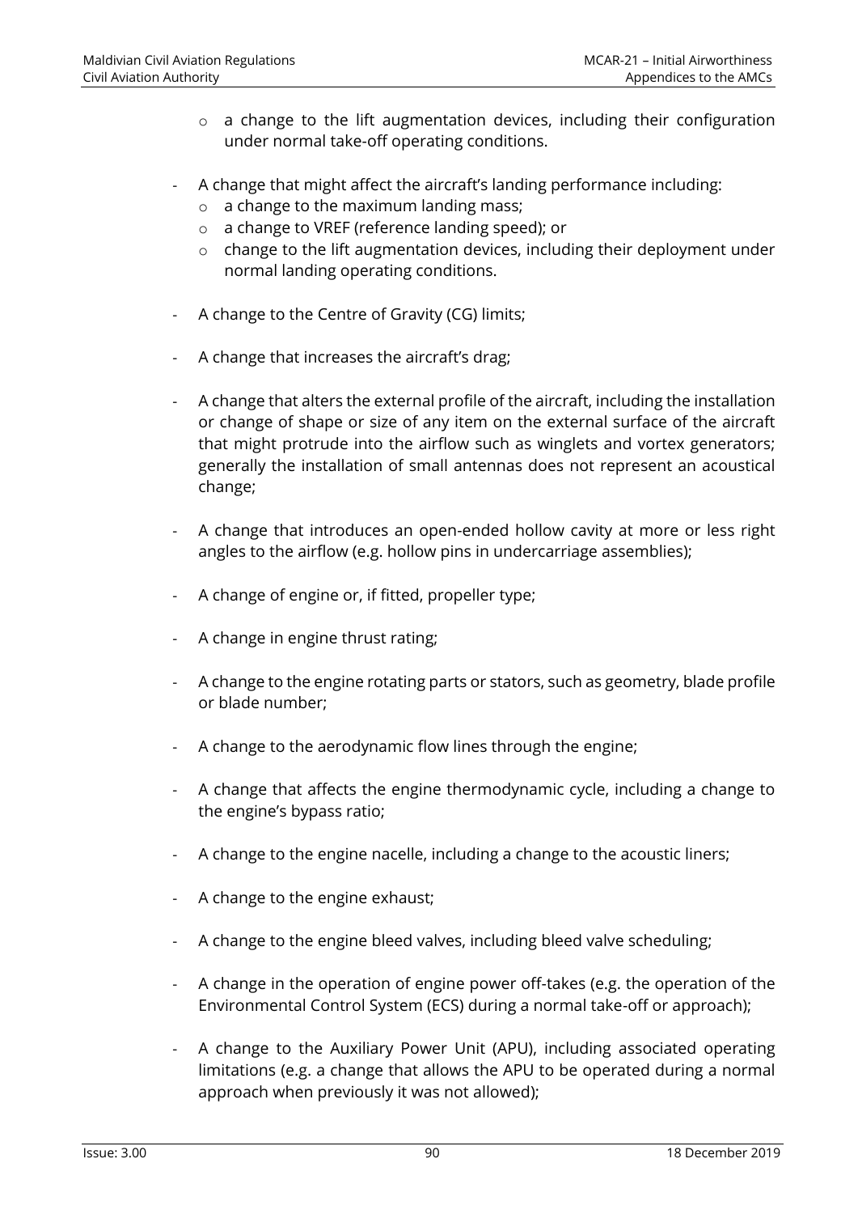- a change to the lift augmentation devices, including their configuration under normal take-off operating conditions.

- A change that might affect the aircraft's landing performance including:
  - a change to the maximum landing mass;
  - a change to VREF (reference landing speed); or
  - change to the lift augmentation devices, including their deployment under normal landing operating conditions.

- A change to the Centre of Gravity (CG) limits;

- A change that increases the aircraft's drag;

- A change that alters the external profile of the aircraft, including the installation or change of shape or size of any item on the external surface of the aircraft that might protrude into the airflow such as winglets and vortex generators; generally the installation of small antennas does not represent an acoustical change;

- A change that introduces an open-ended hollow cavity at more or less right angles to the airflow (e.g. hollow pins in undercarriage assemblies);

- A change of engine or, if fitted, propeller type;

- A change in engine thrust rating;

- A change to the engine rotating parts or stators, such as geometry, blade profile or blade number;

- A change to the aerodynamic flow lines through the engine;

- A change that affects the engine thermodynamic cycle, including a change to the engine's bypass ratio;

- A change to the engine nacelle, including a change to the acoustic liners;

- A change to the engine exhaust;

- A change to the engine bleed valves, including bleed valve scheduling;

- A change in the operation of engine power off-takes (e.g. the operation of the Environmental Control System (ECS) during a normal take-off or approach);

- A change to the Auxiliary Power Unit (APU), including associated operating limitations (e.g. a change that allows the APU to be operated during a normal approach when previously it was not allowed);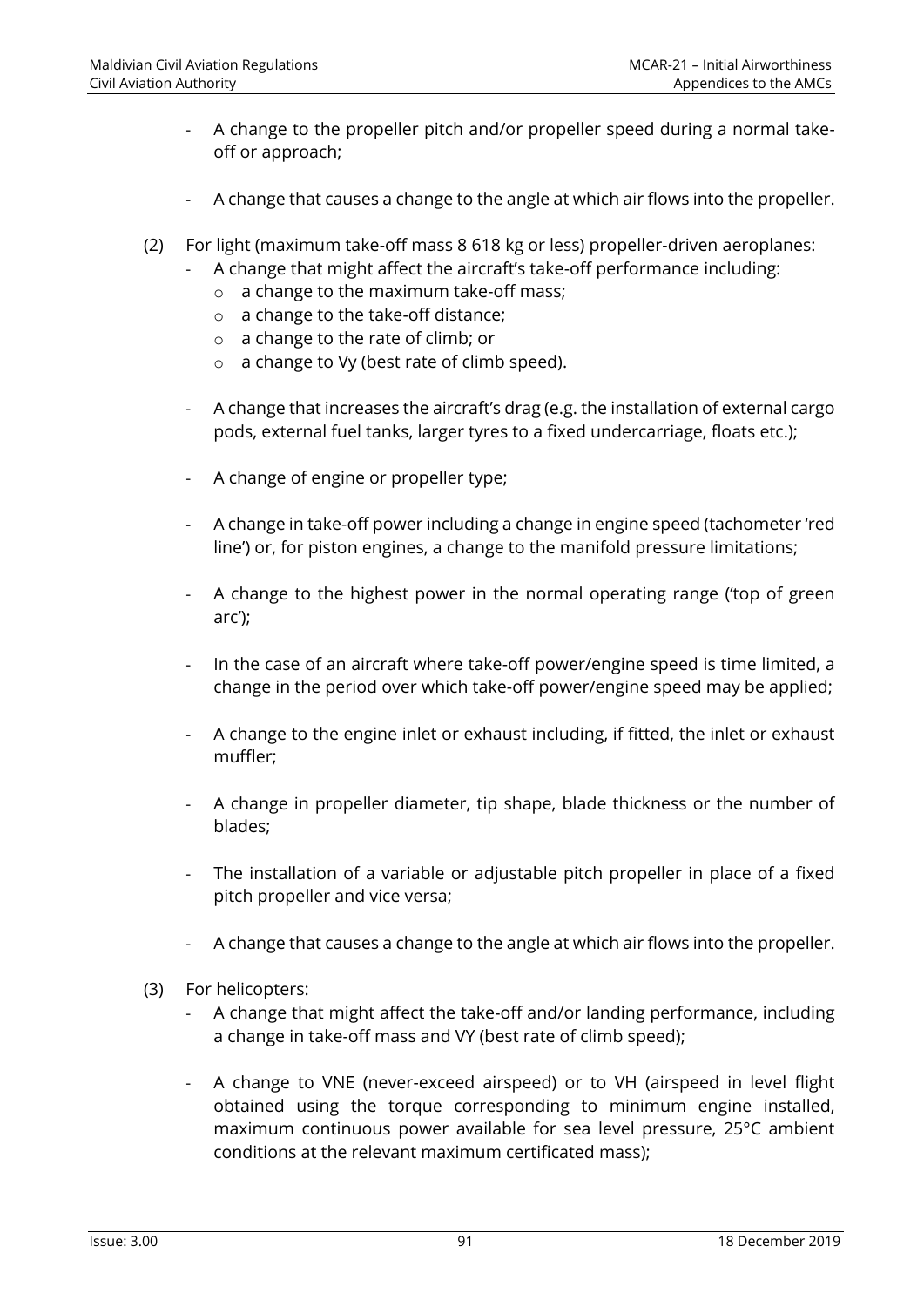- A change to the propeller pitch and/or propeller speed during a normal take-off or approach;

- A change that causes a change to the angle at which air flows into the propeller.

(2) For light (maximum take-off mass 8 618 kg or less) propeller-driven aeroplanes:

- A change that might affect the aircraft's take-off performance including:
  - a change to the maximum take-off mass;
  - a change to the take-off distance;
  - a change to the rate of climb; or
  - a change to Vy (best rate of climb speed).

- A change that increases the aircraft's drag (e.g. the installation of external cargo pods, external fuel tanks, larger tyres to a fixed undercarriage, floats etc.);

- A change of engine or propeller type;

- A change in take-off power including a change in engine speed (tachometer 'red line') or, for piston engines, a change to the manifold pressure limitations;

- A change to the highest power in the normal operating range ('top of green arc');

- In the case of an aircraft where take-off power/engine speed is time limited, a change in the period over which take-off power/engine speed may be applied;

- A change to the engine inlet or exhaust including, if fitted, the inlet or exhaust muffler;

- A change in propeller diameter, tip shape, blade thickness or the number of blades;

- The installation of a variable or adjustable pitch propeller in place of a fixed pitch propeller and vice versa;

- A change that causes a change to the angle at which air flows into the propeller.

(3) For helicopters:

- A change that might affect the take-off and/or landing performance, including a change in take-off mass and VY (best rate of climb speed);

- A change to VNE (never-exceed airspeed) or to VH (airspeed in level flight obtained using the torque corresponding to minimum engine installed, maximum continuous power available for sea level pressure, 25°C ambient conditions at the relevant maximum certificated mass);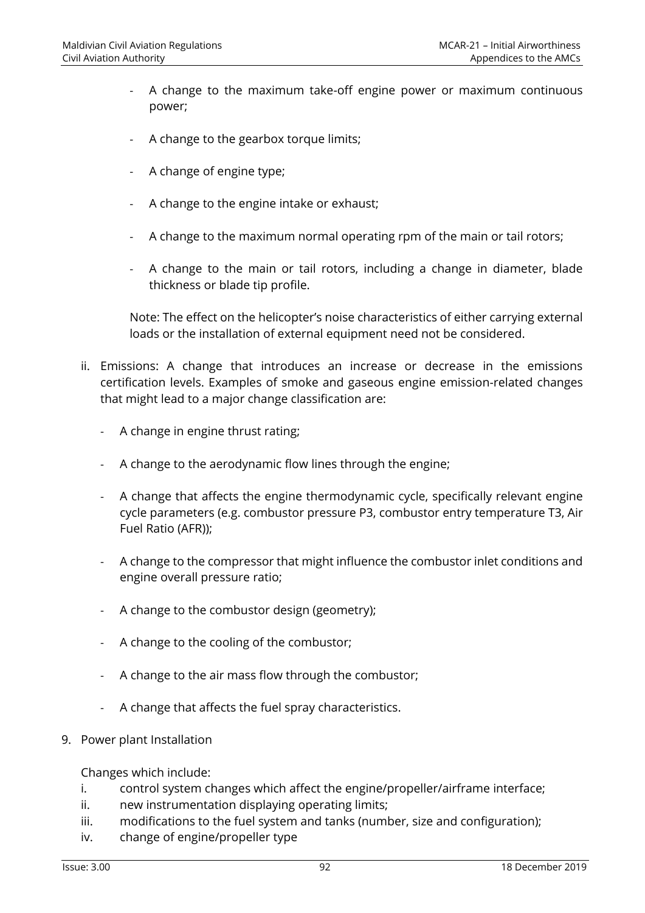- A change to the maximum take-off engine power or maximum continuous power;
- A change to the gearbox torque limits;
- A change of engine type;
- A change to the engine intake or exhaust;
- A change to the maximum normal operating rpm of the main or tail rotors;
- A change to the main or tail rotors, including a change in diameter, blade thickness or blade tip profile.

Note: The effect on the helicopter's noise characteristics of either carrying external loads or the installation of external equipment need not be considered.

ii. Emissions: A change that introduces an increase or decrease in the emissions certification levels. Examples of smoke and gaseous engine emission-related changes that might lead to a major change classification are:

- A change in engine thrust rating;
- A change to the aerodynamic flow lines through the engine;
- A change that affects the engine thermodynamic cycle, specifically relevant engine cycle parameters (e.g. combustor pressure P3, combustor entry temperature T3, Air Fuel Ratio (AFR));
- A change to the compressor that might influence the combustor inlet conditions and engine overall pressure ratio;
- A change to the combustor design (geometry);
- A change to the cooling of the combustor;
- A change to the air mass flow through the combustor;
- A change that affects the fuel spray characteristics.

9. Power plant Installation

Changes which include:

i. control system changes which affect the engine/propeller/airframe interface;
ii. new instrumentation displaying operating limits;
iii. modifications to the fuel system and tanks (number, size and configuration);
iv. change of engine/propeller type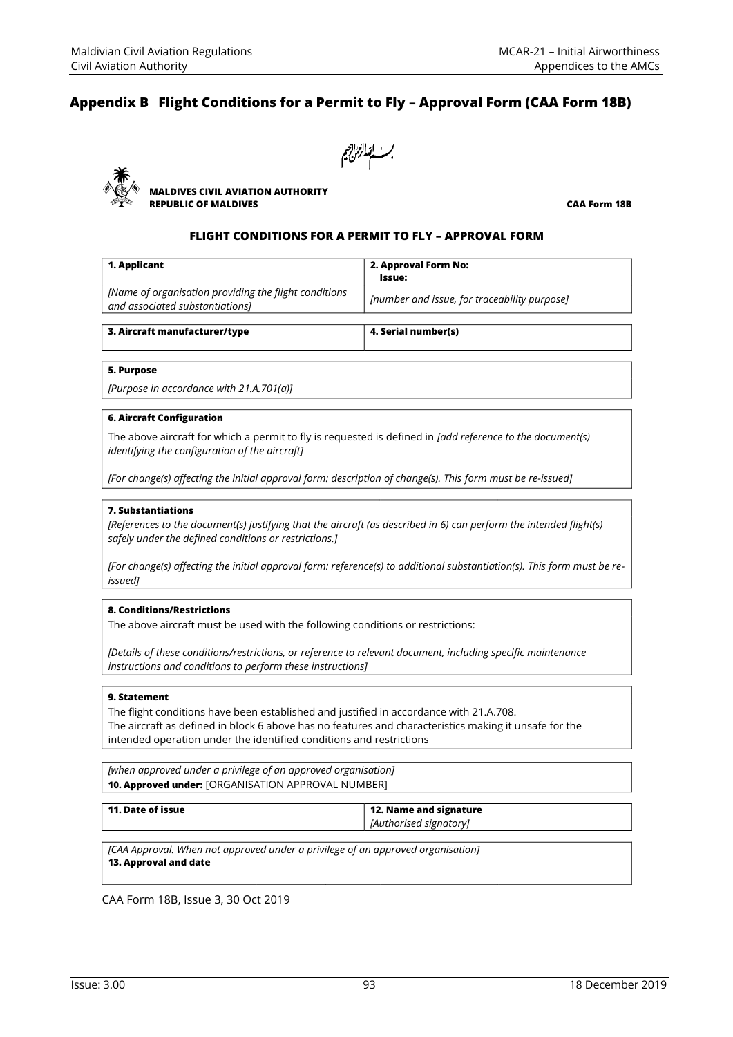## Appendix B Flight Conditions for a Permit to Fly – Approval Form (CAA Form 18B)

بِسۡمِ ٱللَّهِ ٱلرَّحۡمَٰنِ ٱلرَّحِيمِ

**MALDIVES CIVIL AVIATION AUTHORITY**
**REPUBLIC OF MALDIVES**

**CAA Form 18B**

### FLIGHT CONDITIONS FOR A PERMIT TO FLY – APPROVAL FORM

| **1. Applicant** | **2. Approval Form No: Issue:** |
|---|---|
| *[Name of organisation providing the flight conditions and associated substantiations]* | *[number and issue, for traceability purpose]* |

| **3. Aircraft manufacturer/type** | **4. Serial number(s)** |
|---|---|
| | |

**5. Purpose**

*[Purpose in accordance with 21.A.701(a)]*

**6. Aircraft Configuration**

The above aircraft for which a permit to fly is requested is defined in *[add reference to the document(s) identifying the configuration of the aircraft]*

*[For change(s) affecting the initial approval form: description of change(s). This form must be re-issued]*

**7. Substantiations**

*[References to the document(s) justifying that the aircraft (as described in 6) can perform the intended flight(s) safely under the defined conditions or restrictions.]*

*[For change(s) affecting the initial approval form: reference(s) to additional substantiation(s). This form must be re-issued]*

**8. Conditions/Restrictions**

The above aircraft must be used with the following conditions or restrictions:

*[Details of these conditions/restrictions, or reference to relevant document, including specific maintenance instructions and conditions to perform these instructions]*

**9. Statement**

The flight conditions have been established and justified in accordance with 21.A.708.
The aircraft as defined in block 6 above has no features and characteristics making it unsafe for the intended operation under the identified conditions and restrictions

*[when approved under a privilege of an approved organisation]*
**10. Approved under:** [ORGANISATION APPROVAL NUMBER]

| **11. Date of issue** | **12. Name and signature** *[Authorised signatory]* |
|---|---|

*[CAA Approval. When not approved under a privilege of an approved organisation]*
**13. Approval and date**

CAA Form 18B, Issue 3, 30 Oct 2019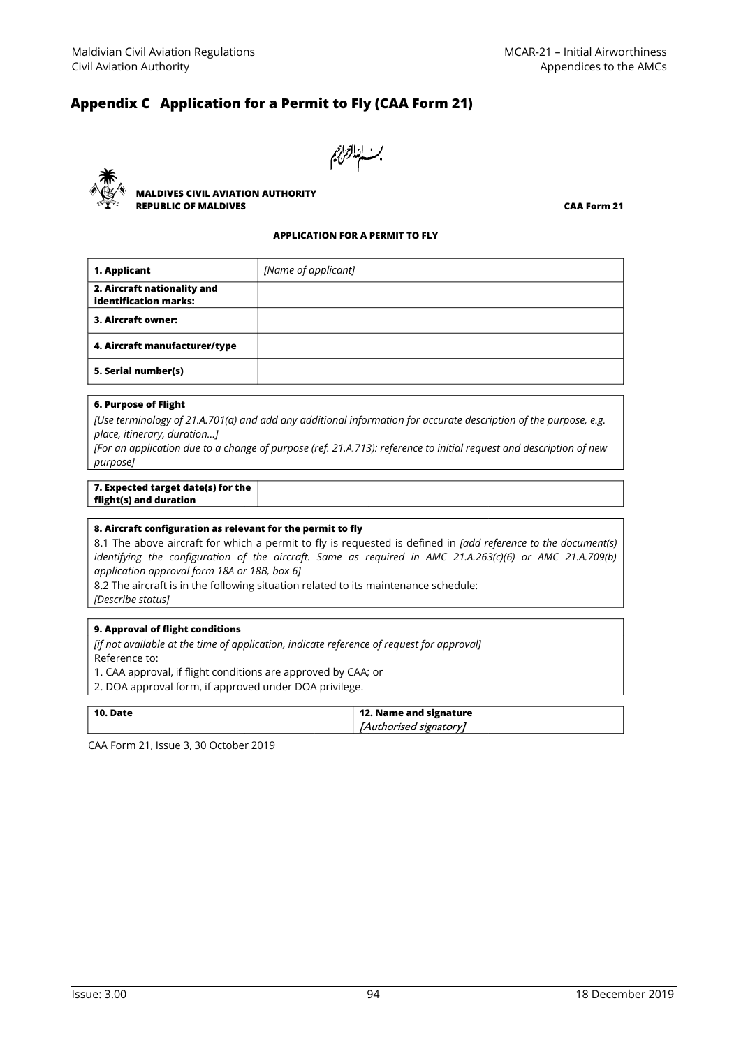## Appendix C Application for a Permit to Fly (CAA Form 21)

بسم الله الرحمن الرحيم

**MALDIVES CIVIL AVIATION AUTHORITY**
**REPUBLIC OF MALDIVES**

**CAA Form 21**

**APPLICATION FOR A PERMIT TO FLY**

| | |
|---|---|
| **1. Applicant** | *[Name of applicant]* |
| **2. Aircraft nationality and identification marks:** | |
| **3. Aircraft owner:** | |
| **4. Aircraft manufacturer/type** | |
| **5. Serial number(s)** | |

**6. Purpose of Flight**

*[Use terminology of 21.A.701(a) and add any additional information for accurate description of the purpose, e.g. place, itinerary, duration…]*

*[For an application due to a change of purpose (ref. 21.A.713): reference to initial request and description of new purpose]*

| | |
|---|---|
| **7. Expected target date(s) for the flight(s) and duration** | |

**8. Aircraft configuration as relevant for the permit to fly**

8.1 The above aircraft for which a permit to fly is requested is defined in *[add reference to the document(s) identifying the configuration of the aircraft. Same as required in AMC 21.A.263(c)(6) or AMC 21.A.709(b) application approval form 18A or 18B, box 6]*

8.2 The aircraft is in the following situation related to its maintenance schedule:

*[Describe status]*

**9. Approval of flight conditions**

*[if not available at the time of application, indicate reference of request for approval]*

Reference to:

1. CAA approval, if flight conditions are approved by CAA; or
2. DOA approval form, if approved under DOA privilege.

| | |
|---|---|
| **10. Date** | **12. Name and signature** *[Authorised signatory]* |

CAA Form 21, Issue 3, 30 October 2019